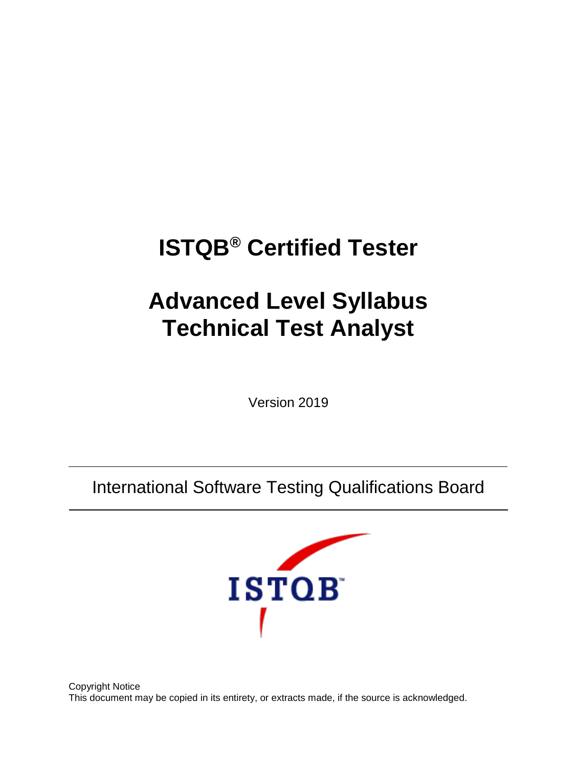# ISTQB® Certified Tester

# Advanced Level Syllabus
# Technical Test Analyst

Version 2019

International Software Testing Qualifications Board

Copyright Notice
This document may be copied in its entirety, or extracts made, if the source is acknowledged.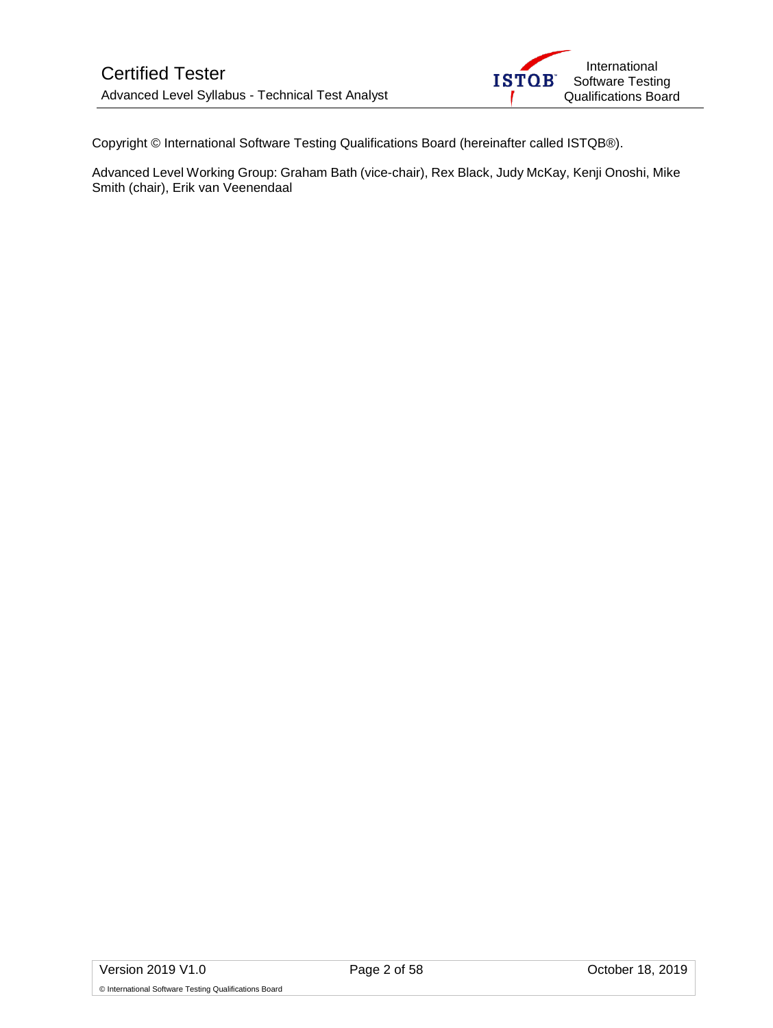Copyright © International Software Testing Qualifications Board (hereinafter called ISTQB®).

Advanced Level Working Group: Graham Bath (vice-chair), Rex Black, Judy McKay, Kenji Onoshi, Mike Smith (chair), Erik van Veenendaal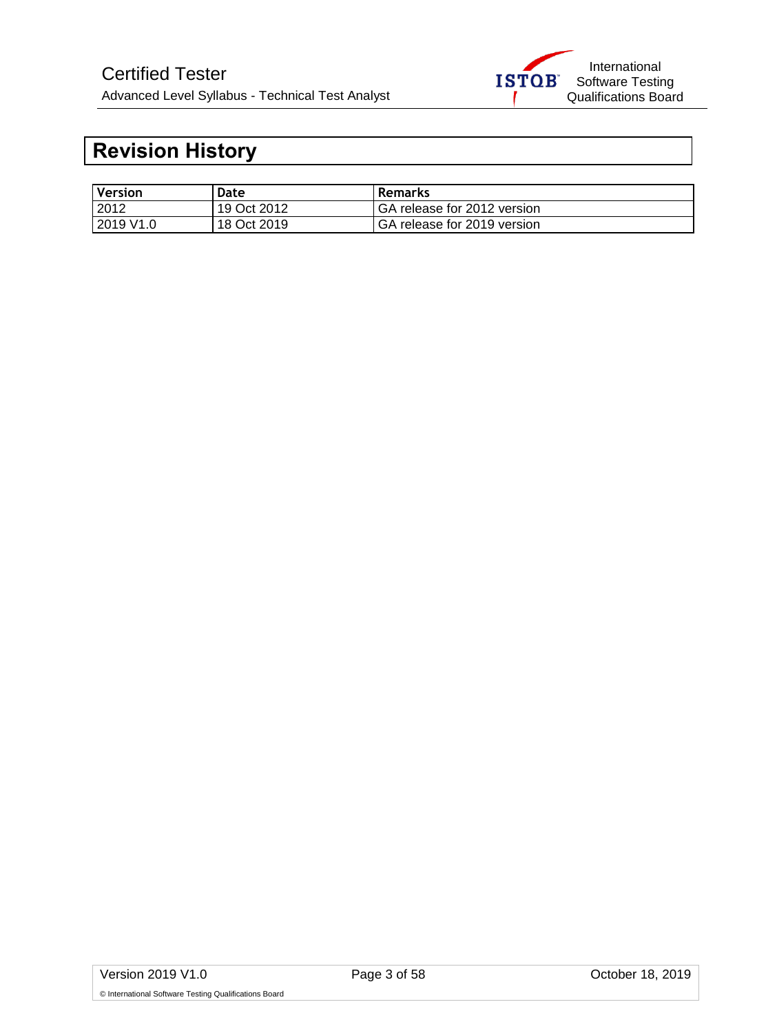# Revision History

| Version | Date | Remarks |
|---|---|---|
| 2012 | 19 Oct 2012 | GA release for 2012 version |
| 2019 V1.0 | 18 Oct 2019 | GA release for 2019 version |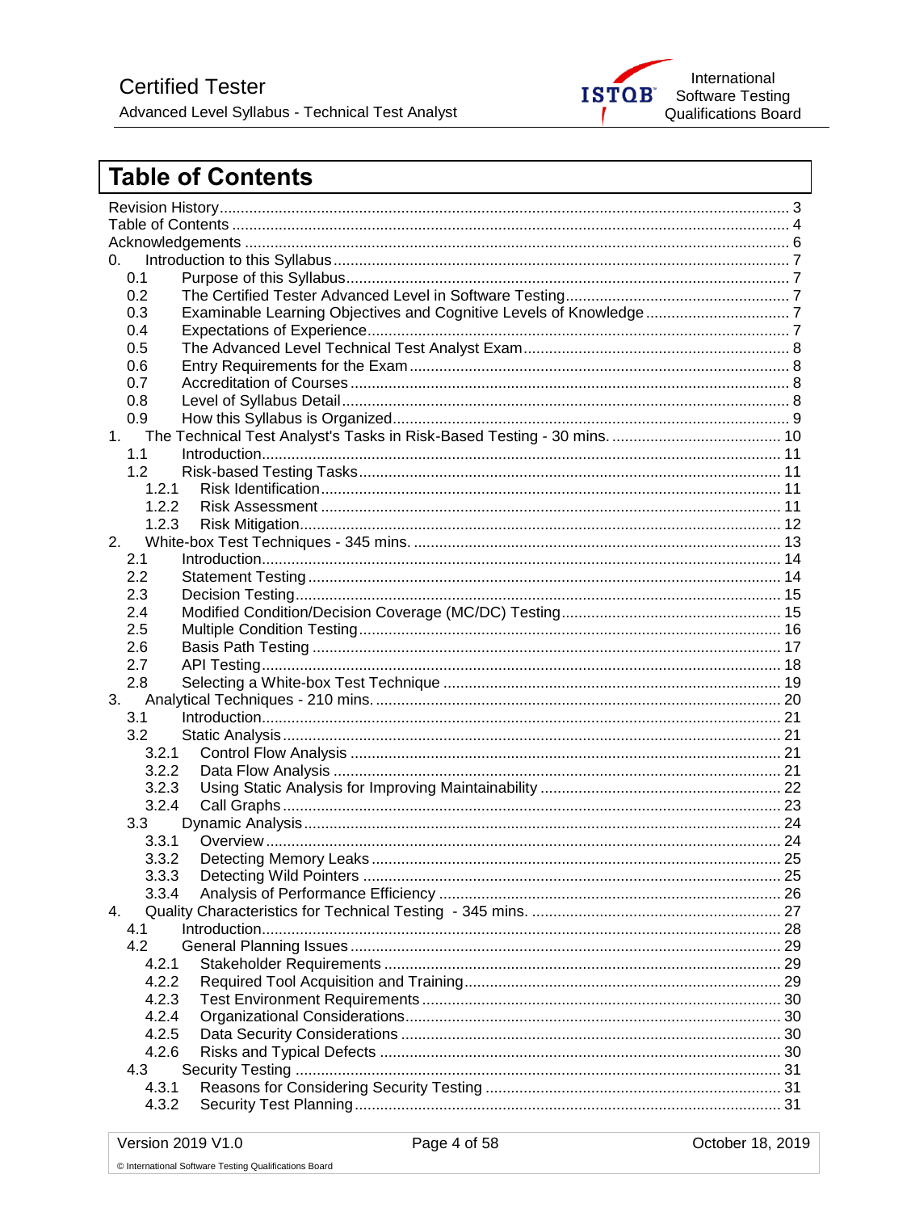# Table of Contents

Revision History ... 3
Table of Contents ... 4
Acknowledgements ... 6
0. Introduction to this Syllabus ... 7
  0.1 Purpose of this Syllabus ... 7
  0.2 The Certified Tester Advanced Level in Software Testing ... 7
  0.3 Examinable Learning Objectives and Cognitive Levels of Knowledge ... 7
  0.4 Expectations of Experience ... 7
  0.5 The Advanced Level Technical Test Analyst Exam ... 8
  0.6 Entry Requirements for the Exam ... 8
  0.7 Accreditation of Courses ... 8
  0.8 Level of Syllabus Detail ... 8
  0.9 How this Syllabus is Organized ... 9
1. The Technical Test Analyst's Tasks in Risk-Based Testing - 30 mins. ... 10
  1.1 Introduction ... 11
  1.2 Risk-based Testing Tasks ... 11
    1.2.1 Risk Identification ... 11
    1.2.2 Risk Assessment ... 11
    1.2.3 Risk Mitigation ... 12
2. White-box Test Techniques - 345 mins. ... 13
  2.1 Introduction ... 14
  2.2 Statement Testing ... 14
  2.3 Decision Testing ... 15
  2.4 Modified Condition/Decision Coverage (MC/DC) Testing ... 15
  2.5 Multiple Condition Testing ... 16
  2.6 Basis Path Testing ... 17
  2.7 API Testing ... 18
  2.8 Selecting a White-box Test Technique ... 19
3. Analytical Techniques - 210 mins. ... 20
  3.1 Introduction ... 21
  3.2 Static Analysis ... 21
    3.2.1 Control Flow Analysis ... 21
    3.2.2 Data Flow Analysis ... 21
    3.2.3 Using Static Analysis for Improving Maintainability ... 22
    3.2.4 Call Graphs ... 23
  3.3 Dynamic Analysis ... 24
    3.3.1 Overview ... 24
    3.3.2 Detecting Memory Leaks ... 25
    3.3.3 Detecting Wild Pointers ... 25
    3.3.4 Analysis of Performance Efficiency ... 26
4. Quality Characteristics for Technical Testing - 345 mins. ... 27
  4.1 Introduction ... 28
  4.2 General Planning Issues ... 29
    4.2.1 Stakeholder Requirements ... 29
    4.2.2 Required Tool Acquisition and Training ... 29
    4.2.3 Test Environment Requirements ... 30
    4.2.4 Organizational Considerations ... 30
    4.2.5 Data Security Considerations ... 30
    4.2.6 Risks and Typical Defects ... 30
  4.3 Security Testing ... 31
    4.3.1 Reasons for Considering Security Testing ... 31
    4.3.2 Security Test Planning ... 31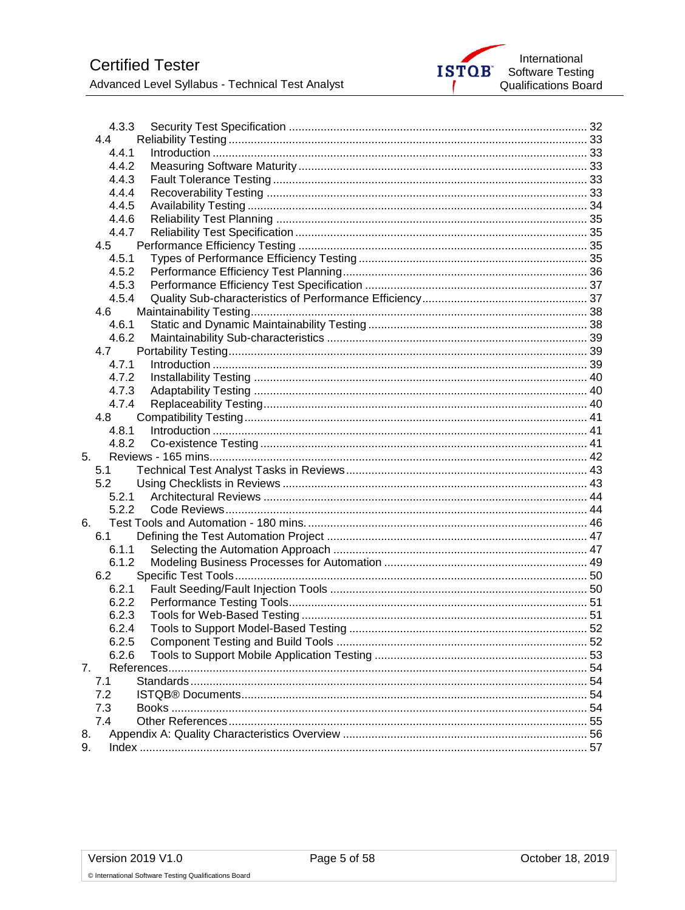4.3.3 Security Test Specification ............................................................ 32
4.4 Reliability Testing ............................................................ 33
4.4.1 Introduction ............................................................ 33
4.4.2 Measuring Software Maturity ............................................................ 33
4.4.3 Fault Tolerance Testing ............................................................ 33
4.4.4 Recoverability Testing ............................................................ 33
4.4.5 Availability Testing ............................................................ 34
4.4.6 Reliability Test Planning ............................................................ 35
4.4.7 Reliability Test Specification ............................................................ 35
4.5 Performance Efficiency Testing ............................................................ 35
4.5.1 Types of Performance Efficiency Testing ............................................................ 35
4.5.2 Performance Efficiency Test Planning ............................................................ 36
4.5.3 Performance Efficiency Test Specification ............................................................ 37
4.5.4 Quality Sub-characteristics of Performance Efficiency ............................................................ 37
4.6 Maintainability Testing ............................................................ 38
4.6.1 Static and Dynamic Maintainability Testing ............................................................ 38
4.6.2 Maintainability Sub-characteristics ............................................................ 39
4.7 Portability Testing ............................................................ 39
4.7.1 Introduction ............................................................ 39
4.7.2 Installability Testing ............................................................ 40
4.7.3 Adaptability Testing ............................................................ 40
4.7.4 Replaceability Testing ............................................................ 40
4.8 Compatibility Testing ............................................................ 41
4.8.1 Introduction ............................................................ 41
4.8.2 Co-existence Testing ............................................................ 41
5. Reviews - 165 mins. ............................................................ 42
5.1 Technical Test Analyst Tasks in Reviews ............................................................ 43
5.2 Using Checklists in Reviews ............................................................ 43
5.2.1 Architectural Reviews ............................................................ 44
5.2.2 Code Reviews ............................................................ 44
6. Test Tools and Automation - 180 mins. ............................................................ 46
6.1 Defining the Test Automation Project ............................................................ 47
6.1.1 Selecting the Automation Approach ............................................................ 47
6.1.2 Modeling Business Processes for Automation ............................................................ 49
6.2 Specific Test Tools ............................................................ 50
6.2.1 Fault Seeding/Fault Injection Tools ............................................................ 50
6.2.2 Performance Testing Tools ............................................................ 51
6.2.3 Tools for Web-Based Testing ............................................................ 51
6.2.4 Tools to Support Model-Based Testing ............................................................ 52
6.2.5 Component Testing and Build Tools ............................................................ 52
6.2.6 Tools to Support Mobile Application Testing ............................................................ 53
7. References ............................................................ 54
7.1 Standards ............................................................ 54
7.2 ISTQB® Documents ............................................................ 54
7.3 Books ............................................................ 54
7.4 Other References ............................................................ 55
8. Appendix A: Quality Characteristics Overview ............................................................ 56
9. Index ............................................................ 57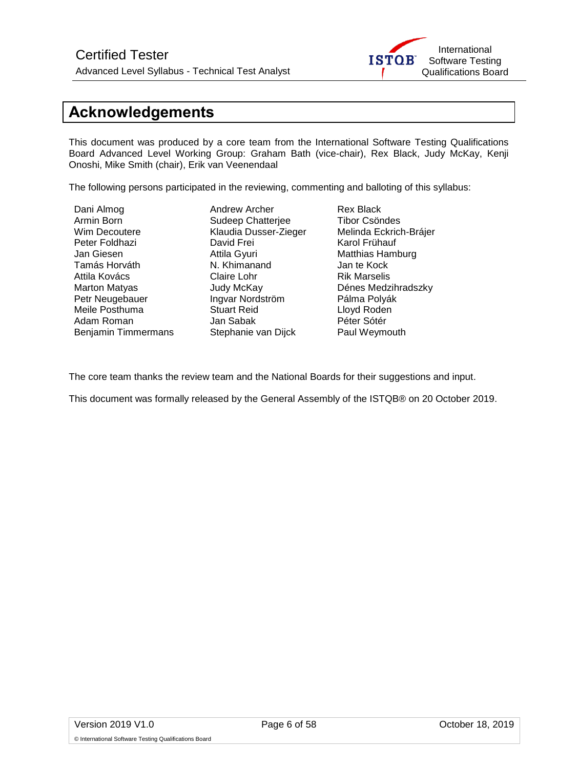# Acknowledgements

This document was produced by a core team from the International Software Testing Qualifications Board Advanced Level Working Group: Graham Bath (vice-chair), Rex Black, Judy McKay, Kenji Onoshi, Mike Smith (chair), Erik van Veenendaal

The following persons participated in the reviewing, commenting and balloting of this syllabus:

Dani Almog
Armin Born
Wim Decoutere
Peter Foldhazi
Jan Giesen
Tamás Horváth
Attila Kovács
Marton Matyas
Petr Neugebauer
Meile Posthuma
Adam Roman
Benjamin Timmermans
Andrew Archer
Sudeep Chatterjee
Klaudia Dusser-Zieger
David Frei
Attila Gyuri
N. Khimanand
Claire Lohr
Judy McKay
Ingvar Nordström
Stuart Reid
Jan Sabak
Stephanie van Dijck
Rex Black
Tibor Csöndes
Melinda Eckrich-Brájer
Karol Frühauf
Matthias Hamburg
Jan te Kock
Rik Marselis
Dénes Medzihradszky
Pálma Polyák
Lloyd Roden
Péter Sótér
Paul Weymouth

The core team thanks the review team and the National Boards for their suggestions and input.

This document was formally released by the General Assembly of the ISTQB® on 20 October 2019.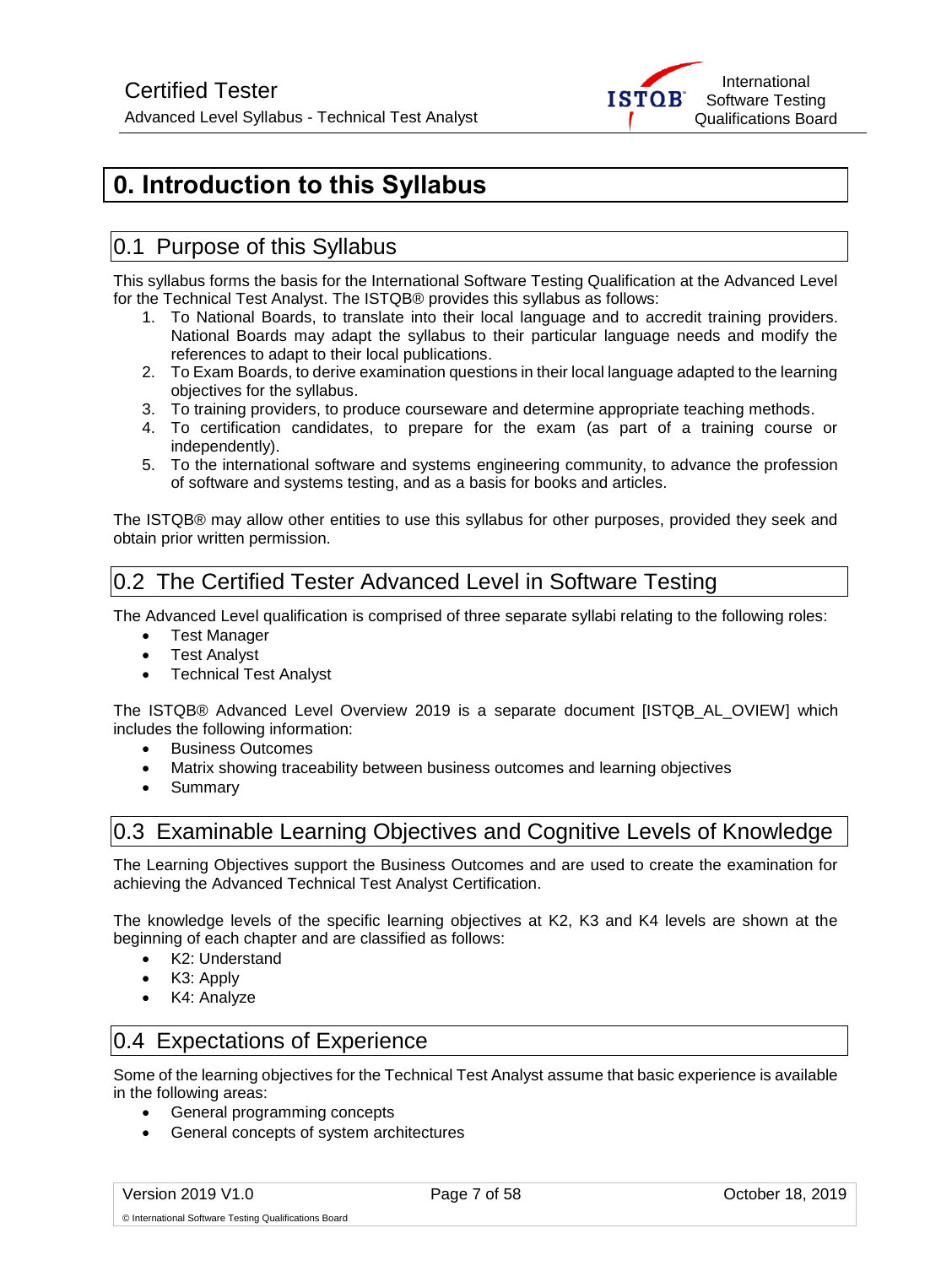# 0. Introduction to this Syllabus

## 0.1 Purpose of this Syllabus

This syllabus forms the basis for the International Software Testing Qualification at the Advanced Level for the Technical Test Analyst. The ISTQB® provides this syllabus as follows:

1. To National Boards, to translate into their local language and to accredit training providers. National Boards may adapt the syllabus to their particular language needs and modify the references to adapt to their local publications.
2. To Exam Boards, to derive examination questions in their local language adapted to the learning objectives for the syllabus.
3. To training providers, to produce courseware and determine appropriate teaching methods.
4. To certification candidates, to prepare for the exam (as part of a training course or independently).
5. To the international software and systems engineering community, to advance the profession of software and systems testing, and as a basis for books and articles.

The ISTQB® may allow other entities to use this syllabus for other purposes, provided they seek and obtain prior written permission.

## 0.2 The Certified Tester Advanced Level in Software Testing

The Advanced Level qualification is comprised of three separate syllabi relating to the following roles:

- Test Manager
- Test Analyst
- Technical Test Analyst

The ISTQB® Advanced Level Overview 2019 is a separate document [ISTQB_AL_OVIEW] which includes the following information:

- Business Outcomes
- Matrix showing traceability between business outcomes and learning objectives
- Summary

## 0.3 Examinable Learning Objectives and Cognitive Levels of Knowledge

The Learning Objectives support the Business Outcomes and are used to create the examination for achieving the Advanced Technical Test Analyst Certification.

The knowledge levels of the specific learning objectives at K2, K3 and K4 levels are shown at the beginning of each chapter and are classified as follows:

- K2: Understand
- K3: Apply
- K4: Analyze

## 0.4 Expectations of Experience

Some of the learning objectives for the Technical Test Analyst assume that basic experience is available in the following areas:

- General programming concepts
- General concepts of system architectures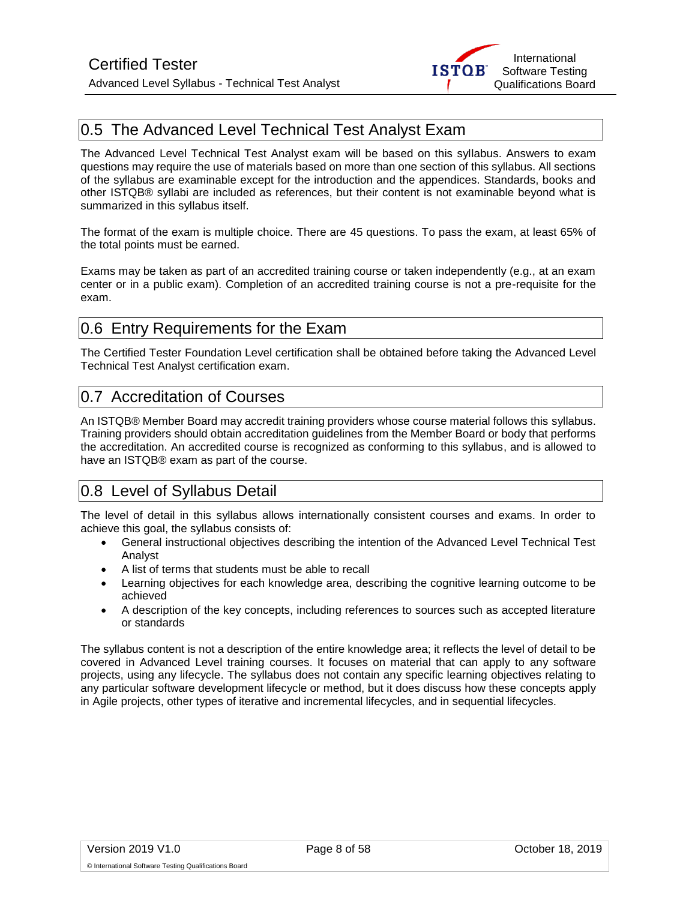## 0.5 The Advanced Level Technical Test Analyst Exam

The Advanced Level Technical Test Analyst exam will be based on this syllabus. Answers to exam questions may require the use of materials based on more than one section of this syllabus. All sections of the syllabus are examinable except for the introduction and the appendices. Standards, books and other ISTQB® syllabi are included as references, but their content is not examinable beyond what is summarized in this syllabus itself.

The format of the exam is multiple choice. There are 45 questions. To pass the exam, at least 65% of the total points must be earned.

Exams may be taken as part of an accredited training course or taken independently (e.g., at an exam center or in a public exam). Completion of an accredited training course is not a pre-requisite for the exam.

## 0.6 Entry Requirements for the Exam

The Certified Tester Foundation Level certification shall be obtained before taking the Advanced Level Technical Test Analyst certification exam.

## 0.7 Accreditation of Courses

An ISTQB® Member Board may accredit training providers whose course material follows this syllabus. Training providers should obtain accreditation guidelines from the Member Board or body that performs the accreditation. An accredited course is recognized as conforming to this syllabus, and is allowed to have an ISTQB® exam as part of the course.

## 0.8 Level of Syllabus Detail

The level of detail in this syllabus allows internationally consistent courses and exams. In order to achieve this goal, the syllabus consists of:

- General instructional objectives describing the intention of the Advanced Level Technical Test Analyst
- A list of terms that students must be able to recall
- Learning objectives for each knowledge area, describing the cognitive learning outcome to be achieved
- A description of the key concepts, including references to sources such as accepted literature or standards

The syllabus content is not a description of the entire knowledge area; it reflects the level of detail to be covered in Advanced Level training courses. It focuses on material that can apply to any software projects, using any lifecycle. The syllabus does not contain any specific learning objectives relating to any particular software development lifecycle or method, but it does discuss how these concepts apply in Agile projects, other types of iterative and incremental lifecycles, and in sequential lifecycles.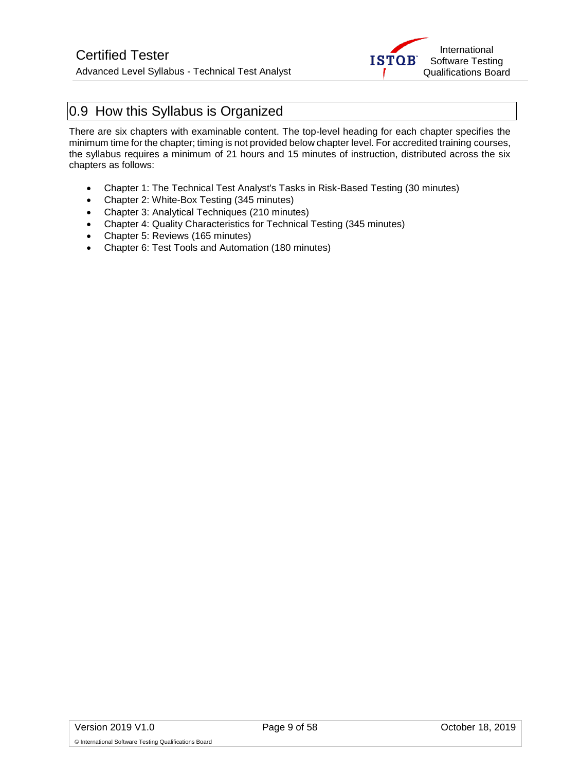## 0.9 How this Syllabus is Organized

There are six chapters with examinable content. The top-level heading for each chapter specifies the minimum time for the chapter; timing is not provided below chapter level. For accredited training courses, the syllabus requires a minimum of 21 hours and 15 minutes of instruction, distributed across the six chapters as follows:

- Chapter 1: The Technical Test Analyst's Tasks in Risk-Based Testing (30 minutes)
- Chapter 2: White-Box Testing (345 minutes)
- Chapter 3: Analytical Techniques (210 minutes)
- Chapter 4: Quality Characteristics for Technical Testing (345 minutes)
- Chapter 5: Reviews (165 minutes)
- Chapter 6: Test Tools and Automation (180 minutes)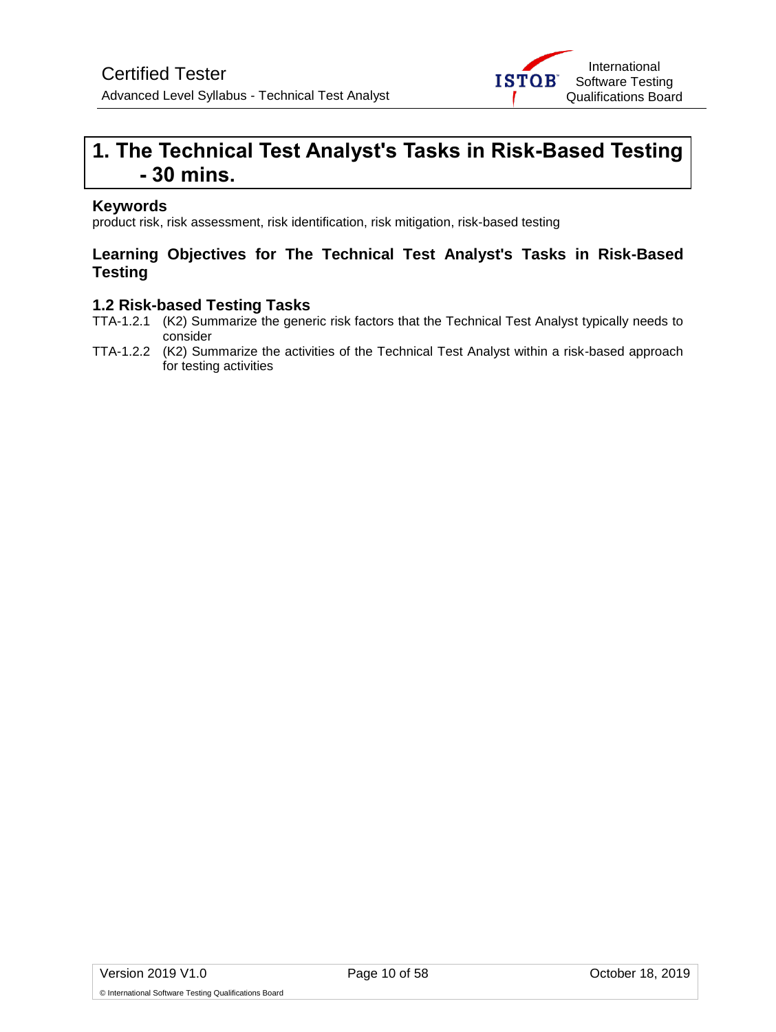# 1. The Technical Test Analyst's Tasks in Risk-Based Testing - 30 mins.

### Keywords

product risk, risk assessment, risk identification, risk mitigation, risk-based testing

### Learning Objectives for The Technical Test Analyst's Tasks in Risk-Based Testing

### 1.2 Risk-based Testing Tasks

TTA-1.2.1 (K2) Summarize the generic risk factors that the Technical Test Analyst typically needs to consider

TTA-1.2.2 (K2) Summarize the activities of the Technical Test Analyst within a risk-based approach for testing activities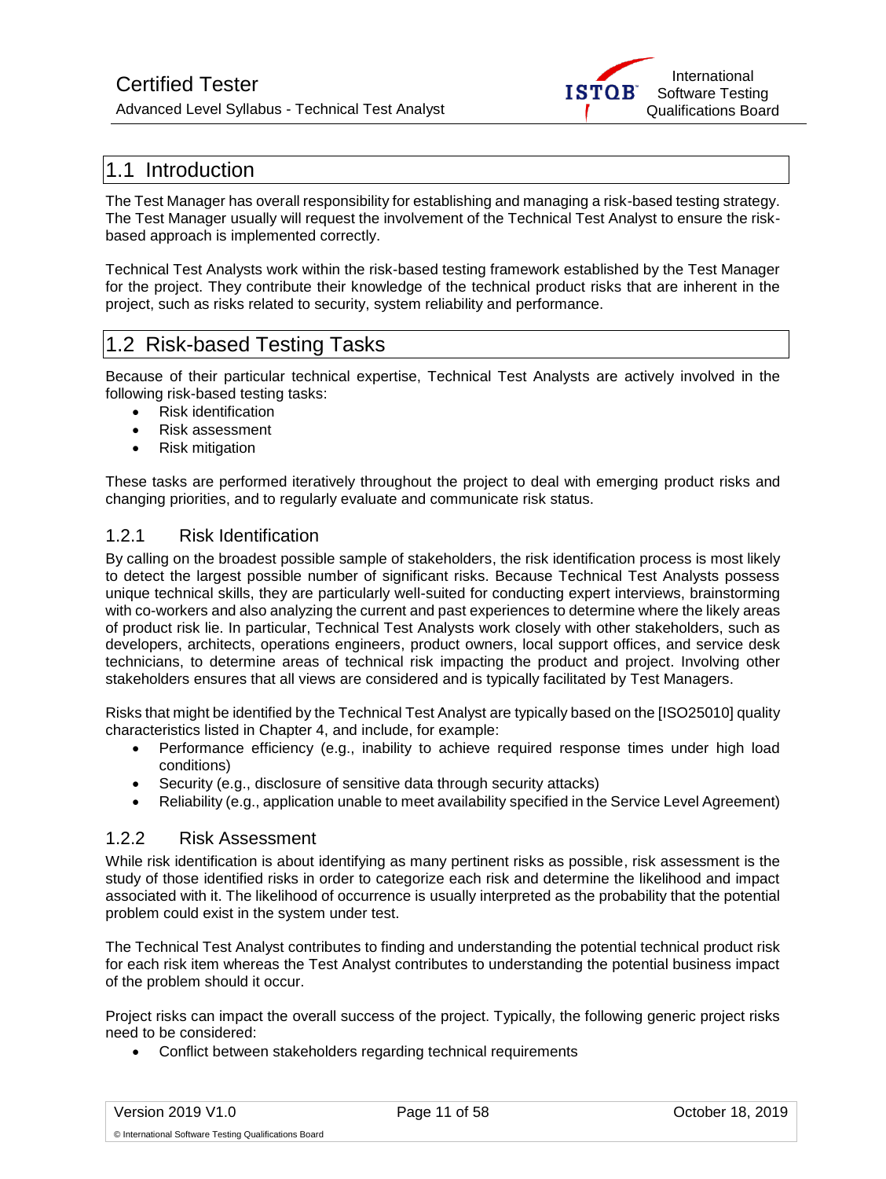## 1.1 Introduction

The Test Manager has overall responsibility for establishing and managing a risk-based testing strategy. The Test Manager usually will request the involvement of the Technical Test Analyst to ensure the risk-based approach is implemented correctly.

Technical Test Analysts work within the risk-based testing framework established by the Test Manager for the project. They contribute their knowledge of the technical product risks that are inherent in the project, such as risks related to security, system reliability and performance.

## 1.2 Risk-based Testing Tasks

Because of their particular technical expertise, Technical Test Analysts are actively involved in the following risk-based testing tasks:

- Risk identification
- Risk assessment
- Risk mitigation

These tasks are performed iteratively throughout the project to deal with emerging product risks and changing priorities, and to regularly evaluate and communicate risk status.

### 1.2.1 Risk Identification

By calling on the broadest possible sample of stakeholders, the risk identification process is most likely to detect the largest possible number of significant risks. Because Technical Test Analysts possess unique technical skills, they are particularly well-suited for conducting expert interviews, brainstorming with co-workers and also analyzing the current and past experiences to determine where the likely areas of product risk lie. In particular, Technical Test Analysts work closely with other stakeholders, such as developers, architects, operations engineers, product owners, local support offices, and service desk technicians, to determine areas of technical risk impacting the product and project. Involving other stakeholders ensures that all views are considered and is typically facilitated by Test Managers.

Risks that might be identified by the Technical Test Analyst are typically based on the [ISO25010] quality characteristics listed in Chapter 4, and include, for example:

- Performance efficiency (e.g., inability to achieve required response times under high load conditions)
- Security (e.g., disclosure of sensitive data through security attacks)
- Reliability (e.g., application unable to meet availability specified in the Service Level Agreement)

### 1.2.2 Risk Assessment

While risk identification is about identifying as many pertinent risks as possible, risk assessment is the study of those identified risks in order to categorize each risk and determine the likelihood and impact associated with it. The likelihood of occurrence is usually interpreted as the probability that the potential problem could exist in the system under test.

The Technical Test Analyst contributes to finding and understanding the potential technical product risk for each risk item whereas the Test Analyst contributes to understanding the potential business impact of the problem should it occur.

Project risks can impact the overall success of the project. Typically, the following generic project risks need to be considered:

- Conflict between stakeholders regarding technical requirements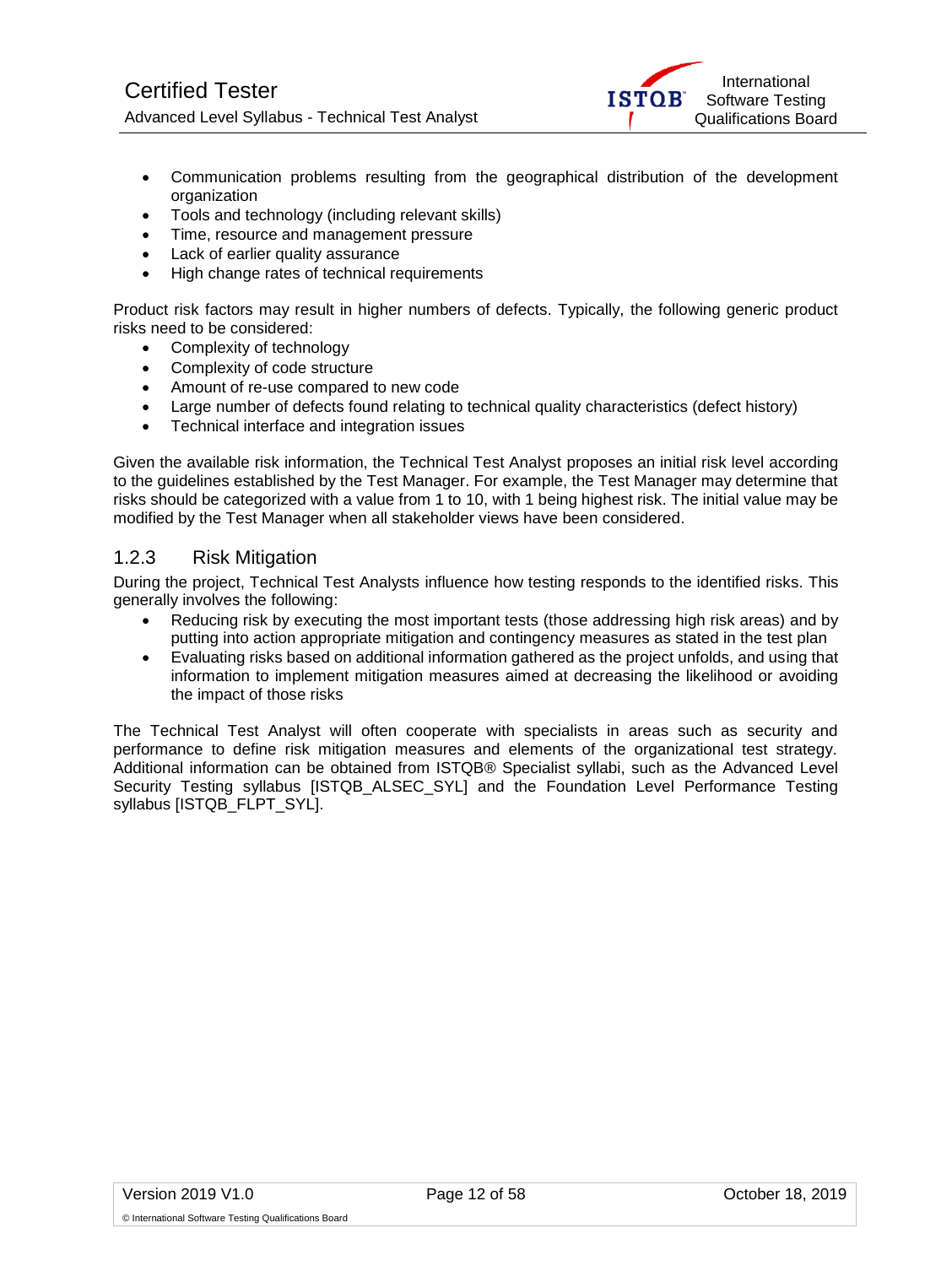- Communication problems resulting from the geographical distribution of the development organization
- Tools and technology (including relevant skills)
- Time, resource and management pressure
- Lack of earlier quality assurance
- High change rates of technical requirements

Product risk factors may result in higher numbers of defects. Typically, the following generic product risks need to be considered:

- Complexity of technology
- Complexity of code structure
- Amount of re-use compared to new code
- Large number of defects found relating to technical quality characteristics (defect history)
- Technical interface and integration issues

Given the available risk information, the Technical Test Analyst proposes an initial risk level according to the guidelines established by the Test Manager. For example, the Test Manager may determine that risks should be categorized with a value from 1 to 10, with 1 being highest risk. The initial value may be modified by the Test Manager when all stakeholder views have been considered.

### 1.2.3 Risk Mitigation

During the project, Technical Test Analysts influence how testing responds to the identified risks. This generally involves the following:

- Reducing risk by executing the most important tests (those addressing high risk areas) and by putting into action appropriate mitigation and contingency measures as stated in the test plan
- Evaluating risks based on additional information gathered as the project unfolds, and using that information to implement mitigation measures aimed at decreasing the likelihood or avoiding the impact of those risks

The Technical Test Analyst will often cooperate with specialists in areas such as security and performance to define risk mitigation measures and elements of the organizational test strategy. Additional information can be obtained from ISTQB® Specialist syllabi, such as the Advanced Level Security Testing syllabus [ISTQB_ALSEC_SYL] and the Foundation Level Performance Testing syllabus [ISTQB_FLPT_SYL].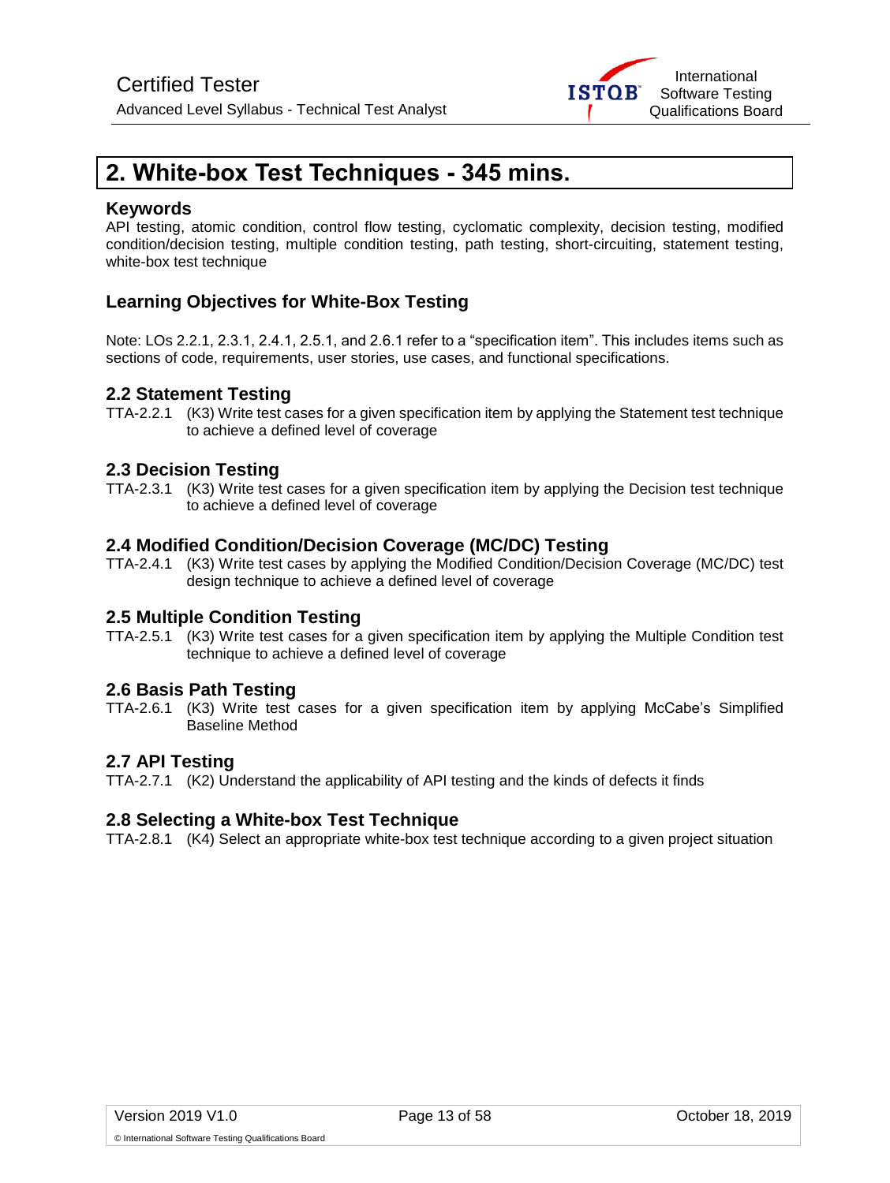# 2. White-box Test Techniques - 345 mins.

## Keywords

API testing, atomic condition, control flow testing, cyclomatic complexity, decision testing, modified condition/decision testing, multiple condition testing, path testing, short-circuiting, statement testing, white-box test technique

## Learning Objectives for White-Box Testing

Note: LOs 2.2.1, 2.3.1, 2.4.1, 2.5.1, and 2.6.1 refer to a "specification item". This includes items such as sections of code, requirements, user stories, use cases, and functional specifications.

### 2.2 Statement Testing

TTA-2.2.1 (K3) Write test cases for a given specification item by applying the Statement test technique to achieve a defined level of coverage

### 2.3 Decision Testing

TTA-2.3.1 (K3) Write test cases for a given specification item by applying the Decision test technique to achieve a defined level of coverage

### 2.4 Modified Condition/Decision Coverage (MC/DC) Testing

TTA-2.4.1 (K3) Write test cases by applying the Modified Condition/Decision Coverage (MC/DC) test design technique to achieve a defined level of coverage

### 2.5 Multiple Condition Testing

TTA-2.5.1 (K3) Write test cases for a given specification item by applying the Multiple Condition test technique to achieve a defined level of coverage

### 2.6 Basis Path Testing

TTA-2.6.1 (K3) Write test cases for a given specification item by applying McCabe's Simplified Baseline Method

### 2.7 API Testing

TTA-2.7.1 (K2) Understand the applicability of API testing and the kinds of defects it finds

### 2.8 Selecting a White-box Test Technique

TTA-2.8.1 (K4) Select an appropriate white-box test technique according to a given project situation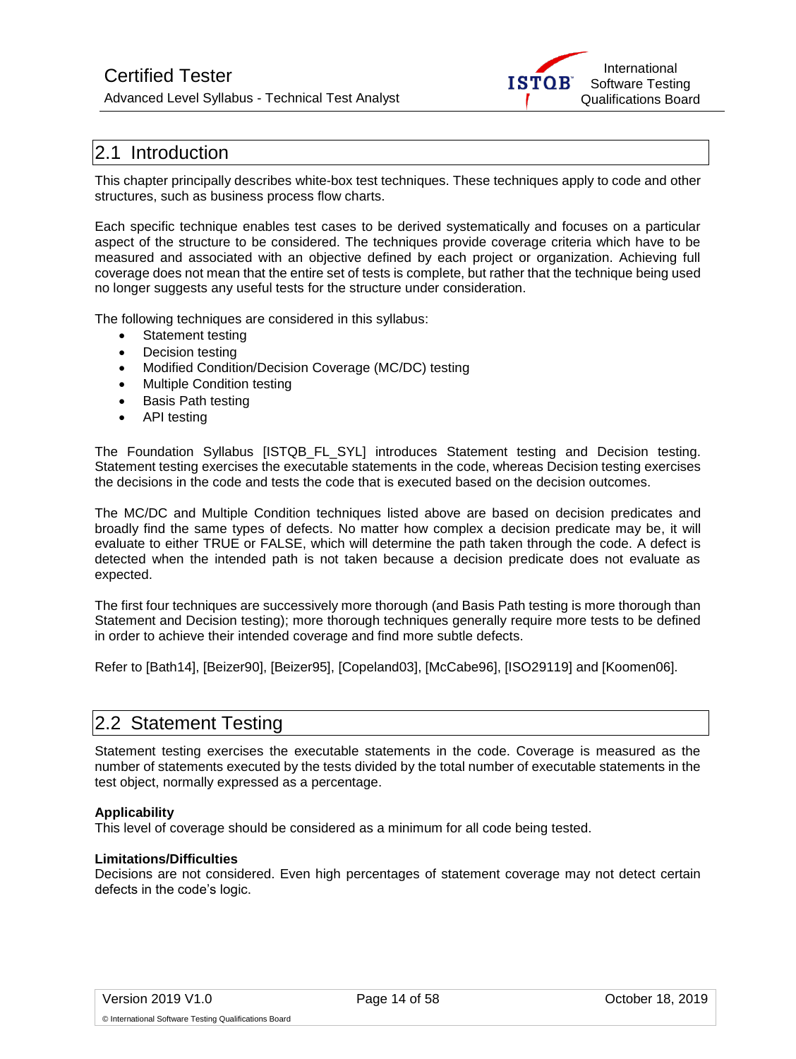## 2.1 Introduction

This chapter principally describes white-box test techniques. These techniques apply to code and other structures, such as business process flow charts.

Each specific technique enables test cases to be derived systematically and focuses on a particular aspect of the structure to be considered. The techniques provide coverage criteria which have to be measured and associated with an objective defined by each project or organization. Achieving full coverage does not mean that the entire set of tests is complete, but rather that the technique being used no longer suggests any useful tests for the structure under consideration.

The following techniques are considered in this syllabus:

- Statement testing
- Decision testing
- Modified Condition/Decision Coverage (MC/DC) testing
- Multiple Condition testing
- Basis Path testing
- API testing

The Foundation Syllabus [ISTQB_FL_SYL] introduces Statement testing and Decision testing. Statement testing exercises the executable statements in the code, whereas Decision testing exercises the decisions in the code and tests the code that is executed based on the decision outcomes.

The MC/DC and Multiple Condition techniques listed above are based on decision predicates and broadly find the same types of defects. No matter how complex a decision predicate may be, it will evaluate to either TRUE or FALSE, which will determine the path taken through the code. A defect is detected when the intended path is not taken because a decision predicate does not evaluate as expected.

The first four techniques are successively more thorough (and Basis Path testing is more thorough than Statement and Decision testing); more thorough techniques generally require more tests to be defined in order to achieve their intended coverage and find more subtle defects.

Refer to [Bath14], [Beizer90], [Beizer95], [Copeland03], [McCabe96], [ISO29119] and [Koomen06].

## 2.2 Statement Testing

Statement testing exercises the executable statements in the code. Coverage is measured as the number of statements executed by the tests divided by the total number of executable statements in the test object, normally expressed as a percentage.

**Applicability**

This level of coverage should be considered as a minimum for all code being tested.

**Limitations/Difficulties**

Decisions are not considered. Even high percentages of statement coverage may not detect certain defects in the code's logic.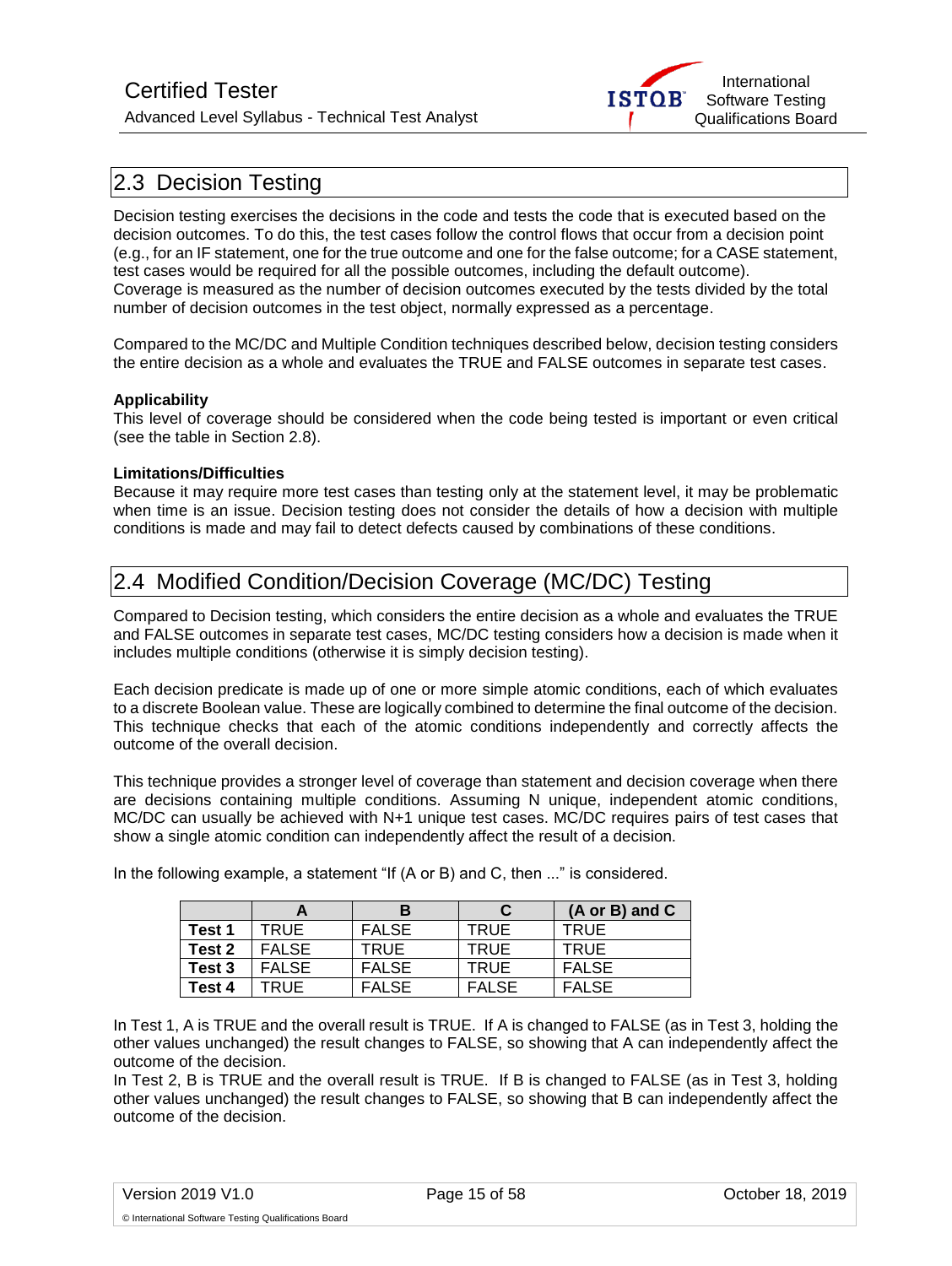## 2.3 Decision Testing

Decision testing exercises the decisions in the code and tests the code that is executed based on the decision outcomes. To do this, the test cases follow the control flows that occur from a decision point (e.g., for an IF statement, one for the true outcome and one for the false outcome; for a CASE statement, test cases would be required for all the possible outcomes, including the default outcome).
Coverage is measured as the number of decision outcomes executed by the tests divided by the total number of decision outcomes in the test object, normally expressed as a percentage.

Compared to the MC/DC and Multiple Condition techniques described below, decision testing considers the entire decision as a whole and evaluates the TRUE and FALSE outcomes in separate test cases.

**Applicability**
This level of coverage should be considered when the code being tested is important or even critical (see the table in Section 2.8).

**Limitations/Difficulties**
Because it may require more test cases than testing only at the statement level, it may be problematic when time is an issue. Decision testing does not consider the details of how a decision with multiple conditions is made and may fail to detect defects caused by combinations of these conditions.

## 2.4 Modified Condition/Decision Coverage (MC/DC) Testing

Compared to Decision testing, which considers the entire decision as a whole and evaluates the TRUE and FALSE outcomes in separate test cases, MC/DC testing considers how a decision is made when it includes multiple conditions (otherwise it is simply decision testing).

Each decision predicate is made up of one or more simple atomic conditions, each of which evaluates to a discrete Boolean value. These are logically combined to determine the final outcome of the decision. This technique checks that each of the atomic conditions independently and correctly affects the outcome of the overall decision.

This technique provides a stronger level of coverage than statement and decision coverage when there are decisions containing multiple conditions. Assuming N unique, independent atomic conditions, MC/DC can usually be achieved with N+1 unique test cases. MC/DC requires pairs of test cases that show a single atomic condition can independently affect the result of a decision.

In the following example, a statement “If (A or B) and C, then ...” is considered.

| | A | B | C | (A or B) and C |
|---|---|---|---|---|
| **Test 1** | TRUE | FALSE | TRUE | TRUE |
| **Test 2** | FALSE | TRUE | TRUE | TRUE |
| **Test 3** | FALSE | FALSE | TRUE | FALSE |
| **Test 4** | TRUE | FALSE | FALSE | FALSE |

In Test 1, A is TRUE and the overall result is TRUE. If A is changed to FALSE (as in Test 3, holding the other values unchanged) the result changes to FALSE, so showing that A can independently affect the outcome of the decision.
In Test 2, B is TRUE and the overall result is TRUE. If B is changed to FALSE (as in Test 3, holding other values unchanged) the result changes to FALSE, so showing that B can independently affect the outcome of the decision.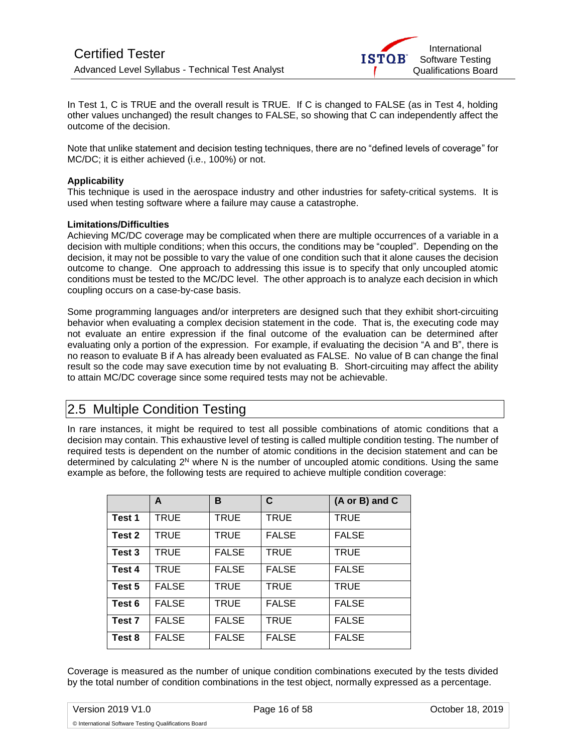In Test 1, C is TRUE and the overall result is TRUE. If C is changed to FALSE (as in Test 4, holding other values unchanged) the result changes to FALSE, so showing that C can independently affect the outcome of the decision.

Note that unlike statement and decision testing techniques, there are no "defined levels of coverage" for MC/DC; it is either achieved (i.e., 100%) or not.

**Applicability**

This technique is used in the aerospace industry and other industries for safety-critical systems. It is used when testing software where a failure may cause a catastrophe.

**Limitations/Difficulties**

Achieving MC/DC coverage may be complicated when there are multiple occurrences of a variable in a decision with multiple conditions; when this occurs, the conditions may be "coupled". Depending on the decision, it may not be possible to vary the value of one condition such that it alone causes the decision outcome to change. One approach to addressing this issue is to specify that only uncoupled atomic conditions must be tested to the MC/DC level. The other approach is to analyze each decision in which coupling occurs on a case-by-case basis.

Some programming languages and/or interpreters are designed such that they exhibit short-circuiting behavior when evaluating a complex decision statement in the code. That is, the executing code may not evaluate an entire expression if the final outcome of the evaluation can be determined after evaluating only a portion of the expression. For example, if evaluating the decision "A and B", there is no reason to evaluate B if A has already been evaluated as FALSE. No value of B can change the final result so the code may save execution time by not evaluating B. Short-circuiting may affect the ability to attain MC/DC coverage since some required tests may not be achievable.

## 2.5 Multiple Condition Testing

In rare instances, it might be required to test all possible combinations of atomic conditions that a decision may contain. This exhaustive level of testing is called multiple condition testing. The number of required tests is dependent on the number of atomic conditions in the decision statement and can be determined by calculating $2^N$ where N is the number of uncoupled atomic conditions. Using the same example as before, the following tests are required to achieve multiple condition coverage:

| | A | B | C | (A or B) and C |
|---|---|---|---|---|
| **Test 1** | TRUE | TRUE | TRUE | TRUE |
| **Test 2** | TRUE | TRUE | FALSE | FALSE |
| **Test 3** | TRUE | FALSE | TRUE | TRUE |
| **Test 4** | TRUE | FALSE | FALSE | FALSE |
| **Test 5** | FALSE | TRUE | TRUE | TRUE |
| **Test 6** | FALSE | TRUE | FALSE | FALSE |
| **Test 7** | FALSE | FALSE | TRUE | FALSE |
| **Test 8** | FALSE | FALSE | FALSE | FALSE |

Coverage is measured as the number of unique condition combinations executed by the tests divided by the total number of condition combinations in the test object, normally expressed as a percentage.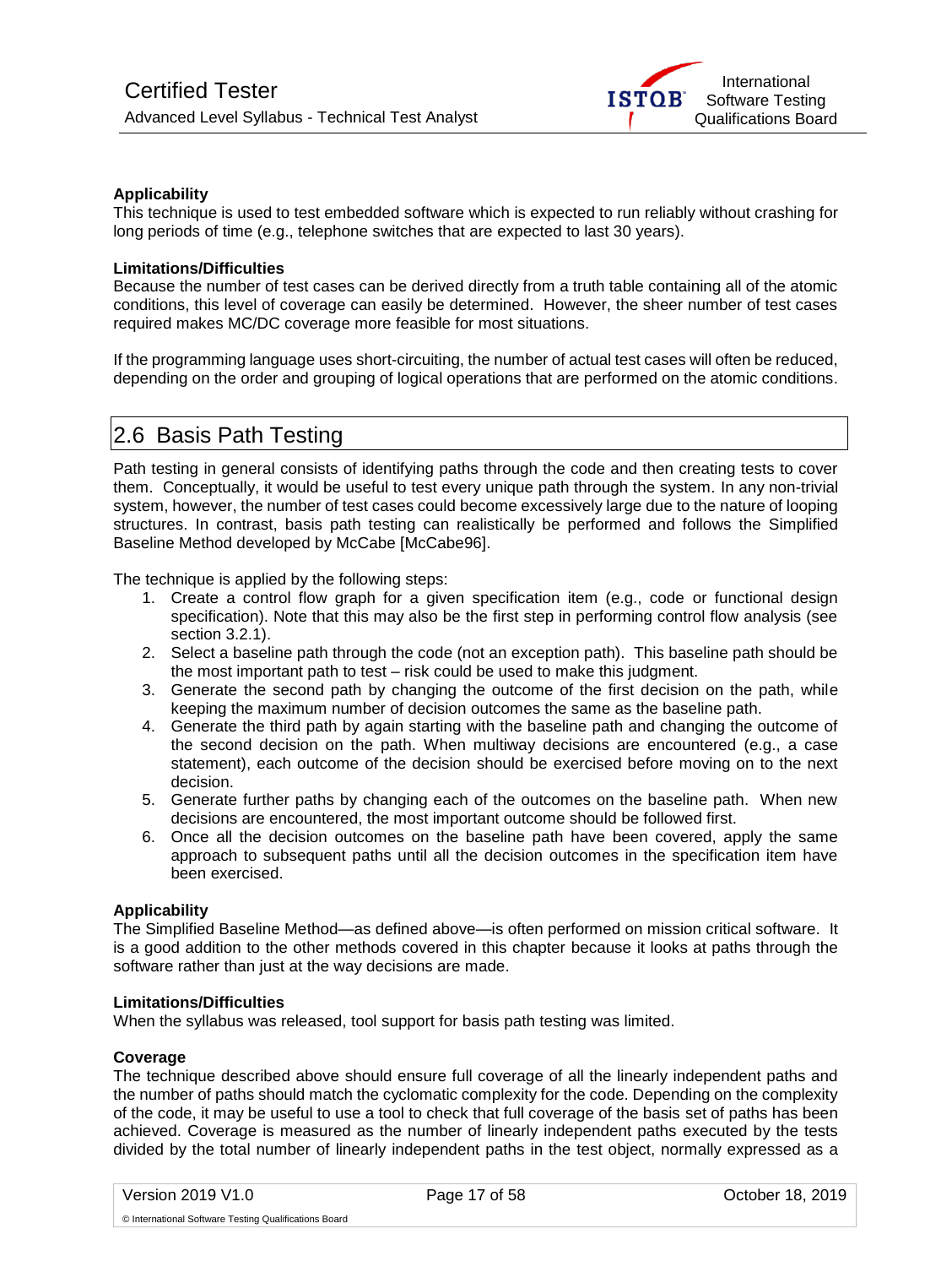**Applicability**

This technique is used to test embedded software which is expected to run reliably without crashing for long periods of time (e.g., telephone switches that are expected to last 30 years).

**Limitations/Difficulties**

Because the number of test cases can be derived directly from a truth table containing all of the atomic conditions, this level of coverage can easily be determined. However, the sheer number of test cases required makes MC/DC coverage more feasible for most situations.

If the programming language uses short-circuiting, the number of actual test cases will often be reduced, depending on the order and grouping of logical operations that are performed on the atomic conditions.

## 2.6 Basis Path Testing

Path testing in general consists of identifying paths through the code and then creating tests to cover them. Conceptually, it would be useful to test every unique path through the system. In any non-trivial system, however, the number of test cases could become excessively large due to the nature of looping structures. In contrast, basis path testing can realistically be performed and follows the Simplified Baseline Method developed by McCabe [McCabe96].

The technique is applied by the following steps:

1. Create a control flow graph for a given specification item (e.g., code or functional design specification). Note that this may also be the first step in performing control flow analysis (see section 3.2.1).
2. Select a baseline path through the code (not an exception path). This baseline path should be the most important path to test – risk could be used to make this judgment.
3. Generate the second path by changing the outcome of the first decision on the path, while keeping the maximum number of decision outcomes the same as the baseline path.
4. Generate the third path by again starting with the baseline path and changing the outcome of the second decision on the path. When multiway decisions are encountered (e.g., a case statement), each outcome of the decision should be exercised before moving on to the next decision.
5. Generate further paths by changing each of the outcomes on the baseline path. When new decisions are encountered, the most important outcome should be followed first.
6. Once all the decision outcomes on the baseline path have been covered, apply the same approach to subsequent paths until all the decision outcomes in the specification item have been exercised.

**Applicability**

The Simplified Baseline Method—as defined above—is often performed on mission critical software. It is a good addition to the other methods covered in this chapter because it looks at paths through the software rather than just at the way decisions are made.

**Limitations/Difficulties**

When the syllabus was released, tool support for basis path testing was limited.

**Coverage**

The technique described above should ensure full coverage of all the linearly independent paths and the number of paths should match the cyclomatic complexity for the code. Depending on the complexity of the code, it may be useful to use a tool to check that full coverage of the basis set of paths has been achieved. Coverage is measured as the number of linearly independent paths executed by the tests divided by the total number of linearly independent paths in the test object, normally expressed as a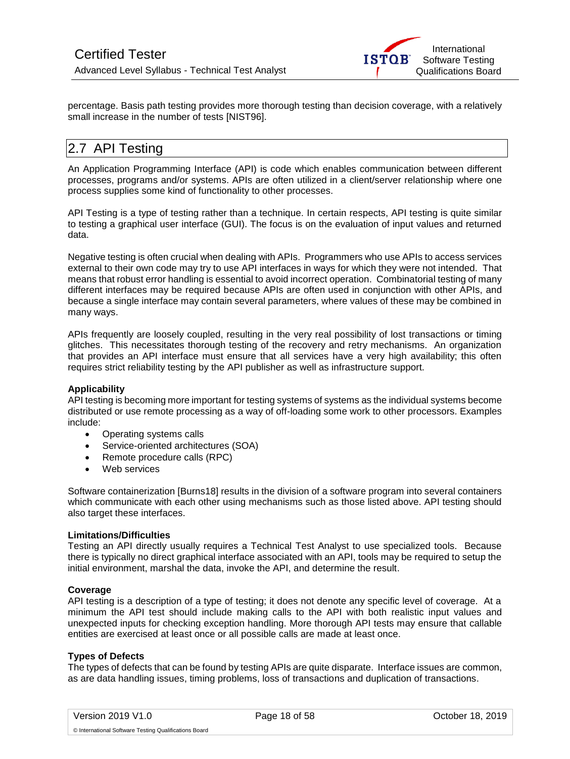percentage. Basis path testing provides more thorough testing than decision coverage, with a relatively small increase in the number of tests [NIST96].

## 2.7 API Testing

An Application Programming Interface (API) is code which enables communication between different processes, programs and/or systems. APIs are often utilized in a client/server relationship where one process supplies some kind of functionality to other processes.

API Testing is a type of testing rather than a technique. In certain respects, API testing is quite similar to testing a graphical user interface (GUI). The focus is on the evaluation of input values and returned data.

Negative testing is often crucial when dealing with APIs. Programmers who use APIs to access services external to their own code may try to use API interfaces in ways for which they were not intended. That means that robust error handling is essential to avoid incorrect operation. Combinatorial testing of many different interfaces may be required because APIs are often used in conjunction with other APIs, and because a single interface may contain several parameters, where values of these may be combined in many ways.

APIs frequently are loosely coupled, resulting in the very real possibility of lost transactions or timing glitches. This necessitates thorough testing of the recovery and retry mechanisms. An organization that provides an API interface must ensure that all services have a very high availability; this often requires strict reliability testing by the API publisher as well as infrastructure support.

**Applicability**

API testing is becoming more important for testing systems of systems as the individual systems become distributed or use remote processing as a way of off-loading some work to other processors. Examples include:

- Operating systems calls
- Service-oriented architectures (SOA)
- Remote procedure calls (RPC)
- Web services

Software containerization [Burns18] results in the division of a software program into several containers which communicate with each other using mechanisms such as those listed above. API testing should also target these interfaces.

**Limitations/Difficulties**

Testing an API directly usually requires a Technical Test Analyst to use specialized tools. Because there is typically no direct graphical interface associated with an API, tools may be required to setup the initial environment, marshal the data, invoke the API, and determine the result.

**Coverage**

API testing is a description of a type of testing; it does not denote any specific level of coverage. At a minimum the API test should include making calls to the API with both realistic input values and unexpected inputs for checking exception handling. More thorough API tests may ensure that callable entities are exercised at least once or all possible calls are made at least once.

**Types of Defects**

The types of defects that can be found by testing APIs are quite disparate. Interface issues are common, as are data handling issues, timing problems, loss of transactions and duplication of transactions.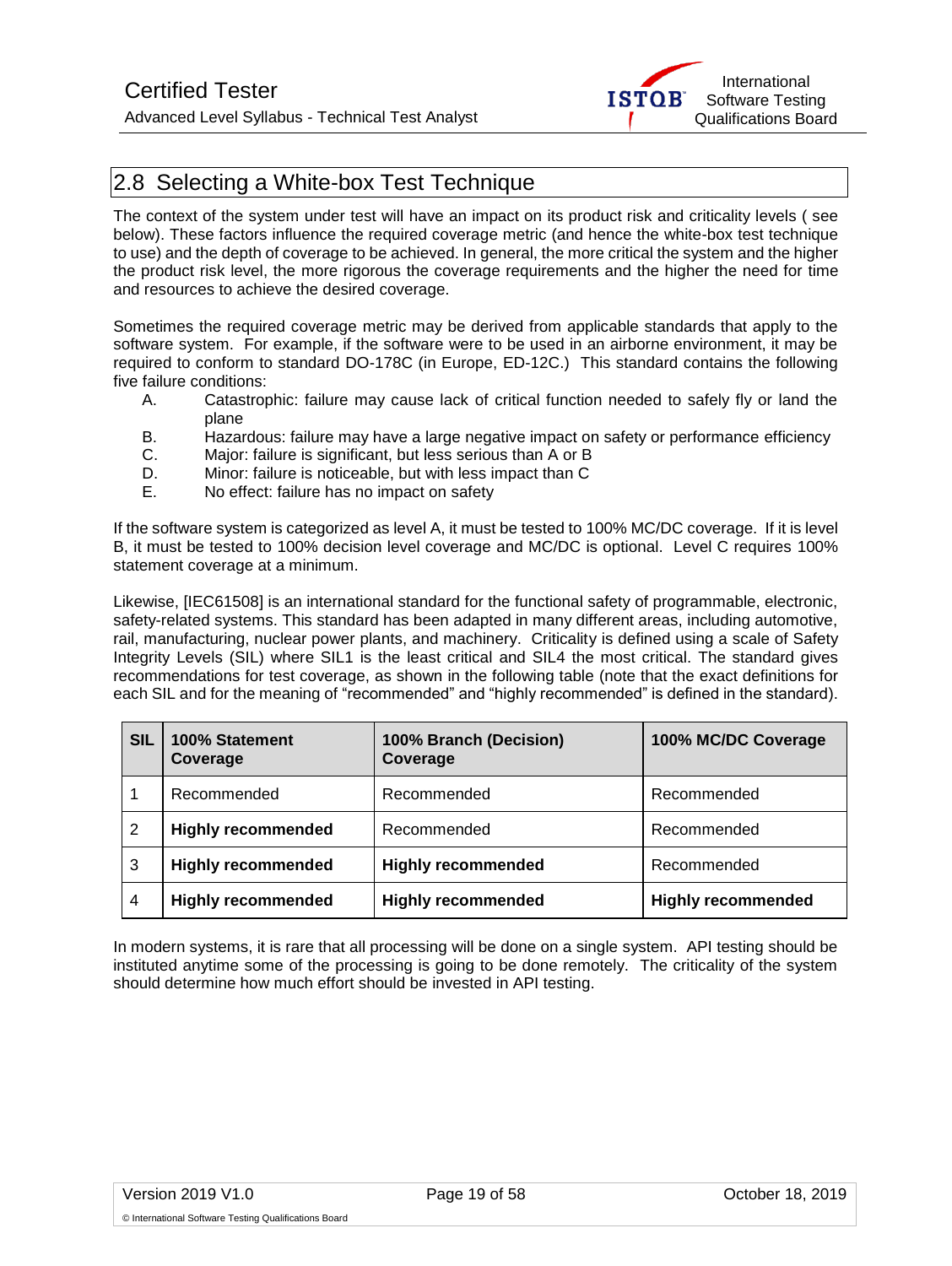## 2.8 Selecting a White-box Test Technique

The context of the system under test will have an impact on its product risk and criticality levels ( see below). These factors influence the required coverage metric (and hence the white-box test technique to use) and the depth of coverage to be achieved. In general, the more critical the system and the higher the product risk level, the more rigorous the coverage requirements and the higher the need for time and resources to achieve the desired coverage.

Sometimes the required coverage metric may be derived from applicable standards that apply to the software system. For example, if the software were to be used in an airborne environment, it may be required to conform to standard DO-178C (in Europe, ED-12C.) This standard contains the following five failure conditions:

A. Catastrophic: failure may cause lack of critical function needed to safely fly or land the plane
B. Hazardous: failure may have a large negative impact on safety or performance efficiency
C. Major: failure is significant, but less serious than A or B
D. Minor: failure is noticeable, but with less impact than C
E. No effect: failure has no impact on safety

If the software system is categorized as level A, it must be tested to 100% MC/DC coverage. If it is level B, it must be tested to 100% decision level coverage and MC/DC is optional. Level C requires 100% statement coverage at a minimum.

Likewise, [IEC61508] is an international standard for the functional safety of programmable, electronic, safety-related systems. This standard has been adapted in many different areas, including automotive, rail, manufacturing, nuclear power plants, and machinery. Criticality is defined using a scale of Safety Integrity Levels (SIL) where SIL1 is the least critical and SIL4 the most critical. The standard gives recommendations for test coverage, as shown in the following table (note that the exact definitions for each SIL and for the meaning of “recommended” and “highly recommended” is defined in the standard).

| SIL | 100% Statement Coverage | 100% Branch (Decision) Coverage | 100% MC/DC Coverage |
|---|---|---|---|
| 1 | Recommended | Recommended | Recommended |
| 2 | **Highly recommended** | Recommended | Recommended |
| 3 | **Highly recommended** | **Highly recommended** | Recommended |
| 4 | **Highly recommended** | **Highly recommended** | **Highly recommended** |

In modern systems, it is rare that all processing will be done on a single system. API testing should be instituted anytime some of the processing is going to be done remotely. The criticality of the system should determine how much effort should be invested in API testing.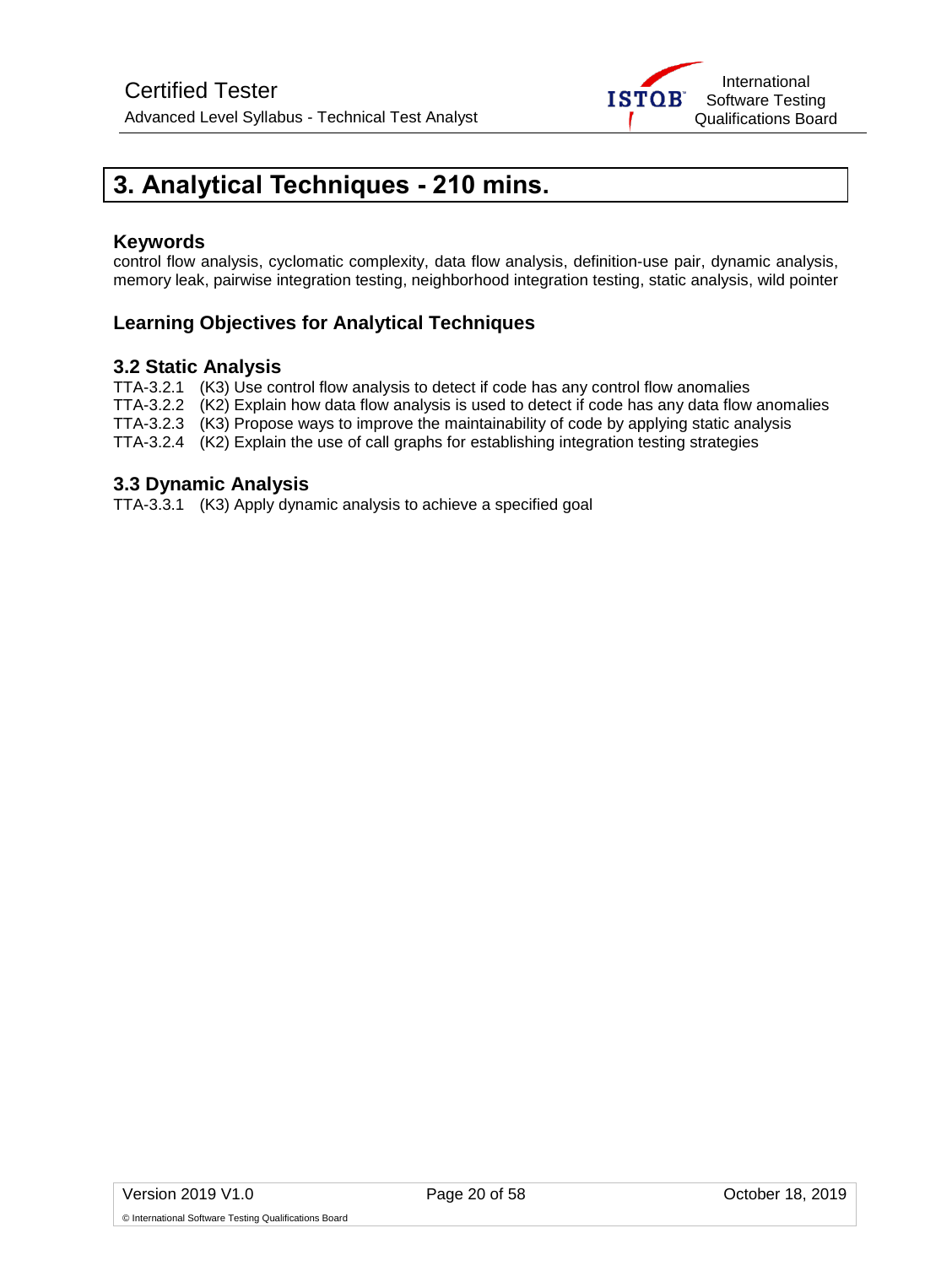# 3. Analytical Techniques - 210 mins.

### Keywords

control flow analysis, cyclomatic complexity, data flow analysis, definition-use pair, dynamic analysis, memory leak, pairwise integration testing, neighborhood integration testing, static analysis, wild pointer

### Learning Objectives for Analytical Techniques

### 3.2 Static Analysis

TTA-3.2.1 (K3) Use control flow analysis to detect if code has any control flow anomalies
TTA-3.2.2 (K2) Explain how data flow analysis is used to detect if code has any data flow anomalies
TTA-3.2.3 (K3) Propose ways to improve the maintainability of code by applying static analysis
TTA-3.2.4 (K2) Explain the use of call graphs for establishing integration testing strategies

### 3.3 Dynamic Analysis

TTA-3.3.1 (K3) Apply dynamic analysis to achieve a specified goal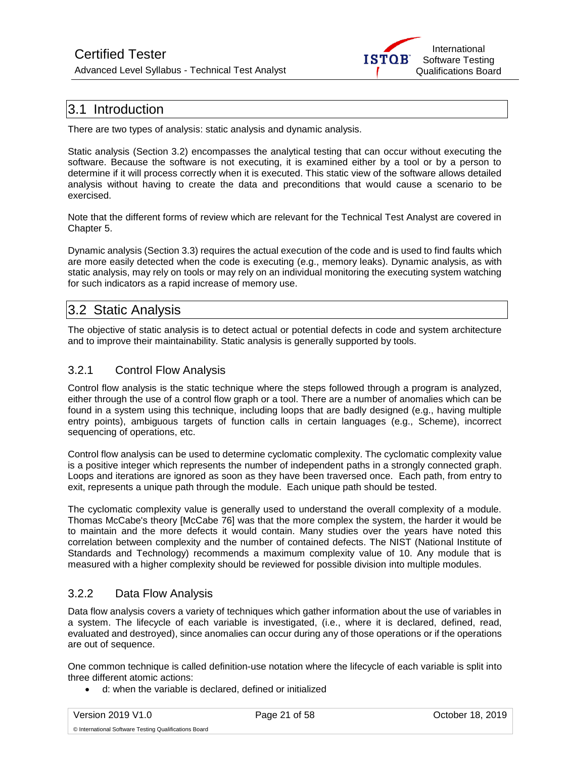## 3.1 Introduction

There are two types of analysis: static analysis and dynamic analysis.

Static analysis (Section 3.2) encompasses the analytical testing that can occur without executing the software. Because the software is not executing, it is examined either by a tool or by a person to determine if it will process correctly when it is executed. This static view of the software allows detailed analysis without having to create the data and preconditions that would cause a scenario to be exercised.

Note that the different forms of review which are relevant for the Technical Test Analyst are covered in Chapter 5.

Dynamic analysis (Section 3.3) requires the actual execution of the code and is used to find faults which are more easily detected when the code is executing (e.g., memory leaks). Dynamic analysis, as with static analysis, may rely on tools or may rely on an individual monitoring the executing system watching for such indicators as a rapid increase of memory use.

## 3.2 Static Analysis

The objective of static analysis is to detect actual or potential defects in code and system architecture and to improve their maintainability. Static analysis is generally supported by tools.

### 3.2.1 Control Flow Analysis

Control flow analysis is the static technique where the steps followed through a program is analyzed, either through the use of a control flow graph or a tool. There are a number of anomalies which can be found in a system using this technique, including loops that are badly designed (e.g., having multiple entry points), ambiguous targets of function calls in certain languages (e.g., Scheme), incorrect sequencing of operations, etc.

Control flow analysis can be used to determine cyclomatic complexity. The cyclomatic complexity value is a positive integer which represents the number of independent paths in a strongly connected graph. Loops and iterations are ignored as soon as they have been traversed once. Each path, from entry to exit, represents a unique path through the module. Each unique path should be tested.

The cyclomatic complexity value is generally used to understand the overall complexity of a module. Thomas McCabe's theory [McCabe 76] was that the more complex the system, the harder it would be to maintain and the more defects it would contain. Many studies over the years have noted this correlation between complexity and the number of contained defects. The NIST (National Institute of Standards and Technology) recommends a maximum complexity value of 10. Any module that is measured with a higher complexity should be reviewed for possible division into multiple modules.

### 3.2.2 Data Flow Analysis

Data flow analysis covers a variety of techniques which gather information about the use of variables in a system. The lifecycle of each variable is investigated, (i.e., where it is declared, defined, read, evaluated and destroyed), since anomalies can occur during any of those operations or if the operations are out of sequence.

One common technique is called definition-use notation where the lifecycle of each variable is split into three different atomic actions:

- d: when the variable is declared, defined or initialized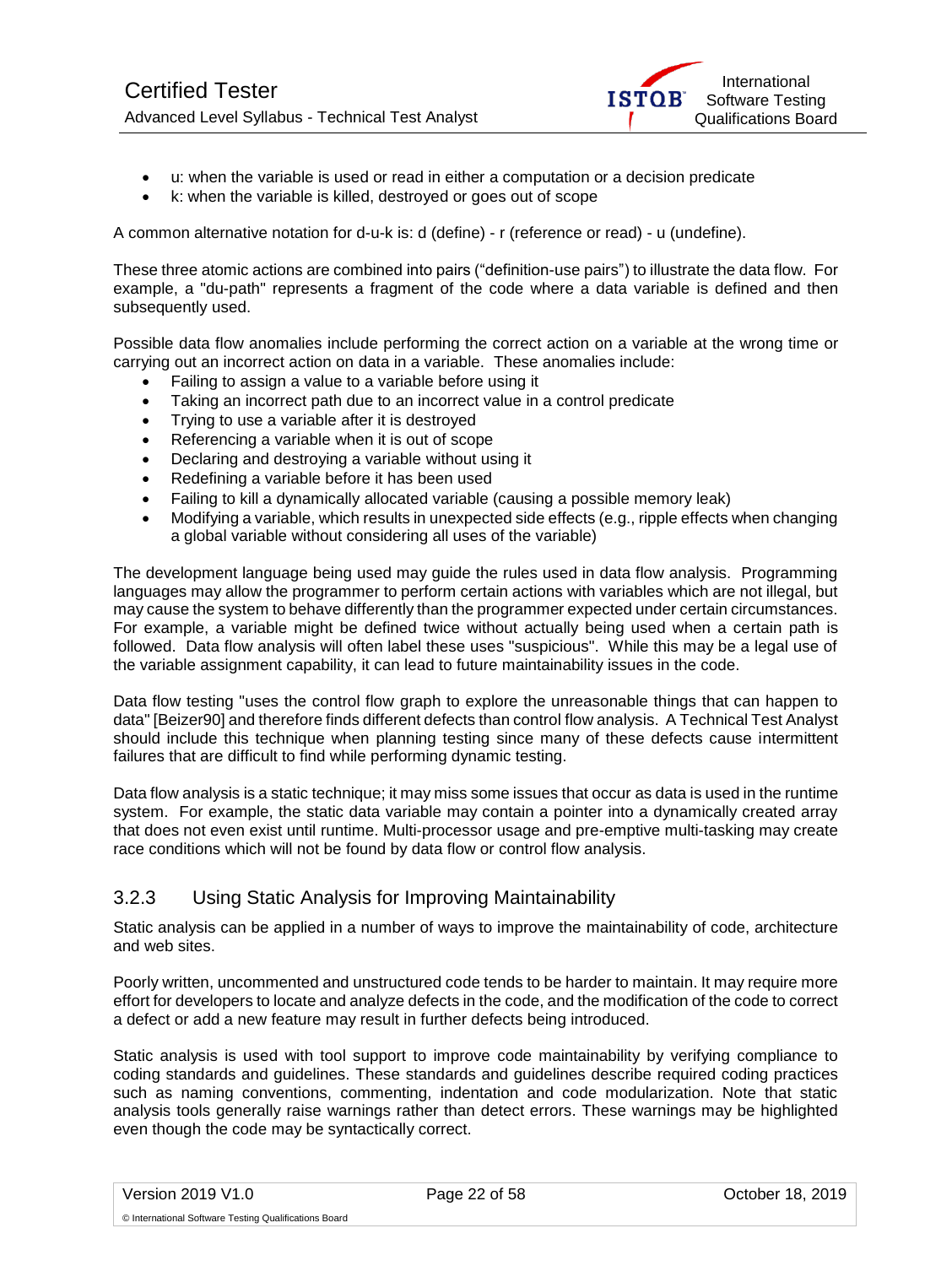- u: when the variable is used or read in either a computation or a decision predicate
- k: when the variable is killed, destroyed or goes out of scope

A common alternative notation for d-u-k is: d (define) - r (reference or read) - u (undefine).

These three atomic actions are combined into pairs ("definition-use pairs") to illustrate the data flow. For example, a "du-path" represents a fragment of the code where a data variable is defined and then subsequently used.

Possible data flow anomalies include performing the correct action on a variable at the wrong time or carrying out an incorrect action on data in a variable. These anomalies include:

- Failing to assign a value to a variable before using it
- Taking an incorrect path due to an incorrect value in a control predicate
- Trying to use a variable after it is destroyed
- Referencing a variable when it is out of scope
- Declaring and destroying a variable without using it
- Redefining a variable before it has been used
- Failing to kill a dynamically allocated variable (causing a possible memory leak)
- Modifying a variable, which results in unexpected side effects (e.g., ripple effects when changing a global variable without considering all uses of the variable)

The development language being used may guide the rules used in data flow analysis. Programming languages may allow the programmer to perform certain actions with variables which are not illegal, but may cause the system to behave differently than the programmer expected under certain circumstances. For example, a variable might be defined twice without actually being used when a certain path is followed. Data flow analysis will often label these uses "suspicious". While this may be a legal use of the variable assignment capability, it can lead to future maintainability issues in the code.

Data flow testing "uses the control flow graph to explore the unreasonable things that can happen to data" [Beizer90] and therefore finds different defects than control flow analysis. A Technical Test Analyst should include this technique when planning testing since many of these defects cause intermittent failures that are difficult to find while performing dynamic testing.

Data flow analysis is a static technique; it may miss some issues that occur as data is used in the runtime system. For example, the static data variable may contain a pointer into a dynamically created array that does not even exist until runtime. Multi-processor usage and pre-emptive multi-tasking may create race conditions which will not be found by data flow or control flow analysis.

### 3.2.3 Using Static Analysis for Improving Maintainability

Static analysis can be applied in a number of ways to improve the maintainability of code, architecture and web sites.

Poorly written, uncommented and unstructured code tends to be harder to maintain. It may require more effort for developers to locate and analyze defects in the code, and the modification of the code to correct a defect or add a new feature may result in further defects being introduced.

Static analysis is used with tool support to improve code maintainability by verifying compliance to coding standards and guidelines. These standards and guidelines describe required coding practices such as naming conventions, commenting, indentation and code modularization. Note that static analysis tools generally raise warnings rather than detect errors. These warnings may be highlighted even though the code may be syntactically correct.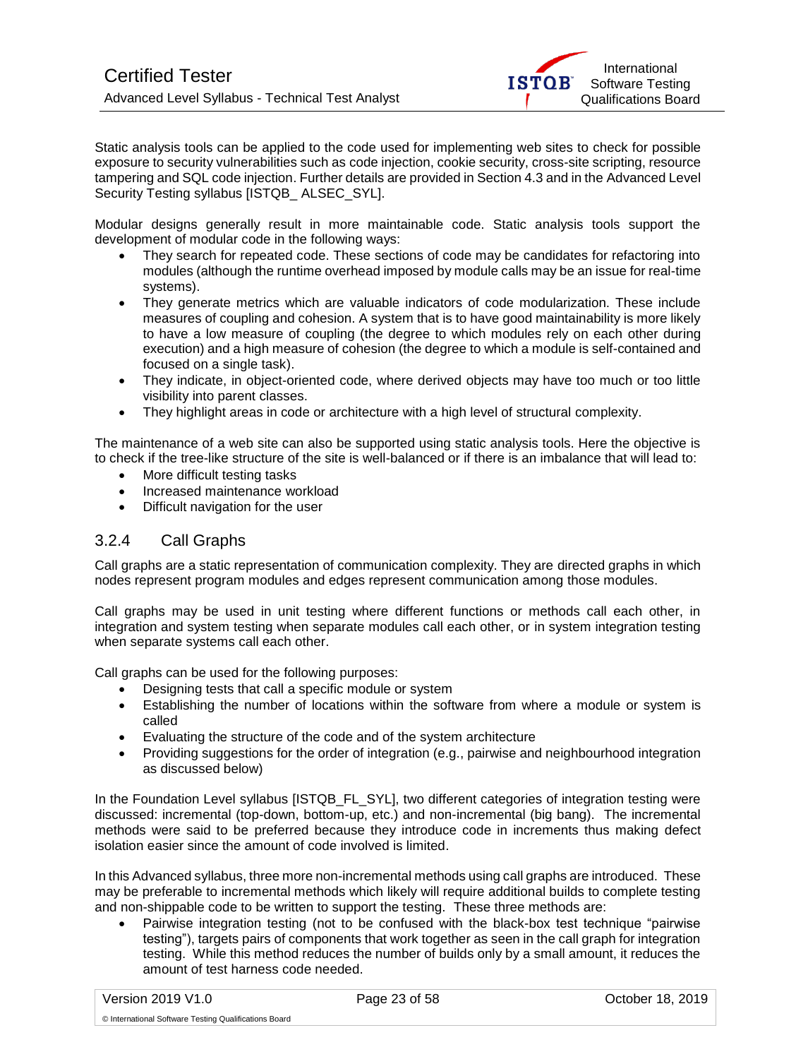Static analysis tools can be applied to the code used for implementing web sites to check for possible exposure to security vulnerabilities such as code injection, cookie security, cross-site scripting, resource tampering and SQL code injection. Further details are provided in Section 4.3 and in the Advanced Level Security Testing syllabus [ISTQB_ ALSEC_SYL].

Modular designs generally result in more maintainable code. Static analysis tools support the development of modular code in the following ways:

- They search for repeated code. These sections of code may be candidates for refactoring into modules (although the runtime overhead imposed by module calls may be an issue for real-time systems).
- They generate metrics which are valuable indicators of code modularization. These include measures of coupling and cohesion. A system that is to have good maintainability is more likely to have a low measure of coupling (the degree to which modules rely on each other during execution) and a high measure of cohesion (the degree to which a module is self-contained and focused on a single task).
- They indicate, in object-oriented code, where derived objects may have too much or too little visibility into parent classes.
- They highlight areas in code or architecture with a high level of structural complexity.

The maintenance of a web site can also be supported using static analysis tools. Here the objective is to check if the tree-like structure of the site is well-balanced or if there is an imbalance that will lead to:

- More difficult testing tasks
- Increased maintenance workload
- Difficult navigation for the user

### 3.2.4 Call Graphs

Call graphs are a static representation of communication complexity. They are directed graphs in which nodes represent program modules and edges represent communication among those modules.

Call graphs may be used in unit testing where different functions or methods call each other, in integration and system testing when separate modules call each other, or in system integration testing when separate systems call each other.

Call graphs can be used for the following purposes:

- Designing tests that call a specific module or system
- Establishing the number of locations within the software from where a module or system is called
- Evaluating the structure of the code and of the system architecture
- Providing suggestions for the order of integration (e.g., pairwise and neighbourhood integration as discussed below)

In the Foundation Level syllabus [ISTQB_FL_SYL], two different categories of integration testing were discussed: incremental (top-down, bottom-up, etc.) and non-incremental (big bang). The incremental methods were said to be preferred because they introduce code in increments thus making defect isolation easier since the amount of code involved is limited.

In this Advanced syllabus, three more non-incremental methods using call graphs are introduced. These may be preferable to incremental methods which likely will require additional builds to complete testing and non-shippable code to be written to support the testing. These three methods are:

- Pairwise integration testing (not to be confused with the black-box test technique "pairwise testing"), targets pairs of components that work together as seen in the call graph for integration testing. While this method reduces the number of builds only by a small amount, it reduces the amount of test harness code needed.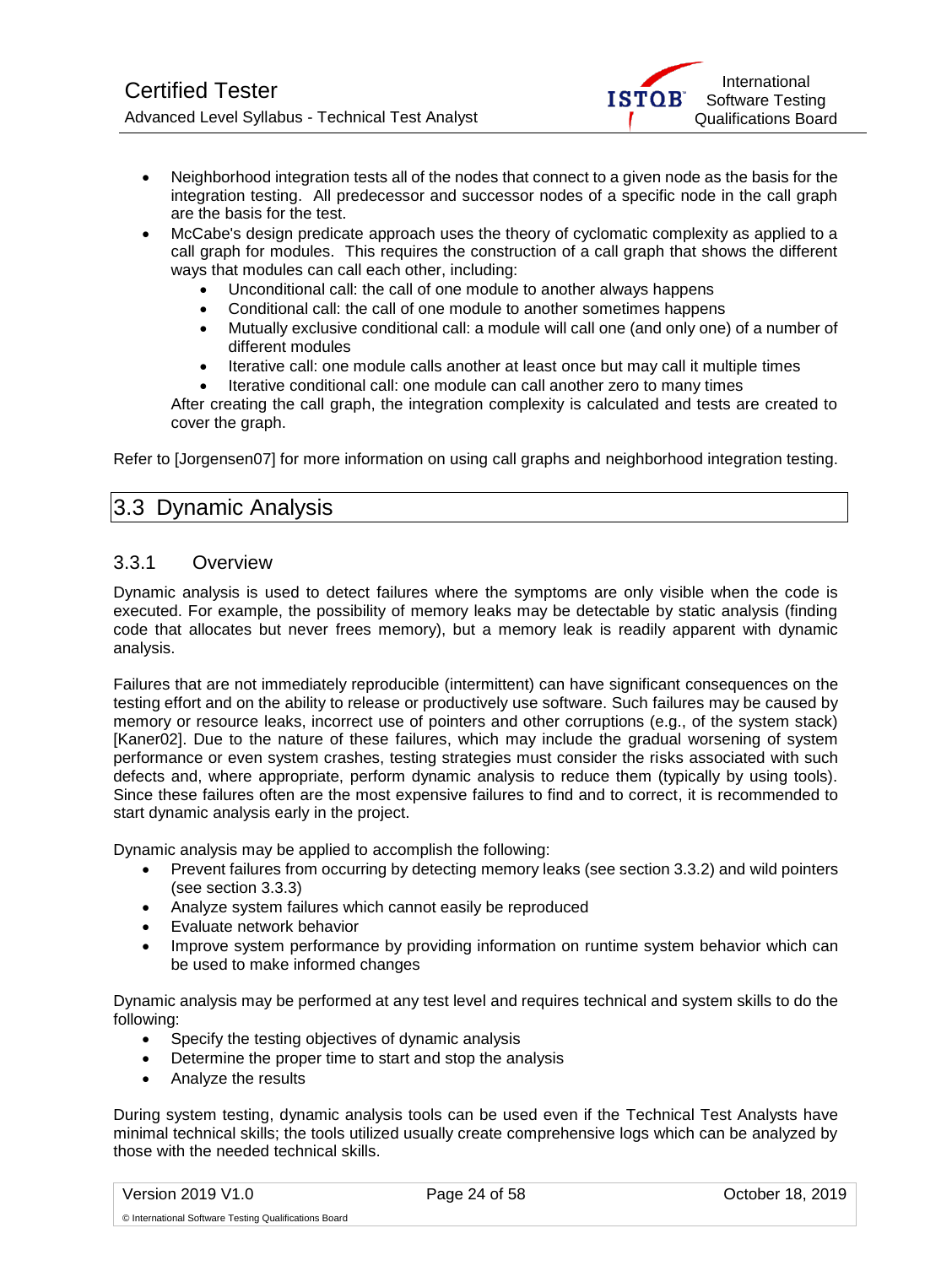- Neighborhood integration tests all of the nodes that connect to a given node as the basis for the integration testing. All predecessor and successor nodes of a specific node in the call graph are the basis for the test.
- McCabe's design predicate approach uses the theory of cyclomatic complexity as applied to a call graph for modules. This requires the construction of a call graph that shows the different ways that modules can call each other, including:
    - Unconditional call: the call of one module to another always happens
    - Conditional call: the call of one module to another sometimes happens
    - Mutually exclusive conditional call: a module will call one (and only one) of a number of different modules
    - Iterative call: one module calls another at least once but may call it multiple times
    - Iterative conditional call: one module can call another zero to many times

  After creating the call graph, the integration complexity is calculated and tests are created to cover the graph.

Refer to [Jorgensen07] for more information on using call graphs and neighborhood integration testing.

## 3.3 Dynamic Analysis

### 3.3.1 Overview

Dynamic analysis is used to detect failures where the symptoms are only visible when the code is executed. For example, the possibility of memory leaks may be detectable by static analysis (finding code that allocates but never frees memory), but a memory leak is readily apparent with dynamic analysis.

Failures that are not immediately reproducible (intermittent) can have significant consequences on the testing effort and on the ability to release or productively use software. Such failures may be caused by memory or resource leaks, incorrect use of pointers and other corruptions (e.g., of the system stack) [Kaner02]. Due to the nature of these failures, which may include the gradual worsening of system performance or even system crashes, testing strategies must consider the risks associated with such defects and, where appropriate, perform dynamic analysis to reduce them (typically by using tools). Since these failures often are the most expensive failures to find and to correct, it is recommended to start dynamic analysis early in the project.

Dynamic analysis may be applied to accomplish the following:

- Prevent failures from occurring by detecting memory leaks (see section 3.3.2) and wild pointers (see section 3.3.3)
- Analyze system failures which cannot easily be reproduced
- Evaluate network behavior
- Improve system performance by providing information on runtime system behavior which can be used to make informed changes

Dynamic analysis may be performed at any test level and requires technical and system skills to do the following:

- Specify the testing objectives of dynamic analysis
- Determine the proper time to start and stop the analysis
- Analyze the results

During system testing, dynamic analysis tools can be used even if the Technical Test Analysts have minimal technical skills; the tools utilized usually create comprehensive logs which can be analyzed by those with the needed technical skills.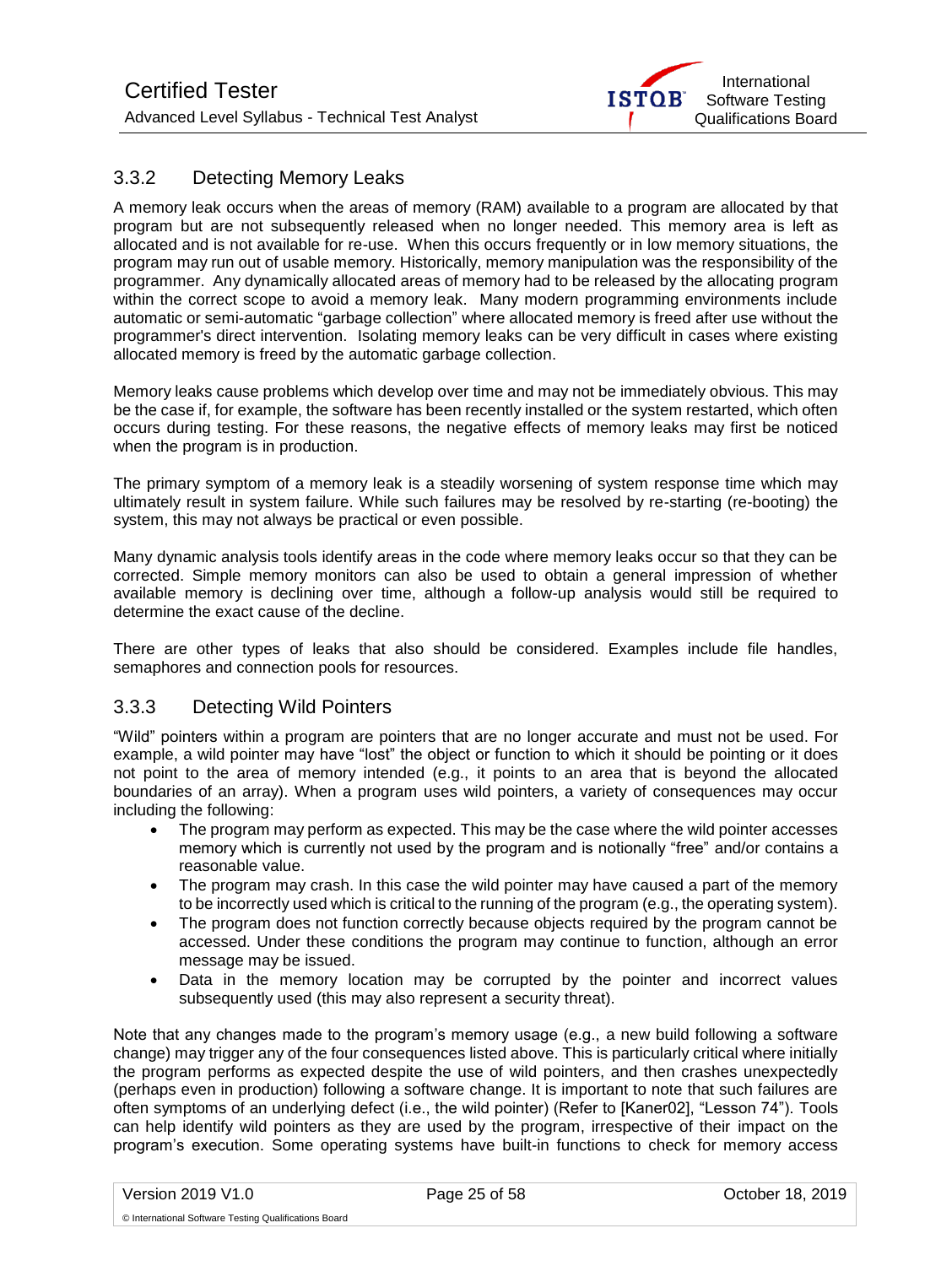### 3.3.2 Detecting Memory Leaks

A memory leak occurs when the areas of memory (RAM) available to a program are allocated by that program but are not subsequently released when no longer needed. This memory area is left as allocated and is not available for re-use. When this occurs frequently or in low memory situations, the program may run out of usable memory. Historically, memory manipulation was the responsibility of the programmer. Any dynamically allocated areas of memory had to be released by the allocating program within the correct scope to avoid a memory leak. Many modern programming environments include automatic or semi-automatic "garbage collection" where allocated memory is freed after use without the programmer's direct intervention. Isolating memory leaks can be very difficult in cases where existing allocated memory is freed by the automatic garbage collection.

Memory leaks cause problems which develop over time and may not be immediately obvious. This may be the case if, for example, the software has been recently installed or the system restarted, which often occurs during testing. For these reasons, the negative effects of memory leaks may first be noticed when the program is in production.

The primary symptom of a memory leak is a steadily worsening of system response time which may ultimately result in system failure. While such failures may be resolved by re-starting (re-booting) the system, this may not always be practical or even possible.

Many dynamic analysis tools identify areas in the code where memory leaks occur so that they can be corrected. Simple memory monitors can also be used to obtain a general impression of whether available memory is declining over time, although a follow-up analysis would still be required to determine the exact cause of the decline.

There are other types of leaks that also should be considered. Examples include file handles, semaphores and connection pools for resources.

### 3.3.3 Detecting Wild Pointers

"Wild" pointers within a program are pointers that are no longer accurate and must not be used. For example, a wild pointer may have "lost" the object or function to which it should be pointing or it does not point to the area of memory intended (e.g., it points to an area that is beyond the allocated boundaries of an array). When a program uses wild pointers, a variety of consequences may occur including the following:

- The program may perform as expected. This may be the case where the wild pointer accesses memory which is currently not used by the program and is notionally "free" and/or contains a reasonable value.
- The program may crash. In this case the wild pointer may have caused a part of the memory to be incorrectly used which is critical to the running of the program (e.g., the operating system).
- The program does not function correctly because objects required by the program cannot be accessed. Under these conditions the program may continue to function, although an error message may be issued.
- Data in the memory location may be corrupted by the pointer and incorrect values subsequently used (this may also represent a security threat).

Note that any changes made to the program's memory usage (e.g., a new build following a software change) may trigger any of the four consequences listed above. This is particularly critical where initially the program performs as expected despite the use of wild pointers, and then crashes unexpectedly (perhaps even in production) following a software change. It is important to note that such failures are often symptoms of an underlying defect (i.e., the wild pointer) (Refer to [Kaner02], "Lesson 74"). Tools can help identify wild pointers as they are used by the program, irrespective of their impact on the program's execution. Some operating systems have built-in functions to check for memory access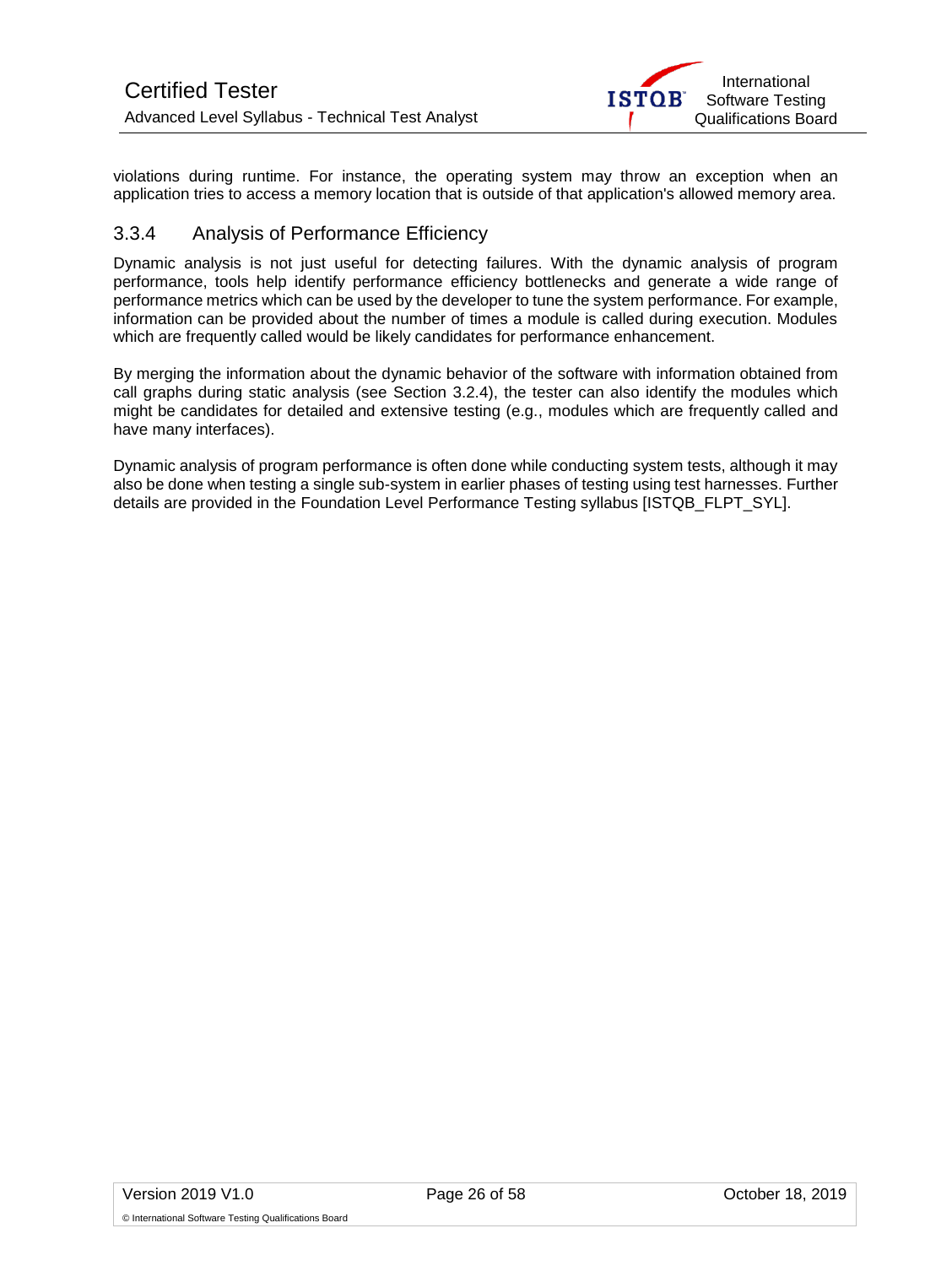violations during runtime. For instance, the operating system may throw an exception when an application tries to access a memory location that is outside of that application's allowed memory area.

### 3.3.4 Analysis of Performance Efficiency

Dynamic analysis is not just useful for detecting failures. With the dynamic analysis of program performance, tools help identify performance efficiency bottlenecks and generate a wide range of performance metrics which can be used by the developer to tune the system performance. For example, information can be provided about the number of times a module is called during execution. Modules which are frequently called would be likely candidates for performance enhancement.

By merging the information about the dynamic behavior of the software with information obtained from call graphs during static analysis (see Section 3.2.4), the tester can also identify the modules which might be candidates for detailed and extensive testing (e.g., modules which are frequently called and have many interfaces).

Dynamic analysis of program performance is often done while conducting system tests, although it may also be done when testing a single sub-system in earlier phases of testing using test harnesses. Further details are provided in the Foundation Level Performance Testing syllabus [ISTQB_FLPT_SYL].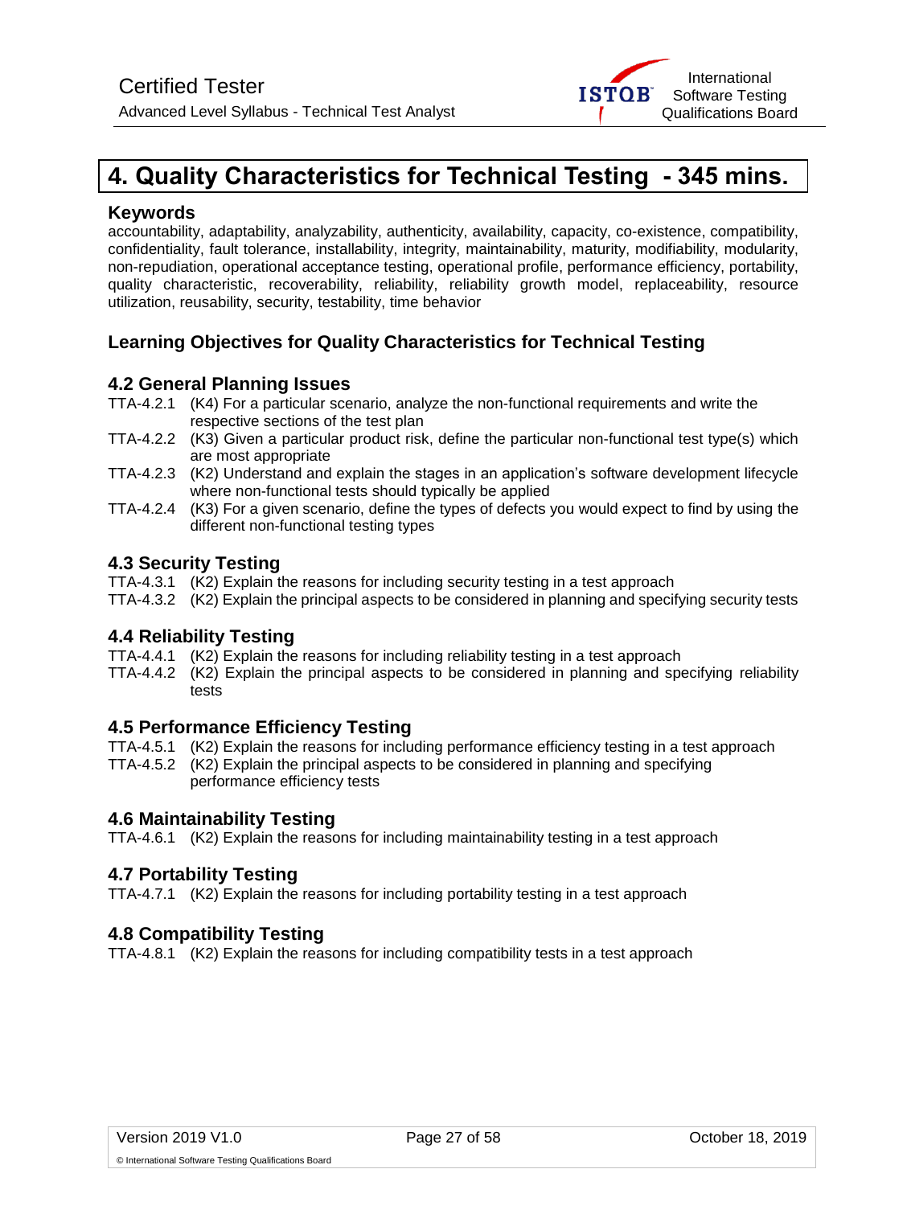# 4. Quality Characteristics for Technical Testing - 345 mins.

### Keywords

accountability, adaptability, analyzability, authenticity, availability, capacity, co-existence, compatibility, confidentiality, fault tolerance, installability, integrity, maintainability, maturity, modifiability, modularity, non-repudiation, operational acceptance testing, operational profile, performance efficiency, portability, quality characteristic, recoverability, reliability, reliability growth model, replaceability, resource utilization, reusability, security, testability, time behavior

### Learning Objectives for Quality Characteristics for Technical Testing

### 4.2 General Planning Issues

TTA-4.2.1 (K4) For a particular scenario, analyze the non-functional requirements and write the respective sections of the test plan

TTA-4.2.2 (K3) Given a particular product risk, define the particular non-functional test type(s) which are most appropriate

TTA-4.2.3 (K2) Understand and explain the stages in an application's software development lifecycle where non-functional tests should typically be applied

TTA-4.2.4 (K3) For a given scenario, define the types of defects you would expect to find by using the different non-functional testing types

### 4.3 Security Testing

TTA-4.3.1 (K2) Explain the reasons for including security testing in a test approach

TTA-4.3.2 (K2) Explain the principal aspects to be considered in planning and specifying security tests

### 4.4 Reliability Testing

TTA-4.4.1 (K2) Explain the reasons for including reliability testing in a test approach

TTA-4.4.2 (K2) Explain the principal aspects to be considered in planning and specifying reliability tests

### 4.5 Performance Efficiency Testing

TTA-4.5.1 (K2) Explain the reasons for including performance efficiency testing in a test approach

TTA-4.5.2 (K2) Explain the principal aspects to be considered in planning and specifying performance efficiency tests

### 4.6 Maintainability Testing

TTA-4.6.1 (K2) Explain the reasons for including maintainability testing in a test approach

### 4.7 Portability Testing

TTA-4.7.1 (K2) Explain the reasons for including portability testing in a test approach

### 4.8 Compatibility Testing

TTA-4.8.1 (K2) Explain the reasons for including compatibility tests in a test approach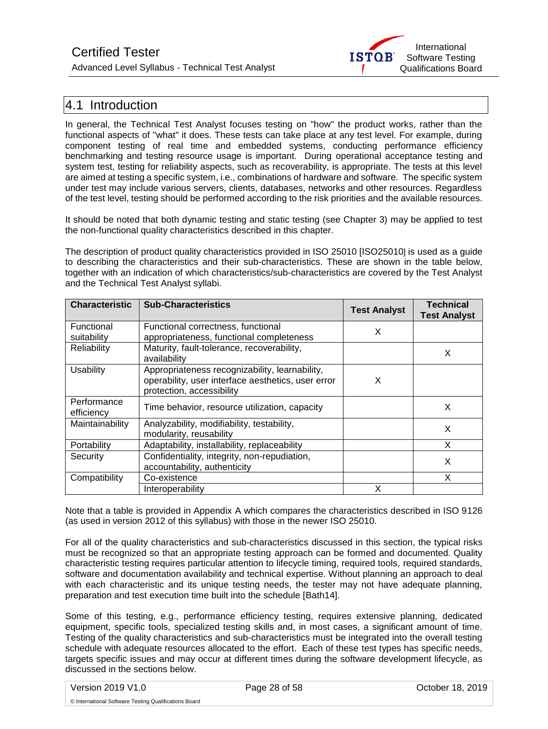## 4.1 Introduction

In general, the Technical Test Analyst focuses testing on "how" the product works, rather than the functional aspects of "what" it does. These tests can take place at any test level. For example, during component testing of real time and embedded systems, conducting performance efficiency benchmarking and testing resource usage is important. During operational acceptance testing and system test, testing for reliability aspects, such as recoverability, is appropriate. The tests at this level are aimed at testing a specific system, i.e., combinations of hardware and software. The specific system under test may include various servers, clients, databases, networks and other resources. Regardless of the test level, testing should be performed according to the risk priorities and the available resources.

It should be noted that both dynamic testing and static testing (see Chapter 3) may be applied to test the non-functional quality characteristics described in this chapter.

The description of product quality characteristics provided in ISO 25010 [ISO25010] is used as a guide to describing the characteristics and their sub-characteristics. These are shown in the table below, together with an indication of which characteristics/sub-characteristics are covered by the Test Analyst and the Technical Test Analyst syllabi.

| Characteristic | Sub-Characteristics | Test Analyst | Technical Test Analyst |
|---|---|---|---|
| Functional suitability | Functional correctness, functional appropriateness, functional completeness | X | |
| Reliability | Maturity, fault-tolerance, recoverability, availability | | X |
| Usability | Appropriateness recognizability, learnability, operability, user interface aesthetics, user error protection, accessibility | X | |
| Performance efficiency | Time behavior, resource utilization, capacity | | X |
| Maintainability | Analyzability, modifiability, testability, modularity, reusability | | X |
| Portability | Adaptability, installability, replaceability | | X |
| Security | Confidentiality, integrity, non-repudiation, accountability, authenticity | | X |
| Compatibility | Co-existence | | X |
| | Interoperability | X | |

Note that a table is provided in Appendix A which compares the characteristics described in ISO 9126 (as used in version 2012 of this syllabus) with those in the newer ISO 25010.

For all of the quality characteristics and sub-characteristics discussed in this section, the typical risks must be recognized so that an appropriate testing approach can be formed and documented. Quality characteristic testing requires particular attention to lifecycle timing, required tools, required standards, software and documentation availability and technical expertise. Without planning an approach to deal with each characteristic and its unique testing needs, the tester may not have adequate planning, preparation and test execution time built into the schedule [Bath14].

Some of this testing, e.g., performance efficiency testing, requires extensive planning, dedicated equipment, specific tools, specialized testing skills and, in most cases, a significant amount of time. Testing of the quality characteristics and sub-characteristics must be integrated into the overall testing schedule with adequate resources allocated to the effort. Each of these test types has specific needs, targets specific issues and may occur at different times during the software development lifecycle, as discussed in the sections below.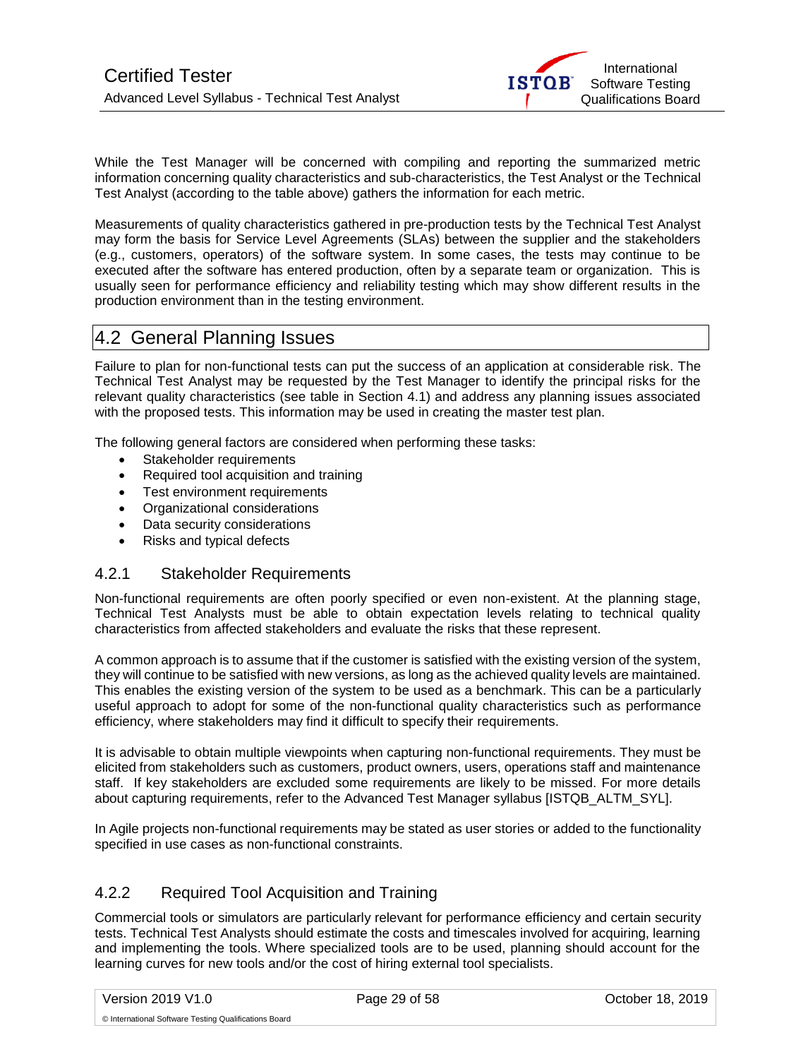While the Test Manager will be concerned with compiling and reporting the summarized metric information concerning quality characteristics and sub-characteristics, the Test Analyst or the Technical Test Analyst (according to the table above) gathers the information for each metric.

Measurements of quality characteristics gathered in pre-production tests by the Technical Test Analyst may form the basis for Service Level Agreements (SLAs) between the supplier and the stakeholders (e.g., customers, operators) of the software system. In some cases, the tests may continue to be executed after the software has entered production, often by a separate team or organization. This is usually seen for performance efficiency and reliability testing which may show different results in the production environment than in the testing environment.

## 4.2 General Planning Issues

Failure to plan for non-functional tests can put the success of an application at considerable risk. The Technical Test Analyst may be requested by the Test Manager to identify the principal risks for the relevant quality characteristics (see table in Section 4.1) and address any planning issues associated with the proposed tests. This information may be used in creating the master test plan.

The following general factors are considered when performing these tasks:

- Stakeholder requirements
- Required tool acquisition and training
- Test environment requirements
- Organizational considerations
- Data security considerations
- Risks and typical defects

### 4.2.1 Stakeholder Requirements

Non-functional requirements are often poorly specified or even non-existent. At the planning stage, Technical Test Analysts must be able to obtain expectation levels relating to technical quality characteristics from affected stakeholders and evaluate the risks that these represent.

A common approach is to assume that if the customer is satisfied with the existing version of the system, they will continue to be satisfied with new versions, as long as the achieved quality levels are maintained. This enables the existing version of the system to be used as a benchmark. This can be a particularly useful approach to adopt for some of the non-functional quality characteristics such as performance efficiency, where stakeholders may find it difficult to specify their requirements.

It is advisable to obtain multiple viewpoints when capturing non-functional requirements. They must be elicited from stakeholders such as customers, product owners, users, operations staff and maintenance staff. If key stakeholders are excluded some requirements are likely to be missed. For more details about capturing requirements, refer to the Advanced Test Manager syllabus [ISTQB_ALTM_SYL].

In Agile projects non-functional requirements may be stated as user stories or added to the functionality specified in use cases as non-functional constraints.

### 4.2.2 Required Tool Acquisition and Training

Commercial tools or simulators are particularly relevant for performance efficiency and certain security tests. Technical Test Analysts should estimate the costs and timescales involved for acquiring, learning and implementing the tools. Where specialized tools are to be used, planning should account for the learning curves for new tools and/or the cost of hiring external tool specialists.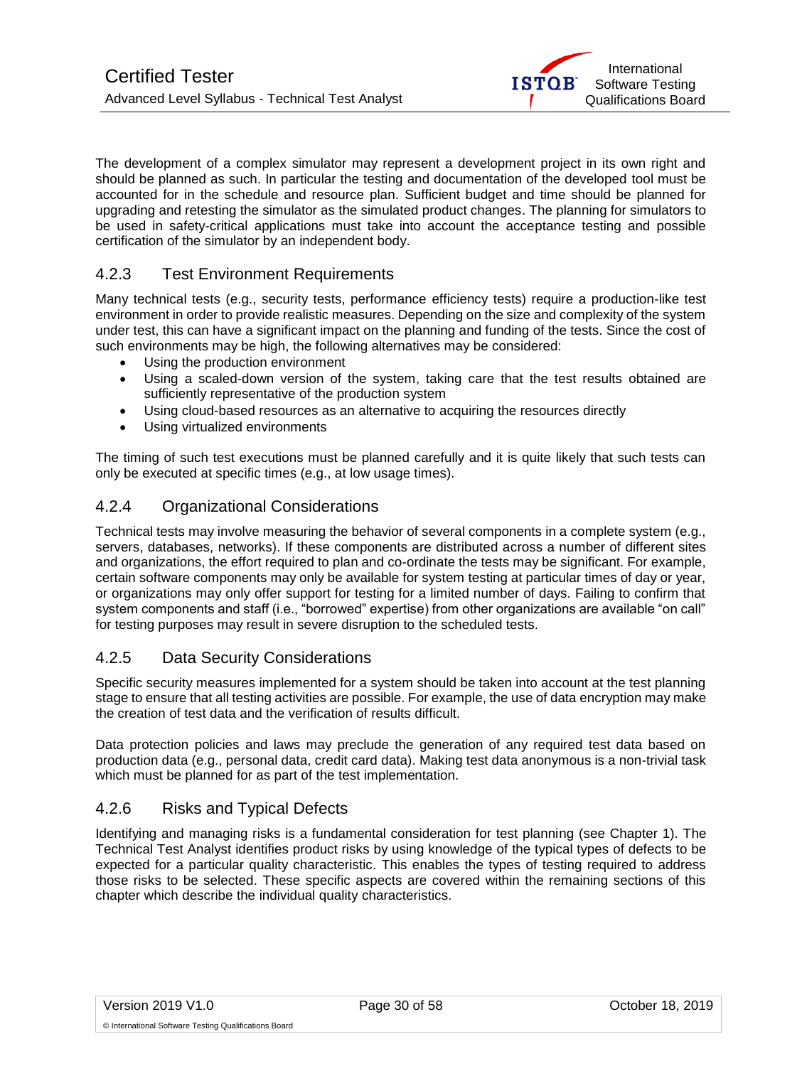The development of a complex simulator may represent a development project in its own right and should be planned as such. In particular the testing and documentation of the developed tool must be accounted for in the schedule and resource plan. Sufficient budget and time should be planned for upgrading and retesting the simulator as the simulated product changes. The planning for simulators to be used in safety-critical applications must take into account the acceptance testing and possible certification of the simulator by an independent body.

### 4.2.3 Test Environment Requirements

Many technical tests (e.g., security tests, performance efficiency tests) require a production-like test environment in order to provide realistic measures. Depending on the size and complexity of the system under test, this can have a significant impact on the planning and funding of the tests. Since the cost of such environments may be high, the following alternatives may be considered:

- Using the production environment
- Using a scaled-down version of the system, taking care that the test results obtained are sufficiently representative of the production system
- Using cloud-based resources as an alternative to acquiring the resources directly
- Using virtualized environments

The timing of such test executions must be planned carefully and it is quite likely that such tests can only be executed at specific times (e.g., at low usage times).

### 4.2.4 Organizational Considerations

Technical tests may involve measuring the behavior of several components in a complete system (e.g., servers, databases, networks). If these components are distributed across a number of different sites and organizations, the effort required to plan and co-ordinate the tests may be significant. For example, certain software components may only be available for system testing at particular times of day or year, or organizations may only offer support for testing for a limited number of days. Failing to confirm that system components and staff (i.e., "borrowed" expertise) from other organizations are available "on call" for testing purposes may result in severe disruption to the scheduled tests.

### 4.2.5 Data Security Considerations

Specific security measures implemented for a system should be taken into account at the test planning stage to ensure that all testing activities are possible. For example, the use of data encryption may make the creation of test data and the verification of results difficult.

Data protection policies and laws may preclude the generation of any required test data based on production data (e.g., personal data, credit card data). Making test data anonymous is a non-trivial task which must be planned for as part of the test implementation.

### 4.2.6 Risks and Typical Defects

Identifying and managing risks is a fundamental consideration for test planning (see Chapter 1). The Technical Test Analyst identifies product risks by using knowledge of the typical types of defects to be expected for a particular quality characteristic. This enables the types of testing required to address those risks to be selected. These specific aspects are covered within the remaining sections of this chapter which describe the individual quality characteristics.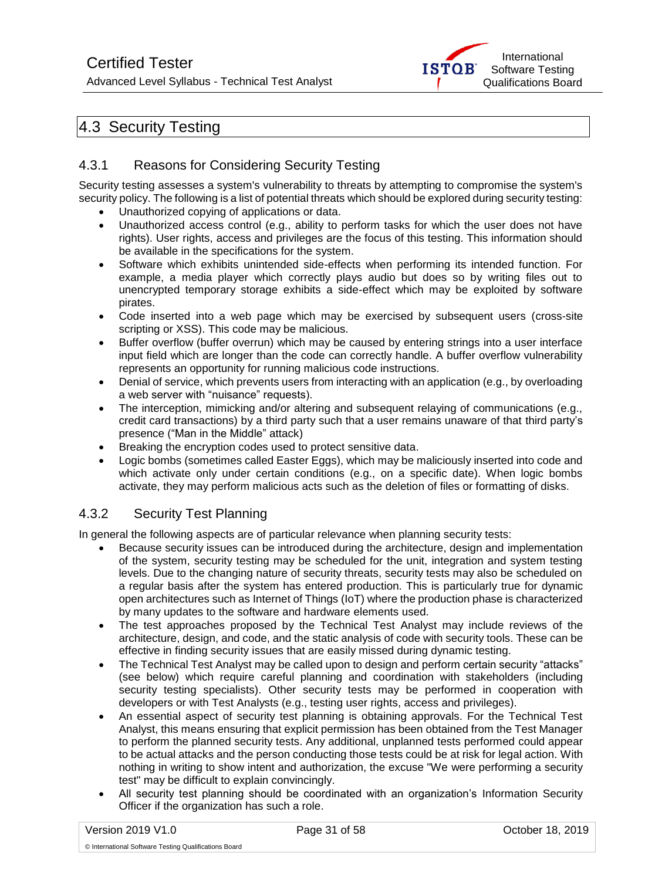## 4.3 Security Testing

### 4.3.1 Reasons for Considering Security Testing

Security testing assesses a system's vulnerability to threats by attempting to compromise the system's security policy. The following is a list of potential threats which should be explored during security testing:

- Unauthorized copying of applications or data.
- Unauthorized access control (e.g., ability to perform tasks for which the user does not have rights). User rights, access and privileges are the focus of this testing. This information should be available in the specifications for the system.
- Software which exhibits unintended side-effects when performing its intended function. For example, a media player which correctly plays audio but does so by writing files out to unencrypted temporary storage exhibits a side-effect which may be exploited by software pirates.
- Code inserted into a web page which may be exercised by subsequent users (cross-site scripting or XSS). This code may be malicious.
- Buffer overflow (buffer overrun) which may be caused by entering strings into a user interface input field which are longer than the code can correctly handle. A buffer overflow vulnerability represents an opportunity for running malicious code instructions.
- Denial of service, which prevents users from interacting with an application (e.g., by overloading a web server with "nuisance" requests).
- The interception, mimicking and/or altering and subsequent relaying of communications (e.g., credit card transactions) by a third party such that a user remains unaware of that third party's presence ("Man in the Middle" attack)
- Breaking the encryption codes used to protect sensitive data.
- Logic bombs (sometimes called Easter Eggs), which may be maliciously inserted into code and which activate only under certain conditions (e.g., on a specific date). When logic bombs activate, they may perform malicious acts such as the deletion of files or formatting of disks.

### 4.3.2 Security Test Planning

In general the following aspects are of particular relevance when planning security tests:

- Because security issues can be introduced during the architecture, design and implementation of the system, security testing may be scheduled for the unit, integration and system testing levels. Due to the changing nature of security threats, security tests may also be scheduled on a regular basis after the system has entered production. This is particularly true for dynamic open architectures such as Internet of Things (IoT) where the production phase is characterized by many updates to the software and hardware elements used.
- The test approaches proposed by the Technical Test Analyst may include reviews of the architecture, design, and code, and the static analysis of code with security tools. These can be effective in finding security issues that are easily missed during dynamic testing.
- The Technical Test Analyst may be called upon to design and perform certain security "attacks" (see below) which require careful planning and coordination with stakeholders (including security testing specialists). Other security tests may be performed in cooperation with developers or with Test Analysts (e.g., testing user rights, access and privileges).
- An essential aspect of security test planning is obtaining approvals. For the Technical Test Analyst, this means ensuring that explicit permission has been obtained from the Test Manager to perform the planned security tests. Any additional, unplanned tests performed could appear to be actual attacks and the person conducting those tests could be at risk for legal action. With nothing in writing to show intent and authorization, the excuse "We were performing a security test" may be difficult to explain convincingly.
- All security test planning should be coordinated with an organization's Information Security Officer if the organization has such a role.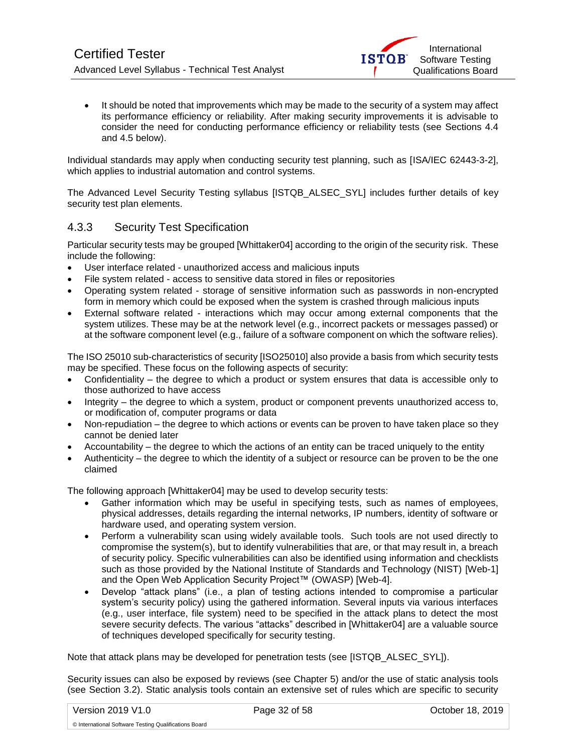- It should be noted that improvements which may be made to the security of a system may affect its performance efficiency or reliability. After making security improvements it is advisable to consider the need for conducting performance efficiency or reliability tests (see Sections 4.4 and 4.5 below).

Individual standards may apply when conducting security test planning, such as [ISA/IEC 62443-3-2], which applies to industrial automation and control systems.

The Advanced Level Security Testing syllabus [ISTQB_ALSEC_SYL] includes further details of key security test plan elements.

### 4.3.3 Security Test Specification

Particular security tests may be grouped [Whittaker04] according to the origin of the security risk. These include the following:

- User interface related - unauthorized access and malicious inputs
- File system related - access to sensitive data stored in files or repositories
- Operating system related - storage of sensitive information such as passwords in non-encrypted form in memory which could be exposed when the system is crashed through malicious inputs
- External software related - interactions which may occur among external components that the system utilizes. These may be at the network level (e.g., incorrect packets or messages passed) or at the software component level (e.g., failure of a software component on which the software relies).

The ISO 25010 sub-characteristics of security [ISO25010] also provide a basis from which security tests may be specified. These focus on the following aspects of security:

- Confidentiality – the degree to which a product or system ensures that data is accessible only to those authorized to have access
- Integrity – the degree to which a system, product or component prevents unauthorized access to, or modification of, computer programs or data
- Non-repudiation – the degree to which actions or events can be proven to have taken place so they cannot be denied later
- Accountability – the degree to which the actions of an entity can be traced uniquely to the entity
- Authenticity – the degree to which the identity of a subject or resource can be proven to be the one claimed

The following approach [Whittaker04] may be used to develop security tests:

- Gather information which may be useful in specifying tests, such as names of employees, physical addresses, details regarding the internal networks, IP numbers, identity of software or hardware used, and operating system version.
- Perform a vulnerability scan using widely available tools. Such tools are not used directly to compromise the system(s), but to identify vulnerabilities that are, or that may result in, a breach of security policy. Specific vulnerabilities can also be identified using information and checklists such as those provided by the National Institute of Standards and Technology (NIST) [Web-1] and the Open Web Application Security Project™ (OWASP) [Web-4].
- Develop "attack plans" (i.e., a plan of testing actions intended to compromise a particular system's security policy) using the gathered information. Several inputs via various interfaces (e.g., user interface, file system) need to be specified in the attack plans to detect the most severe security defects. The various "attacks" described in [Whittaker04] are a valuable source of techniques developed specifically for security testing.

Note that attack plans may be developed for penetration tests (see [ISTQB_ALSEC_SYL]).

Security issues can also be exposed by reviews (see Chapter 5) and/or the use of static analysis tools (see Section 3.2). Static analysis tools contain an extensive set of rules which are specific to security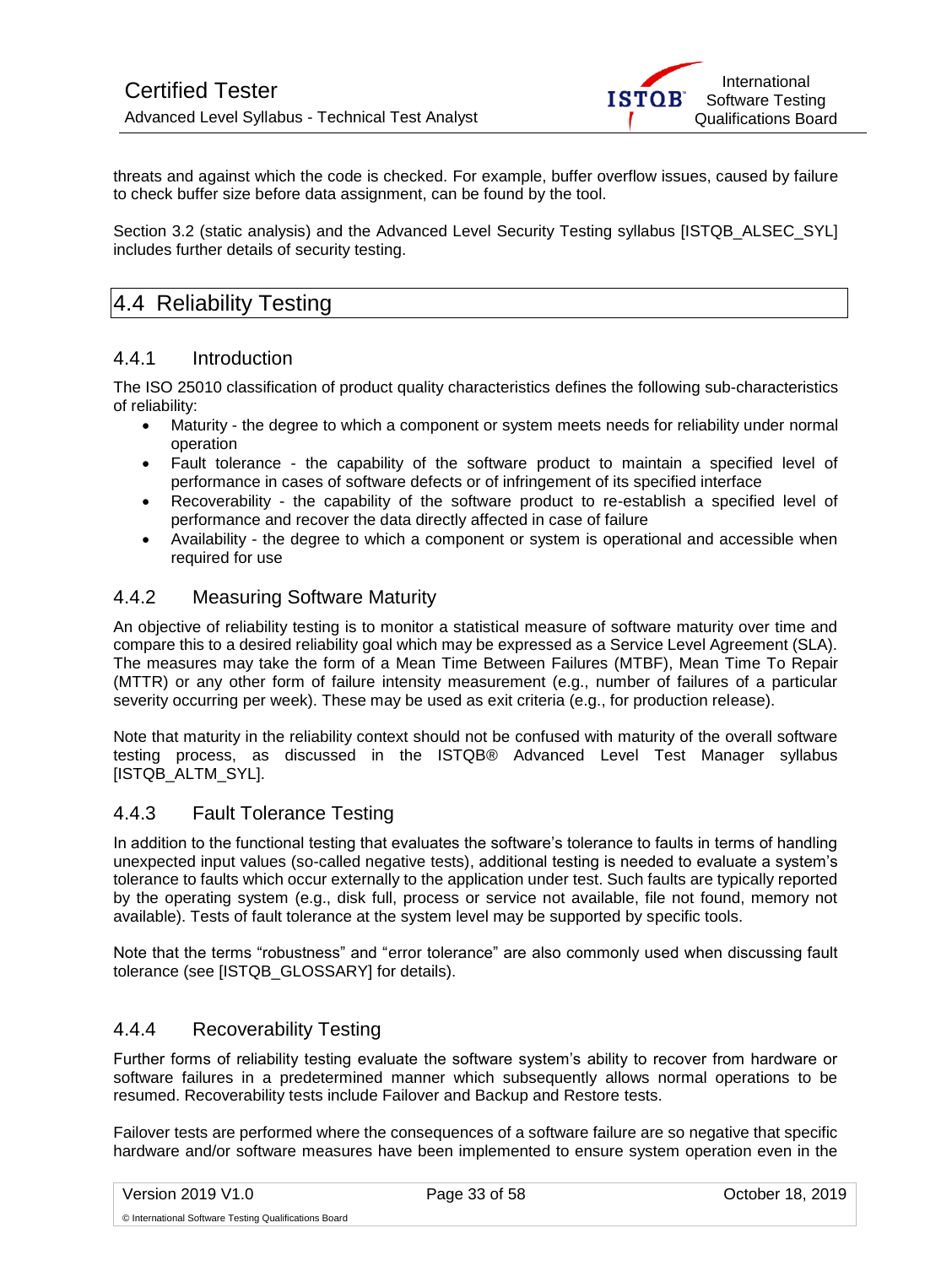threats and against which the code is checked. For example, buffer overflow issues, caused by failure to check buffer size before data assignment, can be found by the tool.

Section 3.2 (static analysis) and the Advanced Level Security Testing syllabus [ISTQB_ALSEC_SYL] includes further details of security testing.

## 4.4 Reliability Testing

### 4.4.1 Introduction

The ISO 25010 classification of product quality characteristics defines the following sub-characteristics of reliability:

- Maturity - the degree to which a component or system meets needs for reliability under normal operation
- Fault tolerance - the capability of the software product to maintain a specified level of performance in cases of software defects or of infringement of its specified interface
- Recoverability - the capability of the software product to re-establish a specified level of performance and recover the data directly affected in case of failure
- Availability - the degree to which a component or system is operational and accessible when required for use

### 4.4.2 Measuring Software Maturity

An objective of reliability testing is to monitor a statistical measure of software maturity over time and compare this to a desired reliability goal which may be expressed as a Service Level Agreement (SLA). The measures may take the form of a Mean Time Between Failures (MTBF), Mean Time To Repair (MTTR) or any other form of failure intensity measurement (e.g., number of failures of a particular severity occurring per week). These may be used as exit criteria (e.g., for production release).

Note that maturity in the reliability context should not be confused with maturity of the overall software testing process, as discussed in the ISTQB® Advanced Level Test Manager syllabus [ISTQB_ALTM_SYL].

### 4.4.3 Fault Tolerance Testing

In addition to the functional testing that evaluates the software's tolerance to faults in terms of handling unexpected input values (so-called negative tests), additional testing is needed to evaluate a system's tolerance to faults which occur externally to the application under test. Such faults are typically reported by the operating system (e.g., disk full, process or service not available, file not found, memory not available). Tests of fault tolerance at the system level may be supported by specific tools.

Note that the terms "robustness" and "error tolerance" are also commonly used when discussing fault tolerance (see [ISTQB_GLOSSARY] for details).

### 4.4.4 Recoverability Testing

Further forms of reliability testing evaluate the software system's ability to recover from hardware or software failures in a predetermined manner which subsequently allows normal operations to be resumed. Recoverability tests include Failover and Backup and Restore tests.

Failover tests are performed where the consequences of a software failure are so negative that specific hardware and/or software measures have been implemented to ensure system operation even in the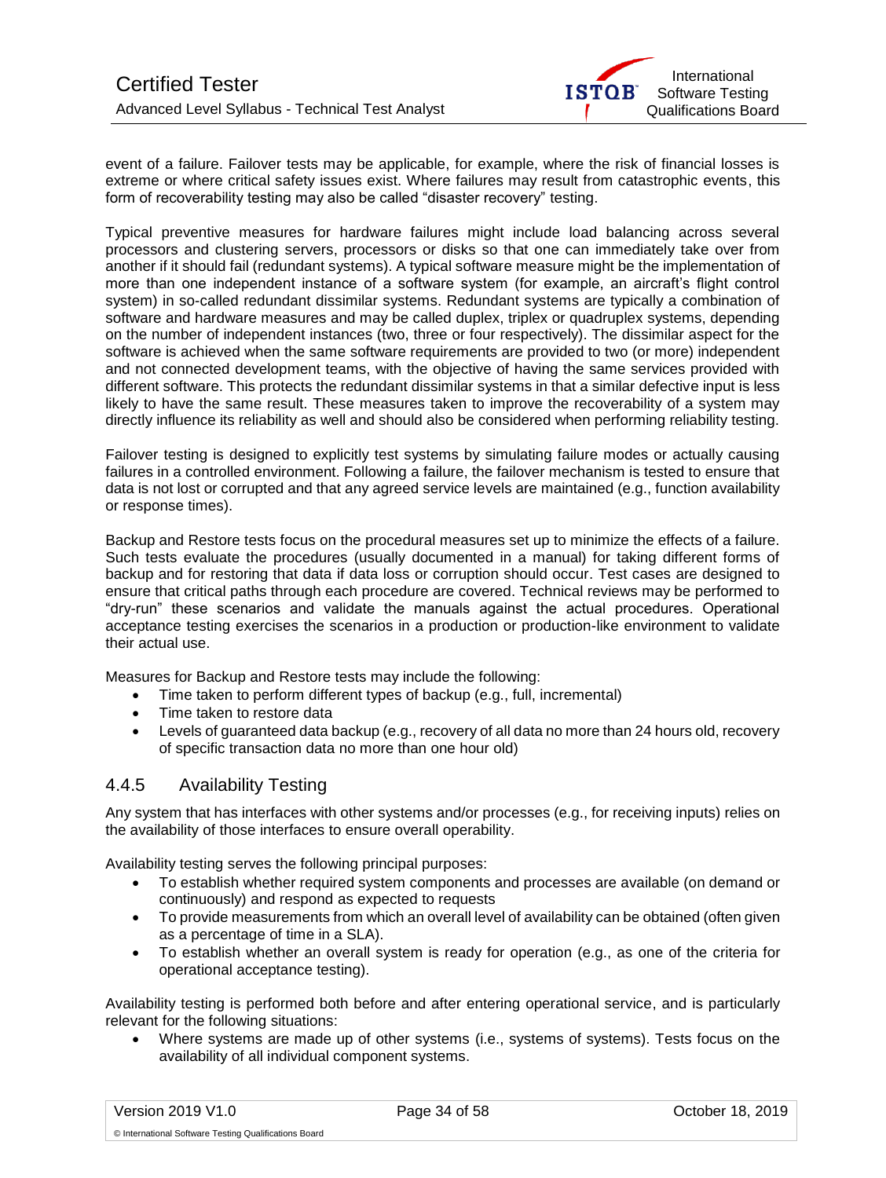event of a failure. Failover tests may be applicable, for example, where the risk of financial losses is extreme or where critical safety issues exist. Where failures may result from catastrophic events, this form of recoverability testing may also be called "disaster recovery" testing.

Typical preventive measures for hardware failures might include load balancing across several processors and clustering servers, processors or disks so that one can immediately take over from another if it should fail (redundant systems). A typical software measure might be the implementation of more than one independent instance of a software system (for example, an aircraft's flight control system) in so-called redundant dissimilar systems. Redundant systems are typically a combination of software and hardware measures and may be called duplex, triplex or quadruplex systems, depending on the number of independent instances (two, three or four respectively). The dissimilar aspect for the software is achieved when the same software requirements are provided to two (or more) independent and not connected development teams, with the objective of having the same services provided with different software. This protects the redundant dissimilar systems in that a similar defective input is less likely to have the same result. These measures taken to improve the recoverability of a system may directly influence its reliability as well and should also be considered when performing reliability testing.

Failover testing is designed to explicitly test systems by simulating failure modes or actually causing failures in a controlled environment. Following a failure, the failover mechanism is tested to ensure that data is not lost or corrupted and that any agreed service levels are maintained (e.g., function availability or response times).

Backup and Restore tests focus on the procedural measures set up to minimize the effects of a failure. Such tests evaluate the procedures (usually documented in a manual) for taking different forms of backup and for restoring that data if data loss or corruption should occur. Test cases are designed to ensure that critical paths through each procedure are covered. Technical reviews may be performed to "dry-run" these scenarios and validate the manuals against the actual procedures. Operational acceptance testing exercises the scenarios in a production or production-like environment to validate their actual use.

Measures for Backup and Restore tests may include the following:

- Time taken to perform different types of backup (e.g., full, incremental)
- Time taken to restore data
- Levels of guaranteed data backup (e.g., recovery of all data no more than 24 hours old, recovery of specific transaction data no more than one hour old)

### 4.4.5 Availability Testing

Any system that has interfaces with other systems and/or processes (e.g., for receiving inputs) relies on the availability of those interfaces to ensure overall operability.

Availability testing serves the following principal purposes:

- To establish whether required system components and processes are available (on demand or continuously) and respond as expected to requests
- To provide measurements from which an overall level of availability can be obtained (often given as a percentage of time in a SLA).
- To establish whether an overall system is ready for operation (e.g., as one of the criteria for operational acceptance testing).

Availability testing is performed both before and after entering operational service, and is particularly relevant for the following situations:

- Where systems are made up of other systems (i.e., systems of systems). Tests focus on the availability of all individual component systems.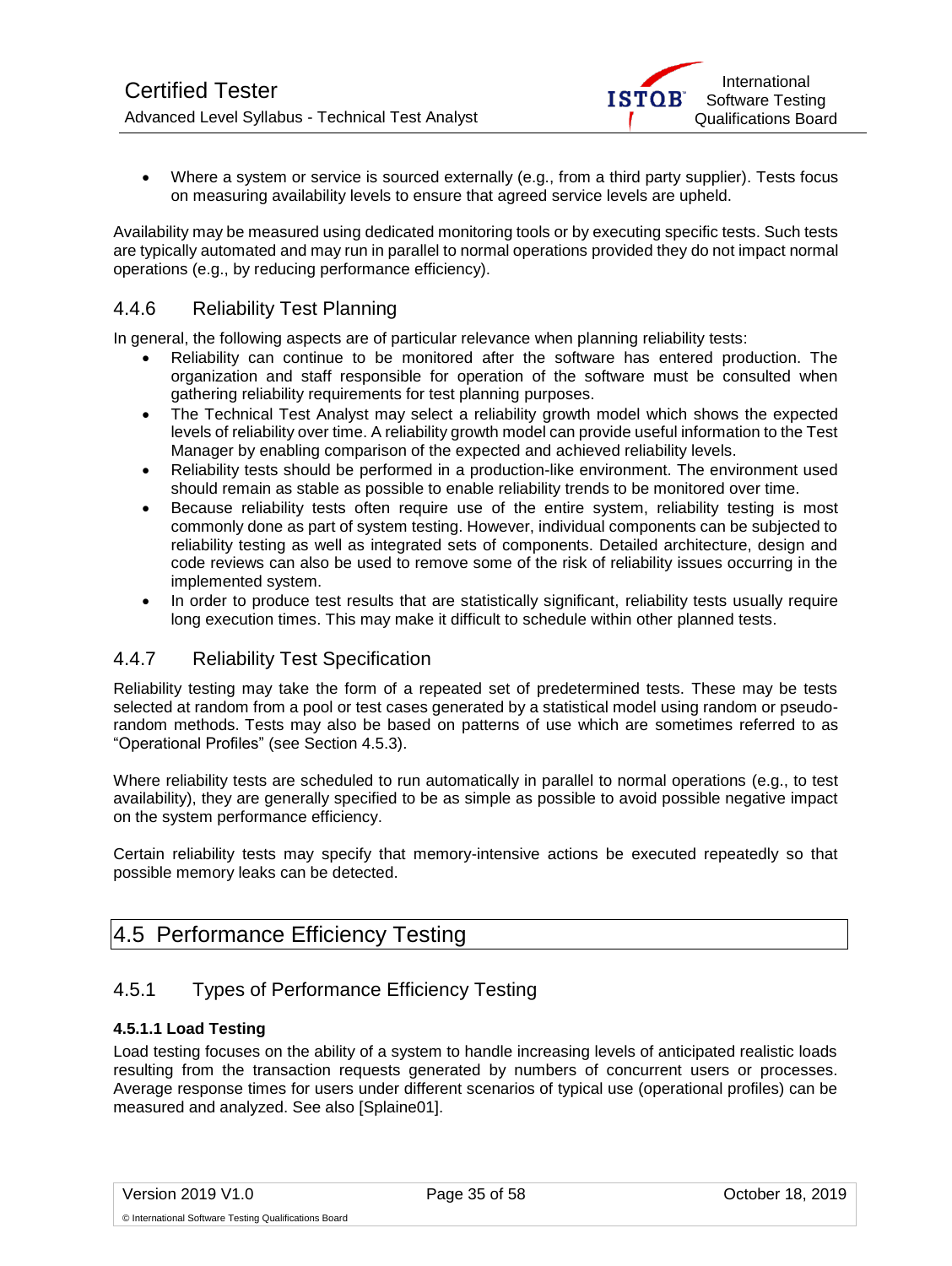- Where a system or service is sourced externally (e.g., from a third party supplier). Tests focus on measuring availability levels to ensure that agreed service levels are upheld.

Availability may be measured using dedicated monitoring tools or by executing specific tests. Such tests are typically automated and may run in parallel to normal operations provided they do not impact normal operations (e.g., by reducing performance efficiency).

### 4.4.6 Reliability Test Planning

In general, the following aspects are of particular relevance when planning reliability tests:

- Reliability can continue to be monitored after the software has entered production. The organization and staff responsible for operation of the software must be consulted when gathering reliability requirements for test planning purposes.
- The Technical Test Analyst may select a reliability growth model which shows the expected levels of reliability over time. A reliability growth model can provide useful information to the Test Manager by enabling comparison of the expected and achieved reliability levels.
- Reliability tests should be performed in a production-like environment. The environment used should remain as stable as possible to enable reliability trends to be monitored over time.
- Because reliability tests often require use of the entire system, reliability testing is most commonly done as part of system testing. However, individual components can be subjected to reliability testing as well as integrated sets of components. Detailed architecture, design and code reviews can also be used to remove some of the risk of reliability issues occurring in the implemented system.
- In order to produce test results that are statistically significant, reliability tests usually require long execution times. This may make it difficult to schedule within other planned tests.

### 4.4.7 Reliability Test Specification

Reliability testing may take the form of a repeated set of predetermined tests. These may be tests selected at random from a pool or test cases generated by a statistical model using random or pseudo-random methods. Tests may also be based on patterns of use which are sometimes referred to as "Operational Profiles" (see Section 4.5.3).

Where reliability tests are scheduled to run automatically in parallel to normal operations (e.g., to test availability), they are generally specified to be as simple as possible to avoid possible negative impact on the system performance efficiency.

Certain reliability tests may specify that memory-intensive actions be executed repeatedly so that possible memory leaks can be detected.

## 4.5 Performance Efficiency Testing

### 4.5.1 Types of Performance Efficiency Testing

#### 4.5.1.1 Load Testing

Load testing focuses on the ability of a system to handle increasing levels of anticipated realistic loads resulting from the transaction requests generated by numbers of concurrent users or processes. Average response times for users under different scenarios of typical use (operational profiles) can be measured and analyzed. See also [Splaine01].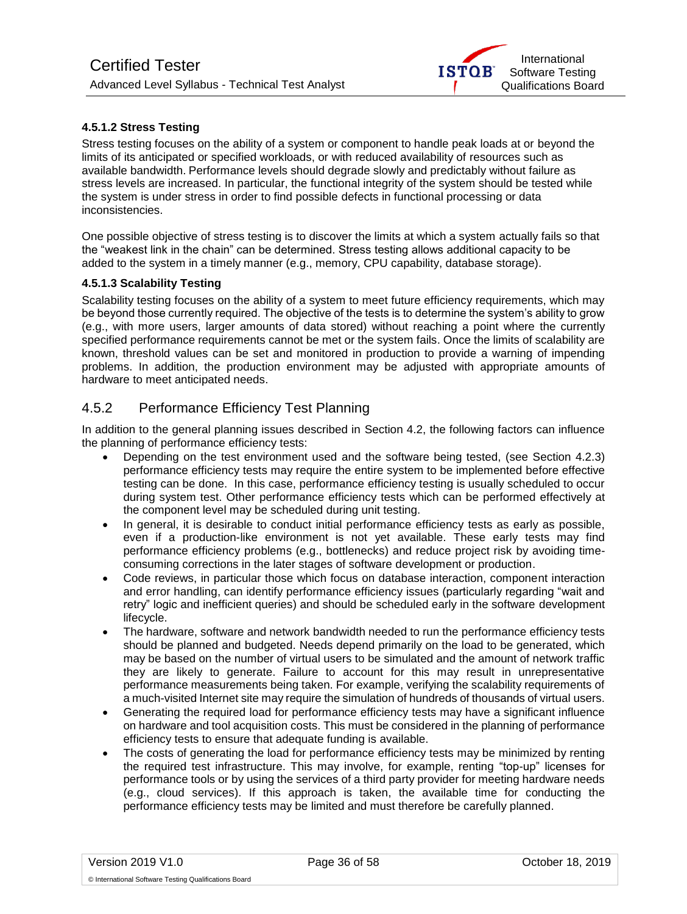#### 4.5.1.2 Stress Testing

Stress testing focuses on the ability of a system or component to handle peak loads at or beyond the limits of its anticipated or specified workloads, or with reduced availability of resources such as available bandwidth. Performance levels should degrade slowly and predictably without failure as stress levels are increased. In particular, the functional integrity of the system should be tested while the system is under stress in order to find possible defects in functional processing or data inconsistencies.

One possible objective of stress testing is to discover the limits at which a system actually fails so that the "weakest link in the chain" can be determined. Stress testing allows additional capacity to be added to the system in a timely manner (e.g., memory, CPU capability, database storage).

#### 4.5.1.3 Scalability Testing

Scalability testing focuses on the ability of a system to meet future efficiency requirements, which may be beyond those currently required. The objective of the tests is to determine the system's ability to grow (e.g., with more users, larger amounts of data stored) without reaching a point where the currently specified performance requirements cannot be met or the system fails. Once the limits of scalability are known, threshold values can be set and monitored in production to provide a warning of impending problems. In addition, the production environment may be adjusted with appropriate amounts of hardware to meet anticipated needs.

### 4.5.2 Performance Efficiency Test Planning

In addition to the general planning issues described in Section 4.2, the following factors can influence the planning of performance efficiency tests:

- Depending on the test environment used and the software being tested, (see Section 4.2.3) performance efficiency tests may require the entire system to be implemented before effective testing can be done. In this case, performance efficiency testing is usually scheduled to occur during system test. Other performance efficiency tests which can be performed effectively at the component level may be scheduled during unit testing.
- In general, it is desirable to conduct initial performance efficiency tests as early as possible, even if a production-like environment is not yet available. These early tests may find performance efficiency problems (e.g., bottlenecks) and reduce project risk by avoiding time-consuming corrections in the later stages of software development or production.
- Code reviews, in particular those which focus on database interaction, component interaction and error handling, can identify performance efficiency issues (particularly regarding "wait and retry" logic and inefficient queries) and should be scheduled early in the software development lifecycle.
- The hardware, software and network bandwidth needed to run the performance efficiency tests should be planned and budgeted. Needs depend primarily on the load to be generated, which may be based on the number of virtual users to be simulated and the amount of network traffic they are likely to generate. Failure to account for this may result in unrepresentative performance measurements being taken. For example, verifying the scalability requirements of a much-visited Internet site may require the simulation of hundreds of thousands of virtual users.
- Generating the required load for performance efficiency tests may have a significant influence on hardware and tool acquisition costs. This must be considered in the planning of performance efficiency tests to ensure that adequate funding is available.
- The costs of generating the load for performance efficiency tests may be minimized by renting the required test infrastructure. This may involve, for example, renting "top-up" licenses for performance tools or by using the services of a third party provider for meeting hardware needs (e.g., cloud services). If this approach is taken, the available time for conducting the performance efficiency tests may be limited and must therefore be carefully planned.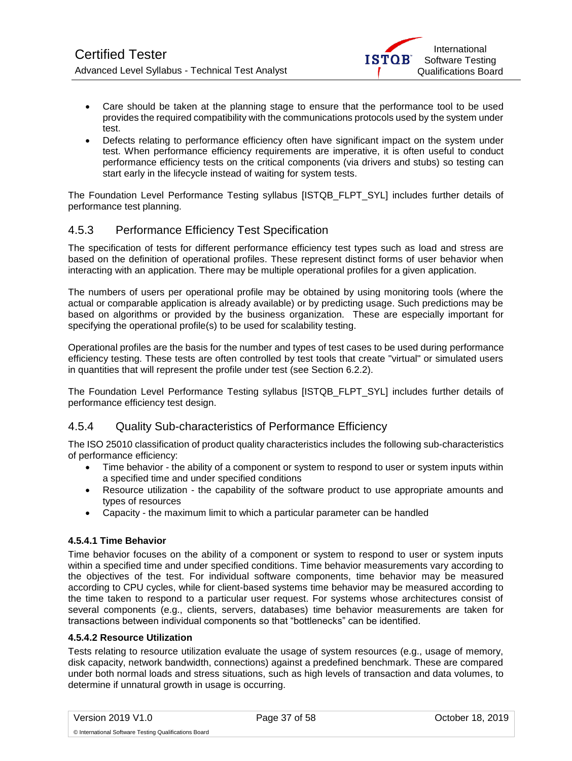- Care should be taken at the planning stage to ensure that the performance tool to be used provides the required compatibility with the communications protocols used by the system under test.
- Defects relating to performance efficiency often have significant impact on the system under test. When performance efficiency requirements are imperative, it is often useful to conduct performance efficiency tests on the critical components (via drivers and stubs) so testing can start early in the lifecycle instead of waiting for system tests.

The Foundation Level Performance Testing syllabus [ISTQB_FLPT_SYL] includes further details of performance test planning.

### 4.5.3 Performance Efficiency Test Specification

The specification of tests for different performance efficiency test types such as load and stress are based on the definition of operational profiles. These represent distinct forms of user behavior when interacting with an application. There may be multiple operational profiles for a given application.

The numbers of users per operational profile may be obtained by using monitoring tools (where the actual or comparable application is already available) or by predicting usage. Such predictions may be based on algorithms or provided by the business organization. These are especially important for specifying the operational profile(s) to be used for scalability testing.

Operational profiles are the basis for the number and types of test cases to be used during performance efficiency testing. These tests are often controlled by test tools that create "virtual" or simulated users in quantities that will represent the profile under test (see Section 6.2.2).

The Foundation Level Performance Testing syllabus [ISTQB_FLPT_SYL] includes further details of performance efficiency test design.

### 4.5.4 Quality Sub-characteristics of Performance Efficiency

The ISO 25010 classification of product quality characteristics includes the following sub-characteristics of performance efficiency:

- Time behavior - the ability of a component or system to respond to user or system inputs within a specified time and under specified conditions
- Resource utilization - the capability of the software product to use appropriate amounts and types of resources
- Capacity - the maximum limit to which a particular parameter can be handled

#### 4.5.4.1 Time Behavior

Time behavior focuses on the ability of a component or system to respond to user or system inputs within a specified time and under specified conditions. Time behavior measurements vary according to the objectives of the test. For individual software components, time behavior may be measured according to CPU cycles, while for client-based systems time behavior may be measured according to the time taken to respond to a particular user request. For systems whose architectures consist of several components (e.g., clients, servers, databases) time behavior measurements are taken for transactions between individual components so that “bottlenecks” can be identified.

#### 4.5.4.2 Resource Utilization

Tests relating to resource utilization evaluate the usage of system resources (e.g., usage of memory, disk capacity, network bandwidth, connections) against a predefined benchmark. These are compared under both normal loads and stress situations, such as high levels of transaction and data volumes, to determine if unnatural growth in usage is occurring.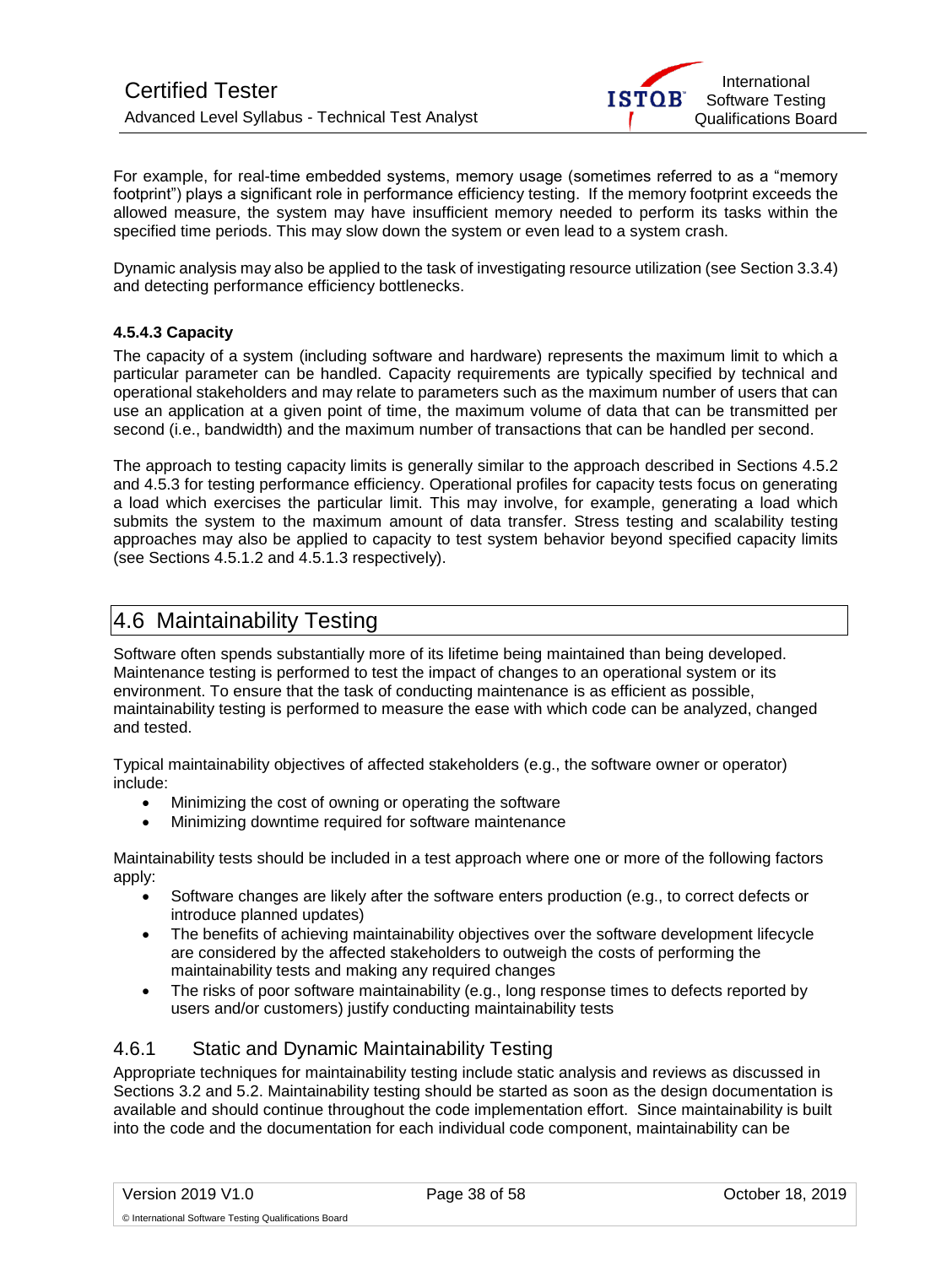For example, for real-time embedded systems, memory usage (sometimes referred to as a "memory footprint") plays a significant role in performance efficiency testing. If the memory footprint exceeds the allowed measure, the system may have insufficient memory needed to perform its tasks within the specified time periods. This may slow down the system or even lead to a system crash.

Dynamic analysis may also be applied to the task of investigating resource utilization (see Section 3.3.4) and detecting performance efficiency bottlenecks.

#### 4.5.4.3 Capacity

The capacity of a system (including software and hardware) represents the maximum limit to which a particular parameter can be handled. Capacity requirements are typically specified by technical and operational stakeholders and may relate to parameters such as the maximum number of users that can use an application at a given point of time, the maximum volume of data that can be transmitted per second (i.e., bandwidth) and the maximum number of transactions that can be handled per second.

The approach to testing capacity limits is generally similar to the approach described in Sections 4.5.2 and 4.5.3 for testing performance efficiency. Operational profiles for capacity tests focus on generating a load which exercises the particular limit. This may involve, for example, generating a load which submits the system to the maximum amount of data transfer. Stress testing and scalability testing approaches may also be applied to capacity to test system behavior beyond specified capacity limits (see Sections 4.5.1.2 and 4.5.1.3 respectively).

## 4.6 Maintainability Testing

Software often spends substantially more of its lifetime being maintained than being developed. Maintenance testing is performed to test the impact of changes to an operational system or its environment. To ensure that the task of conducting maintenance is as efficient as possible, maintainability testing is performed to measure the ease with which code can be analyzed, changed and tested.

Typical maintainability objectives of affected stakeholders (e.g., the software owner or operator) include:

- Minimizing the cost of owning or operating the software
- Minimizing downtime required for software maintenance

Maintainability tests should be included in a test approach where one or more of the following factors apply:

- Software changes are likely after the software enters production (e.g., to correct defects or introduce planned updates)
- The benefits of achieving maintainability objectives over the software development lifecycle are considered by the affected stakeholders to outweigh the costs of performing the maintainability tests and making any required changes
- The risks of poor software maintainability (e.g., long response times to defects reported by users and/or customers) justify conducting maintainability tests

### 4.6.1 Static and Dynamic Maintainability Testing

Appropriate techniques for maintainability testing include static analysis and reviews as discussed in Sections 3.2 and 5.2. Maintainability testing should be started as soon as the design documentation is available and should continue throughout the code implementation effort. Since maintainability is built into the code and the documentation for each individual code component, maintainability can be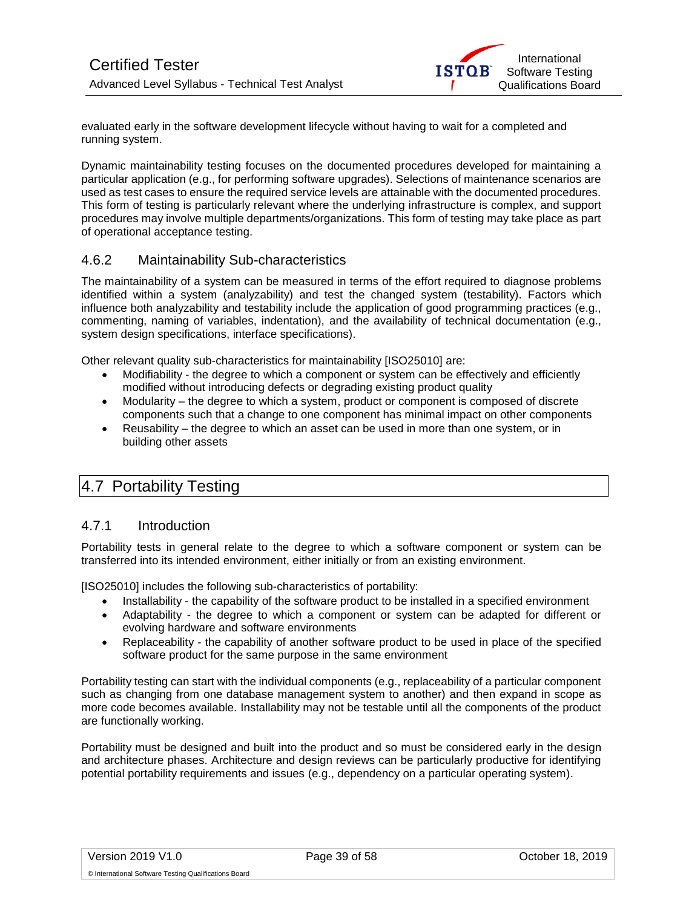evaluated early in the software development lifecycle without having to wait for a completed and running system.

Dynamic maintainability testing focuses on the documented procedures developed for maintaining a particular application (e.g., for performing software upgrades). Selections of maintenance scenarios are used as test cases to ensure the required service levels are attainable with the documented procedures. This form of testing is particularly relevant where the underlying infrastructure is complex, and support procedures may involve multiple departments/organizations. This form of testing may take place as part of operational acceptance testing.

### 4.6.2 Maintainability Sub-characteristics

The maintainability of a system can be measured in terms of the effort required to diagnose problems identified within a system (analyzability) and test the changed system (testability). Factors which influence both analyzability and testability include the application of good programming practices (e.g., commenting, naming of variables, indentation), and the availability of technical documentation (e.g., system design specifications, interface specifications).

Other relevant quality sub-characteristics for maintainability [ISO25010] are:

- Modifiability - the degree to which a component or system can be effectively and efficiently modified without introducing defects or degrading existing product quality
- Modularity – the degree to which a system, product or component is composed of discrete components such that a change to one component has minimal impact on other components
- Reusability – the degree to which an asset can be used in more than one system, or in building other assets

## 4.7 Portability Testing

### 4.7.1 Introduction

Portability tests in general relate to the degree to which a software component or system can be transferred into its intended environment, either initially or from an existing environment.

[ISO25010] includes the following sub-characteristics of portability:

- Installability - the capability of the software product to be installed in a specified environment
- Adaptability - the degree to which a component or system can be adapted for different or evolving hardware and software environments
- Replaceability - the capability of another software product to be used in place of the specified software product for the same purpose in the same environment

Portability testing can start with the individual components (e.g., replaceability of a particular component such as changing from one database management system to another) and then expand in scope as more code becomes available. Installability may not be testable until all the components of the product are functionally working.

Portability must be designed and built into the product and so must be considered early in the design and architecture phases. Architecture and design reviews can be particularly productive for identifying potential portability requirements and issues (e.g., dependency on a particular operating system).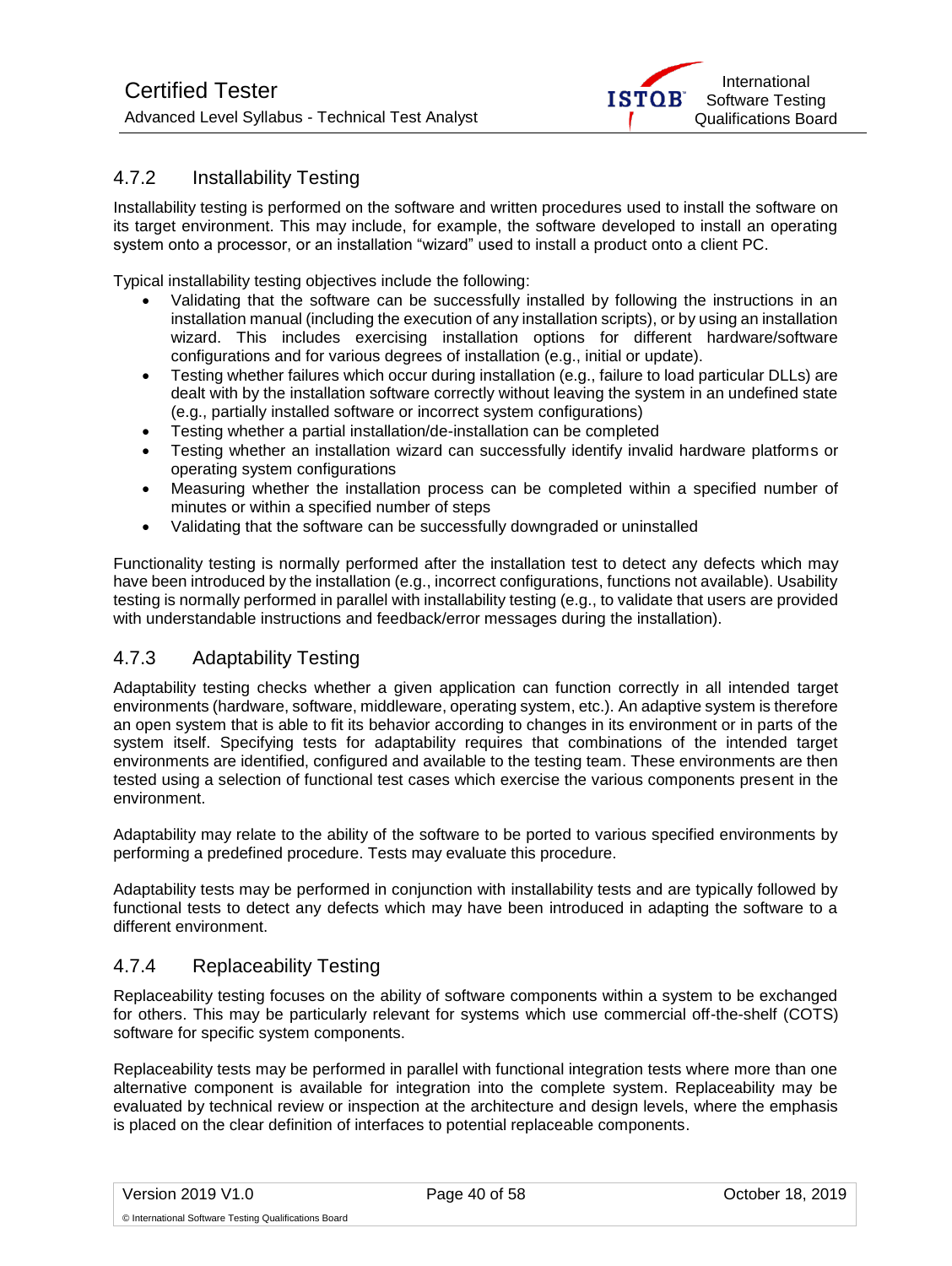### 4.7.2 Installability Testing

Installability testing is performed on the software and written procedures used to install the software on its target environment. This may include, for example, the software developed to install an operating system onto a processor, or an installation "wizard" used to install a product onto a client PC.

Typical installability testing objectives include the following:

- Validating that the software can be successfully installed by following the instructions in an installation manual (including the execution of any installation scripts), or by using an installation wizard. This includes exercising installation options for different hardware/software configurations and for various degrees of installation (e.g., initial or update).
- Testing whether failures which occur during installation (e.g., failure to load particular DLLs) are dealt with by the installation software correctly without leaving the system in an undefined state (e.g., partially installed software or incorrect system configurations)
- Testing whether a partial installation/de-installation can be completed
- Testing whether an installation wizard can successfully identify invalid hardware platforms or operating system configurations
- Measuring whether the installation process can be completed within a specified number of minutes or within a specified number of steps
- Validating that the software can be successfully downgraded or uninstalled

Functionality testing is normally performed after the installation test to detect any defects which may have been introduced by the installation (e.g., incorrect configurations, functions not available). Usability testing is normally performed in parallel with installability testing (e.g., to validate that users are provided with understandable instructions and feedback/error messages during the installation).

### 4.7.3 Adaptability Testing

Adaptability testing checks whether a given application can function correctly in all intended target environments (hardware, software, middleware, operating system, etc.). An adaptive system is therefore an open system that is able to fit its behavior according to changes in its environment or in parts of the system itself. Specifying tests for adaptability requires that combinations of the intended target environments are identified, configured and available to the testing team. These environments are then tested using a selection of functional test cases which exercise the various components present in the environment.

Adaptability may relate to the ability of the software to be ported to various specified environments by performing a predefined procedure. Tests may evaluate this procedure.

Adaptability tests may be performed in conjunction with installability tests and are typically followed by functional tests to detect any defects which may have been introduced in adapting the software to a different environment.

### 4.7.4 Replaceability Testing

Replaceability testing focuses on the ability of software components within a system to be exchanged for others. This may be particularly relevant for systems which use commercial off-the-shelf (COTS) software for specific system components.

Replaceability tests may be performed in parallel with functional integration tests where more than one alternative component is available for integration into the complete system. Replaceability may be evaluated by technical review or inspection at the architecture and design levels, where the emphasis is placed on the clear definition of interfaces to potential replaceable components.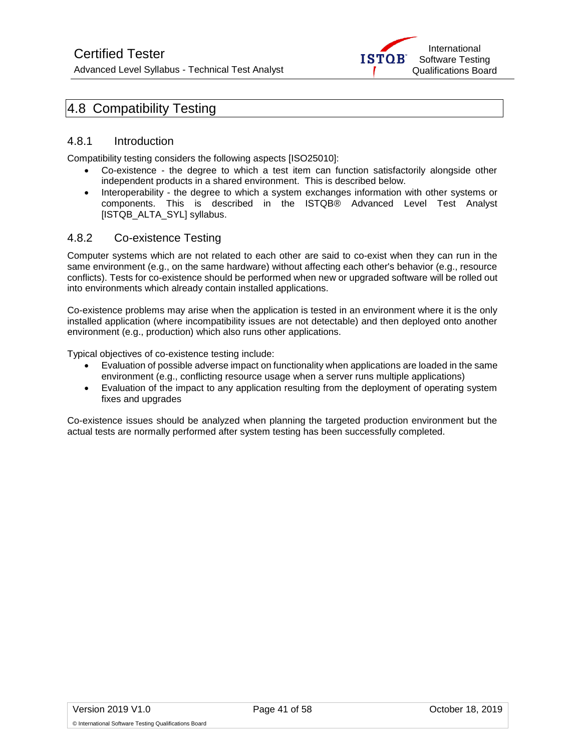## 4.8 Compatibility Testing

### 4.8.1 Introduction

Compatibility testing considers the following aspects [ISO25010]:

- Co-existence - the degree to which a test item can function satisfactorily alongside other independent products in a shared environment. This is described below.
- Interoperability - the degree to which a system exchanges information with other systems or components. This is described in the ISTQB® Advanced Level Test Analyst [ISTQB_ALTA_SYL] syllabus.

### 4.8.2 Co-existence Testing

Computer systems which are not related to each other are said to co-exist when they can run in the same environment (e.g., on the same hardware) without affecting each other's behavior (e.g., resource conflicts). Tests for co-existence should be performed when new or upgraded software will be rolled out into environments which already contain installed applications.

Co-existence problems may arise when the application is tested in an environment where it is the only installed application (where incompatibility issues are not detectable) and then deployed onto another environment (e.g., production) which also runs other applications.

Typical objectives of co-existence testing include:

- Evaluation of possible adverse impact on functionality when applications are loaded in the same environment (e.g., conflicting resource usage when a server runs multiple applications)
- Evaluation of the impact to any application resulting from the deployment of operating system fixes and upgrades

Co-existence issues should be analyzed when planning the targeted production environment but the actual tests are normally performed after system testing has been successfully completed.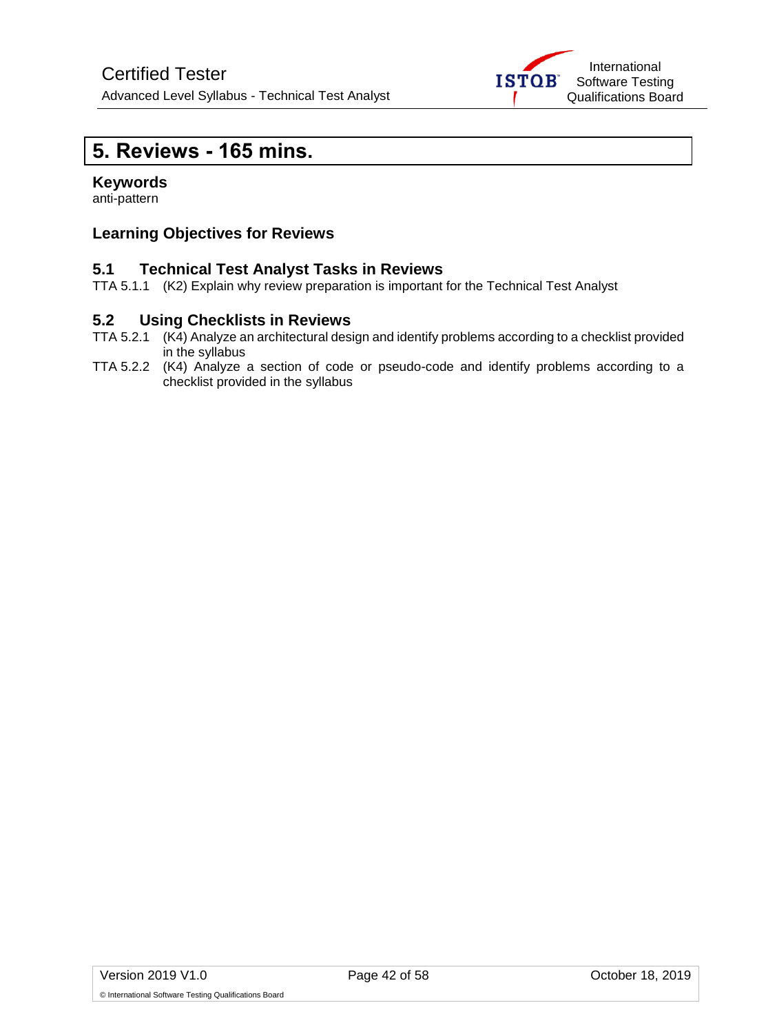# 5. Reviews - 165 mins.

**Keywords**

anti-pattern

### Learning Objectives for Reviews

### 5.1 Technical Test Analyst Tasks in Reviews

TTA 5.1.1 (K2) Explain why review preparation is important for the Technical Test Analyst

### 5.2 Using Checklists in Reviews

TTA 5.2.1 (K4) Analyze an architectural design and identify problems according to a checklist provided in the syllabus

TTA 5.2.2 (K4) Analyze a section of code or pseudo-code and identify problems according to a checklist provided in the syllabus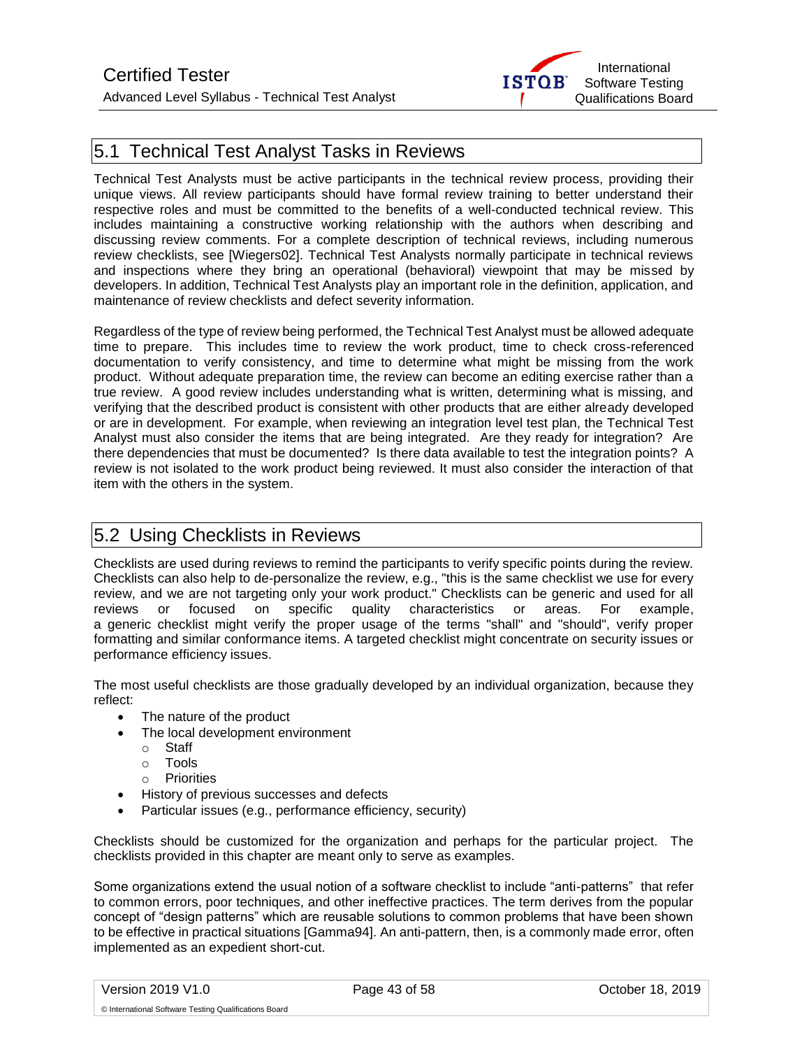## 5.1 Technical Test Analyst Tasks in Reviews

Technical Test Analysts must be active participants in the technical review process, providing their unique views. All review participants should have formal review training to better understand their respective roles and must be committed to the benefits of a well-conducted technical review. This includes maintaining a constructive working relationship with the authors when describing and discussing review comments. For a complete description of technical reviews, including numerous review checklists, see [Wiegers02]. Technical Test Analysts normally participate in technical reviews and inspections where they bring an operational (behavioral) viewpoint that may be missed by developers. In addition, Technical Test Analysts play an important role in the definition, application, and maintenance of review checklists and defect severity information.

Regardless of the type of review being performed, the Technical Test Analyst must be allowed adequate time to prepare. This includes time to review the work product, time to check cross-referenced documentation to verify consistency, and time to determine what might be missing from the work product. Without adequate preparation time, the review can become an editing exercise rather than a true review. A good review includes understanding what is written, determining what is missing, and verifying that the described product is consistent with other products that are either already developed or are in development. For example, when reviewing an integration level test plan, the Technical Test Analyst must also consider the items that are being integrated. Are they ready for integration? Are there dependencies that must be documented? Is there data available to test the integration points? A review is not isolated to the work product being reviewed. It must also consider the interaction of that item with the others in the system.

## 5.2 Using Checklists in Reviews

Checklists are used during reviews to remind the participants to verify specific points during the review. Checklists can also help to de-personalize the review, e.g., "this is the same checklist we use for every review, and we are not targeting only your work product." Checklists can be generic and used for all reviews or focused on specific quality characteristics or areas. For example, a generic checklist might verify the proper usage of the terms "shall" and "should", verify proper formatting and similar conformance items. A targeted checklist might concentrate on security issues or performance efficiency issues.

The most useful checklists are those gradually developed by an individual organization, because they reflect:

- The nature of the product
- The local development environment
  - Staff
  - Tools
  - Priorities
- History of previous successes and defects
- Particular issues (e.g., performance efficiency, security)

Checklists should be customized for the organization and perhaps for the particular project. The checklists provided in this chapter are meant only to serve as examples.

Some organizations extend the usual notion of a software checklist to include “anti-patterns” that refer to common errors, poor techniques, and other ineffective practices. The term derives from the popular concept of “design patterns” which are reusable solutions to common problems that have been shown to be effective in practical situations [Gamma94]. An anti-pattern, then, is a commonly made error, often implemented as an expedient short-cut.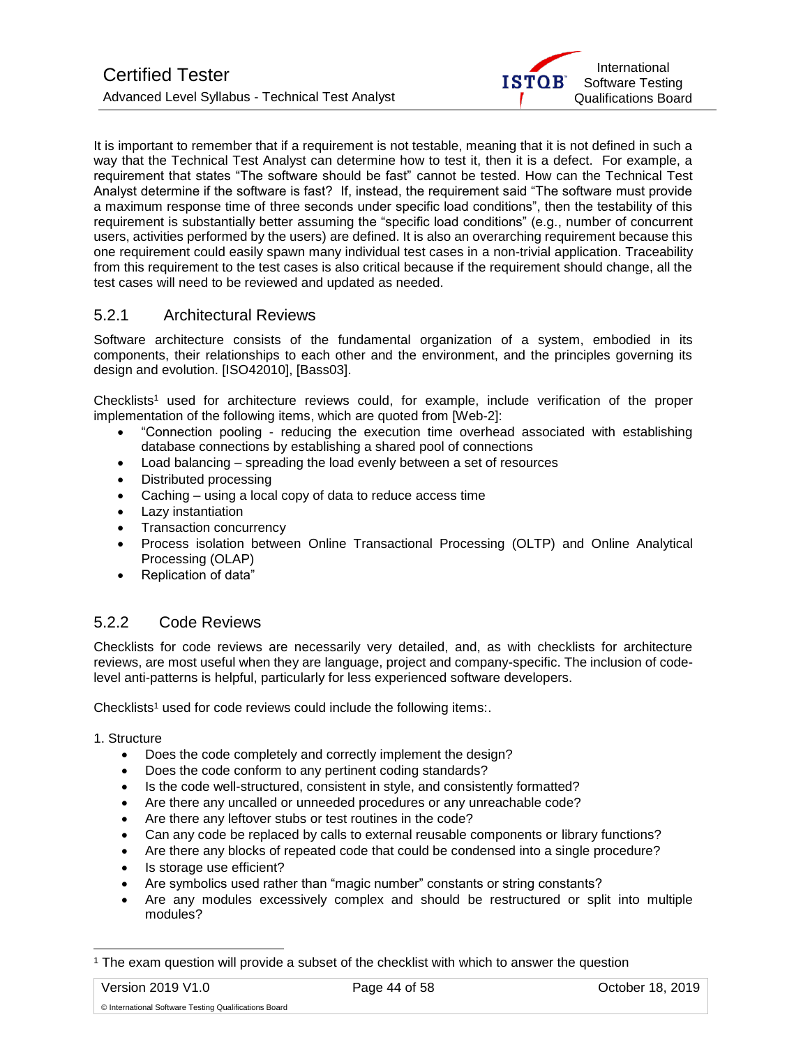It is important to remember that if a requirement is not testable, meaning that it is not defined in such a way that the Technical Test Analyst can determine how to test it, then it is a defect. For example, a requirement that states "The software should be fast" cannot be tested. How can the Technical Test Analyst determine if the software is fast? If, instead, the requirement said "The software must provide a maximum response time of three seconds under specific load conditions", then the testability of this requirement is substantially better assuming the "specific load conditions" (e.g., number of concurrent users, activities performed by the users) are defined. It is also an overarching requirement because this one requirement could easily spawn many individual test cases in a non-trivial application. Traceability from this requirement to the test cases is also critical because if the requirement should change, all the test cases will need to be reviewed and updated as needed.

### 5.2.1 Architectural Reviews

Software architecture consists of the fundamental organization of a system, embodied in its components, their relationships to each other and the environment, and the principles governing its design and evolution. [ISO42010], [Bass03].

Checklists[1] used for architecture reviews could, for example, include verification of the proper implementation of the following items, which are quoted from [Web-2]:

- "Connection pooling - reducing the execution time overhead associated with establishing database connections by establishing a shared pool of connections
- Load balancing – spreading the load evenly between a set of resources
- Distributed processing
- Caching – using a local copy of data to reduce access time
- Lazy instantiation
- Transaction concurrency
- Process isolation between Online Transactional Processing (OLTP) and Online Analytical Processing (OLAP)
- Replication of data"

### 5.2.2 Code Reviews

Checklists for code reviews are necessarily very detailed, and, as with checklists for architecture reviews, are most useful when they are language, project and company-specific. The inclusion of code-level anti-patterns is helpful, particularly for less experienced software developers.

Checklists[1] used for code reviews could include the following items:.

1. Structure
   - Does the code completely and correctly implement the design?
   - Does the code conform to any pertinent coding standards?
   - Is the code well-structured, consistent in style, and consistently formatted?
   - Are there any uncalled or unneeded procedures or any unreachable code?
   - Are there any leftover stubs or test routines in the code?
   - Can any code be replaced by calls to external reusable components or library functions?
   - Are there any blocks of repeated code that could be condensed into a single procedure?
   - Is storage use efficient?
   - Are symbolics used rather than "magic number" constants or string constants?
   - Are any modules excessively complex and should be restructured or split into multiple modules?

[1] The exam question will provide a subset of the checklist with which to answer the question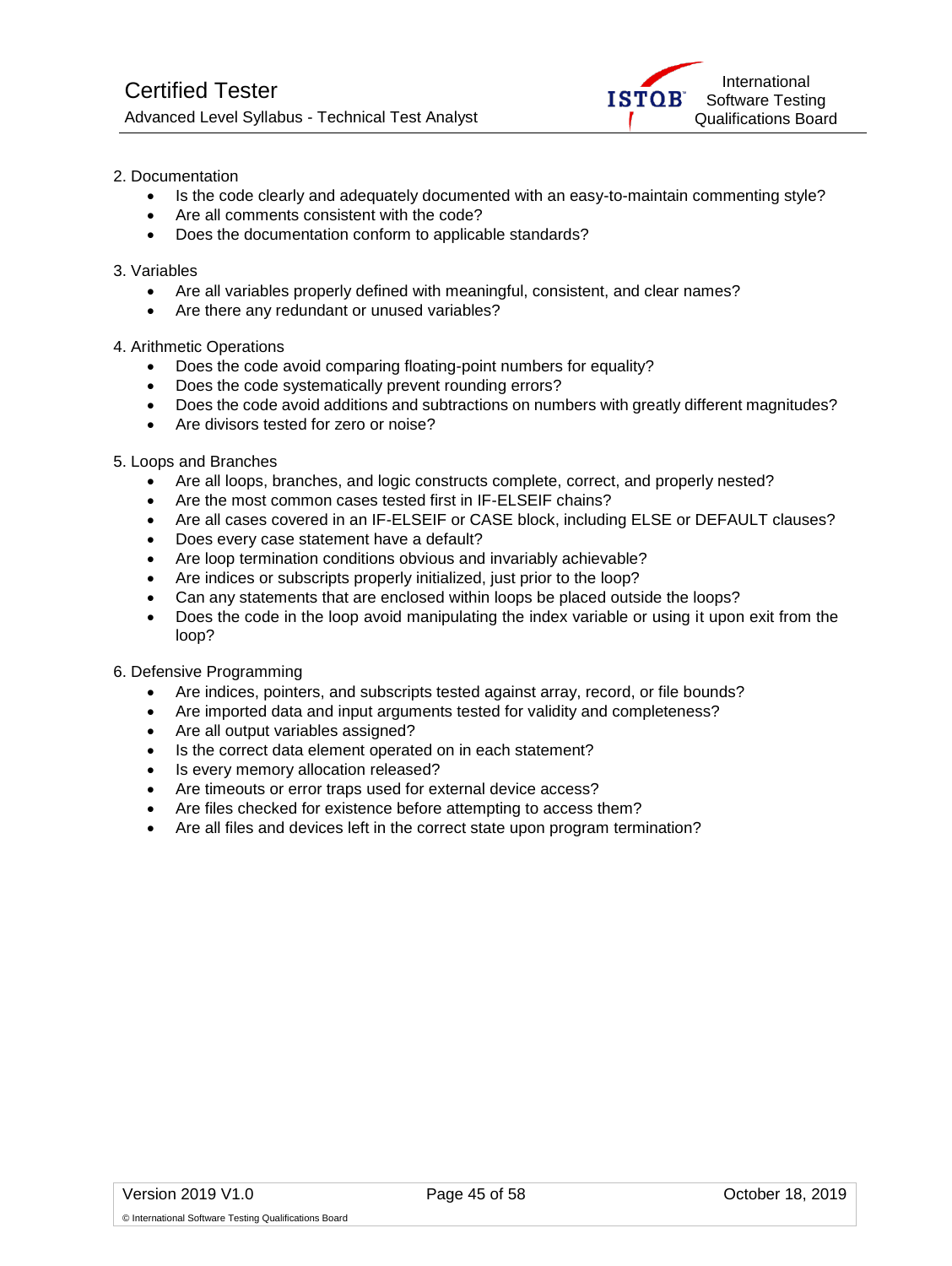2. Documentation
    - Is the code clearly and adequately documented with an easy-to-maintain commenting style?
    - Are all comments consistent with the code?
    - Does the documentation conform to applicable standards?

3. Variables
    - Are all variables properly defined with meaningful, consistent, and clear names?
    - Are there any redundant or unused variables?

4. Arithmetic Operations
    - Does the code avoid comparing floating-point numbers for equality?
    - Does the code systematically prevent rounding errors?
    - Does the code avoid additions and subtractions on numbers with greatly different magnitudes?
    - Are divisors tested for zero or noise?

5. Loops and Branches
    - Are all loops, branches, and logic constructs complete, correct, and properly nested?
    - Are the most common cases tested first in IF-ELSEIF chains?
    - Are all cases covered in an IF-ELSEIF or CASE block, including ELSE or DEFAULT clauses?
    - Does every case statement have a default?
    - Are loop termination conditions obvious and invariably achievable?
    - Are indices or subscripts properly initialized, just prior to the loop?
    - Can any statements that are enclosed within loops be placed outside the loops?
    - Does the code in the loop avoid manipulating the index variable or using it upon exit from the loop?

6. Defensive Programming
    - Are indices, pointers, and subscripts tested against array, record, or file bounds?
    - Are imported data and input arguments tested for validity and completeness?
    - Are all output variables assigned?
    - Is the correct data element operated on in each statement?
    - Is every memory allocation released?
    - Are timeouts or error traps used for external device access?
    - Are files checked for existence before attempting to access them?
    - Are all files and devices left in the correct state upon program termination?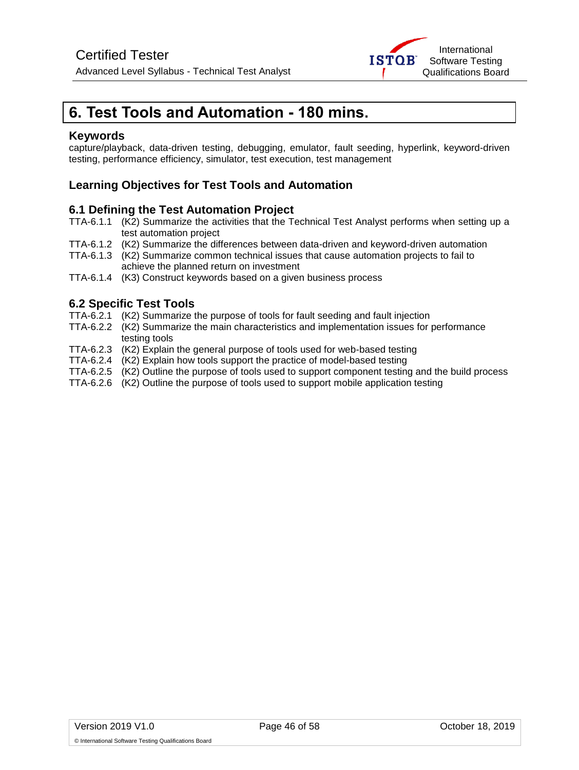# 6. Test Tools and Automation - 180 mins.

### Keywords

capture/playback, data-driven testing, debugging, emulator, fault seeding, hyperlink, keyword-driven testing, performance efficiency, simulator, test execution, test management

### Learning Objectives for Test Tools and Automation

### 6.1 Defining the Test Automation Project

TTA-6.1.1 (K2) Summarize the activities that the Technical Test Analyst performs when setting up a test automation project
TTA-6.1.2 (K2) Summarize the differences between data-driven and keyword-driven automation
TTA-6.1.3 (K2) Summarize common technical issues that cause automation projects to fail to achieve the planned return on investment
TTA-6.1.4 (K3) Construct keywords based on a given business process

### 6.2 Specific Test Tools

TTA-6.2.1 (K2) Summarize the purpose of tools for fault seeding and fault injection
TTA-6.2.2 (K2) Summarize the main characteristics and implementation issues for performance testing tools
TTA-6.2.3 (K2) Explain the general purpose of tools used for web-based testing
TTA-6.2.4 (K2) Explain how tools support the practice of model-based testing
TTA-6.2.5 (K2) Outline the purpose of tools used to support component testing and the build process
TTA-6.2.6 (K2) Outline the purpose of tools used to support mobile application testing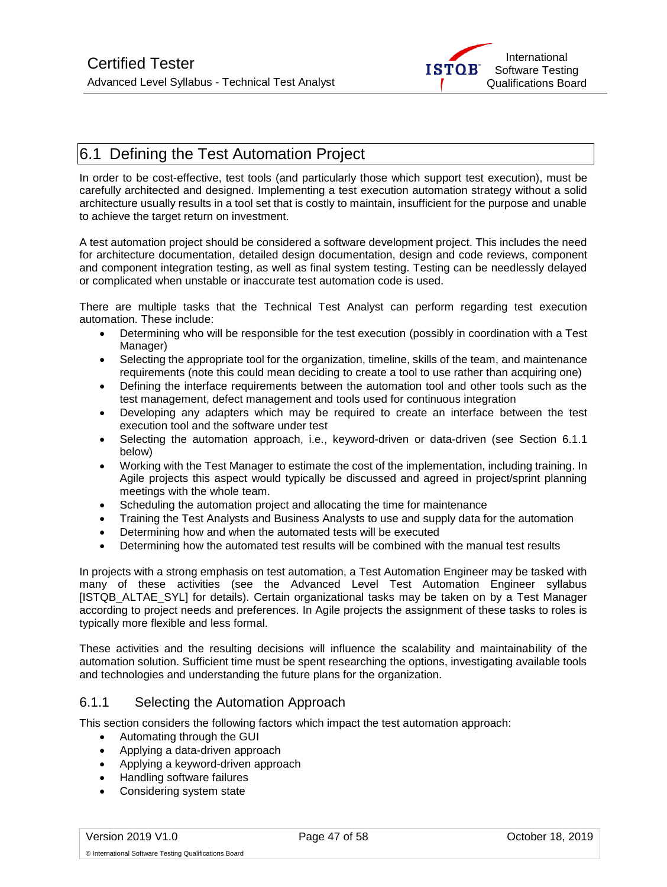## 6.1 Defining the Test Automation Project

In order to be cost-effective, test tools (and particularly those which support test execution), must be carefully architected and designed. Implementing a test execution automation strategy without a solid architecture usually results in a tool set that is costly to maintain, insufficient for the purpose and unable to achieve the target return on investment.

A test automation project should be considered a software development project. This includes the need for architecture documentation, detailed design documentation, design and code reviews, component and component integration testing, as well as final system testing. Testing can be needlessly delayed or complicated when unstable or inaccurate test automation code is used.

There are multiple tasks that the Technical Test Analyst can perform regarding test execution automation. These include:

- Determining who will be responsible for the test execution (possibly in coordination with a Test Manager)
- Selecting the appropriate tool for the organization, timeline, skills of the team, and maintenance requirements (note this could mean deciding to create a tool to use rather than acquiring one)
- Defining the interface requirements between the automation tool and other tools such as the test management, defect management and tools used for continuous integration
- Developing any adapters which may be required to create an interface between the test execution tool and the software under test
- Selecting the automation approach, i.e., keyword-driven or data-driven (see Section 6.1.1 below)
- Working with the Test Manager to estimate the cost of the implementation, including training. In Agile projects this aspect would typically be discussed and agreed in project/sprint planning meetings with the whole team.
- Scheduling the automation project and allocating the time for maintenance
- Training the Test Analysts and Business Analysts to use and supply data for the automation
- Determining how and when the automated tests will be executed
- Determining how the automated test results will be combined with the manual test results

In projects with a strong emphasis on test automation, a Test Automation Engineer may be tasked with many of these activities (see the Advanced Level Test Automation Engineer syllabus [ISTQB_ALTAE_SYL] for details). Certain organizational tasks may be taken on by a Test Manager according to project needs and preferences. In Agile projects the assignment of these tasks to roles is typically more flexible and less formal.

These activities and the resulting decisions will influence the scalability and maintainability of the automation solution. Sufficient time must be spent researching the options, investigating available tools and technologies and understanding the future plans for the organization.

### 6.1.1 Selecting the Automation Approach

This section considers the following factors which impact the test automation approach:

- Automating through the GUI
- Applying a data-driven approach
- Applying a keyword-driven approach
- Handling software failures
- Considering system state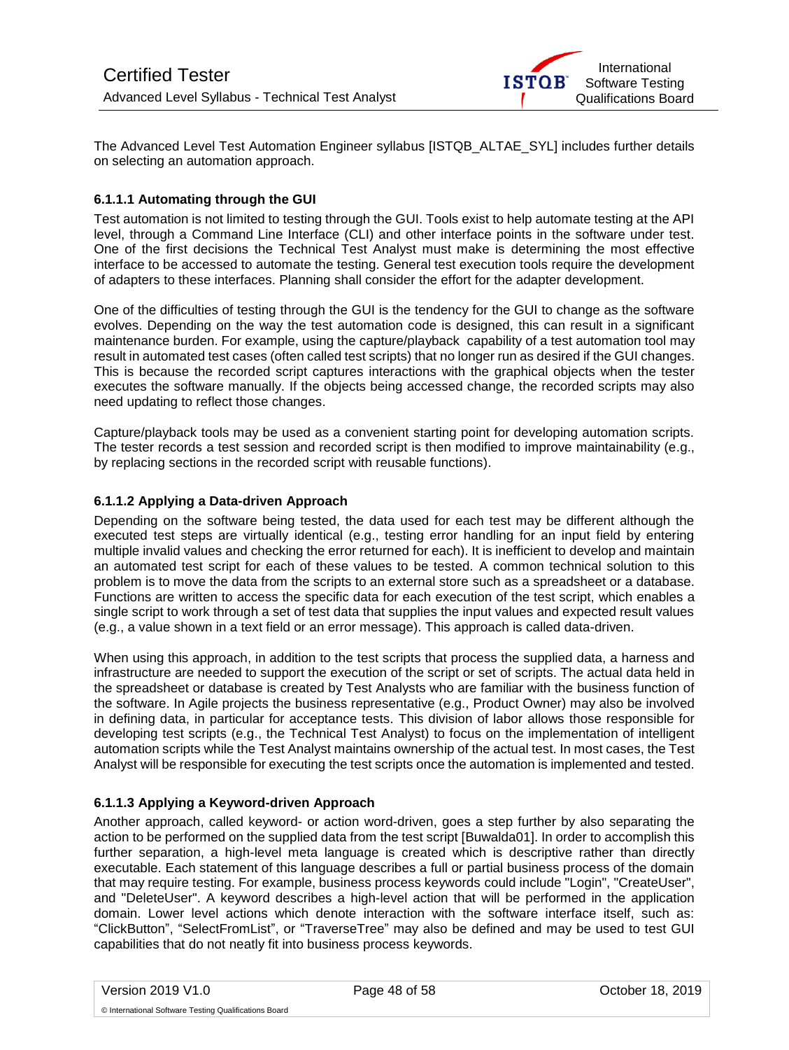The Advanced Level Test Automation Engineer syllabus [ISTQB_ALTAE_SYL] includes further details on selecting an automation approach.

#### 6.1.1.1 Automating through the GUI

Test automation is not limited to testing through the GUI. Tools exist to help automate testing at the API level, through a Command Line Interface (CLI) and other interface points in the software under test. One of the first decisions the Technical Test Analyst must make is determining the most effective interface to be accessed to automate the testing. General test execution tools require the development of adapters to these interfaces. Planning shall consider the effort for the adapter development.

One of the difficulties of testing through the GUI is the tendency for the GUI to change as the software evolves. Depending on the way the test automation code is designed, this can result in a significant maintenance burden. For example, using the capture/playback capability of a test automation tool may result in automated test cases (often called test scripts) that no longer run as desired if the GUI changes. This is because the recorded script captures interactions with the graphical objects when the tester executes the software manually. If the objects being accessed change, the recorded scripts may also need updating to reflect those changes.

Capture/playback tools may be used as a convenient starting point for developing automation scripts. The tester records a test session and recorded script is then modified to improve maintainability (e.g., by replacing sections in the recorded script with reusable functions).

#### 6.1.1.2 Applying a Data-driven Approach

Depending on the software being tested, the data used for each test may be different although the executed test steps are virtually identical (e.g., testing error handling for an input field by entering multiple invalid values and checking the error returned for each). It is inefficient to develop and maintain an automated test script for each of these values to be tested. A common technical solution to this problem is to move the data from the scripts to an external store such as a spreadsheet or a database. Functions are written to access the specific data for each execution of the test script, which enables a single script to work through a set of test data that supplies the input values and expected result values (e.g., a value shown in a text field or an error message). This approach is called data-driven.

When using this approach, in addition to the test scripts that process the supplied data, a harness and infrastructure are needed to support the execution of the script or set of scripts. The actual data held in the spreadsheet or database is created by Test Analysts who are familiar with the business function of the software. In Agile projects the business representative (e.g., Product Owner) may also be involved in defining data, in particular for acceptance tests. This division of labor allows those responsible for developing test scripts (e.g., the Technical Test Analyst) to focus on the implementation of intelligent automation scripts while the Test Analyst maintains ownership of the actual test. In most cases, the Test Analyst will be responsible for executing the test scripts once the automation is implemented and tested.

#### 6.1.1.3 Applying a Keyword-driven Approach

Another approach, called keyword- or action word-driven, goes a step further by also separating the action to be performed on the supplied data from the test script [Buwalda01]. In order to accomplish this further separation, a high-level meta language is created which is descriptive rather than directly executable. Each statement of this language describes a full or partial business process of the domain that may require testing. For example, business process keywords could include "Login", "CreateUser", and "DeleteUser". A keyword describes a high-level action that will be performed in the application domain. Lower level actions which denote interaction with the software interface itself, such as: “ClickButton”, “SelectFromList”, or “TraverseTree” may also be defined and may be used to test GUI capabilities that do not neatly fit into business process keywords.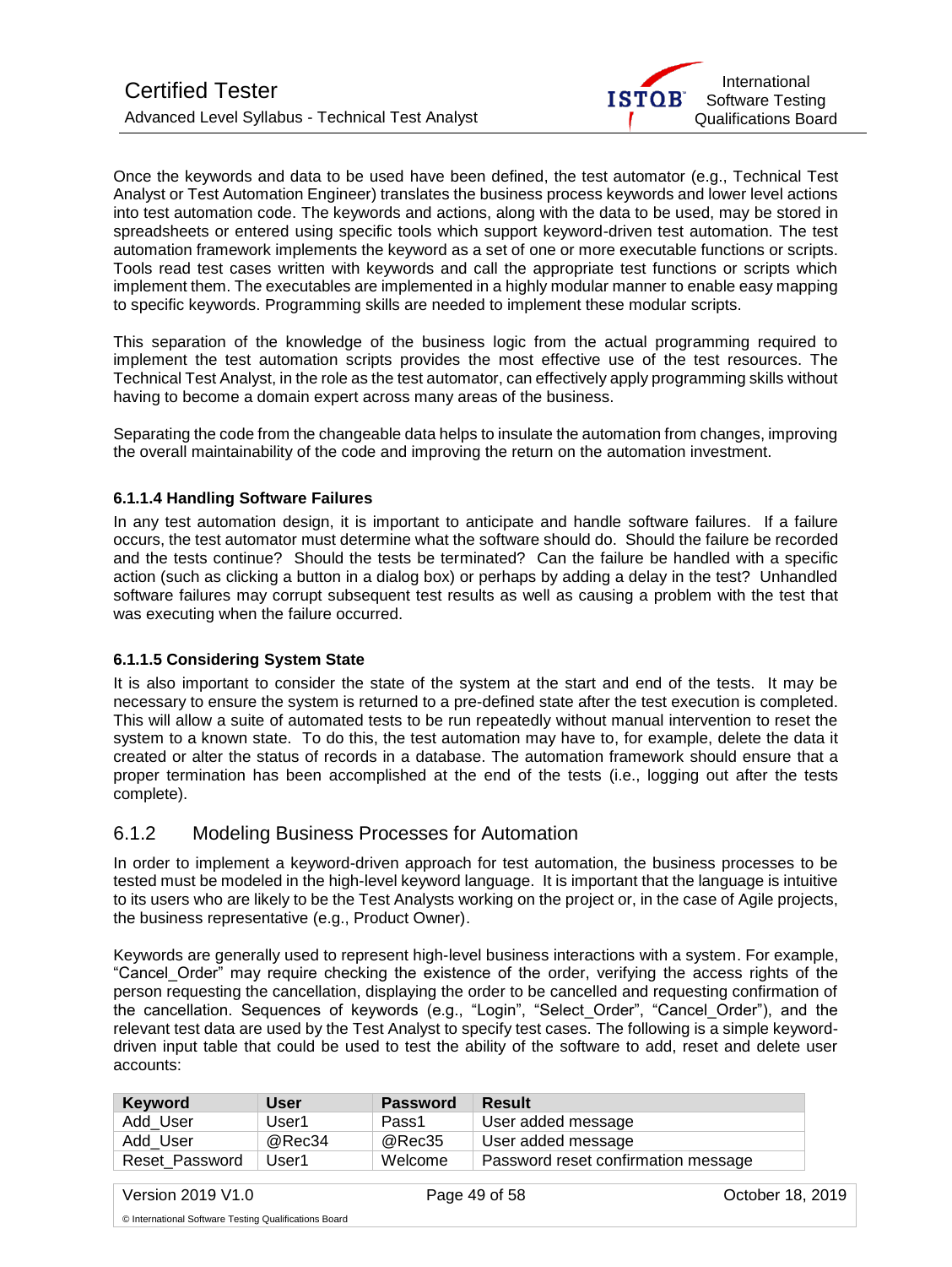Once the keywords and data to be used have been defined, the test automator (e.g., Technical Test Analyst or Test Automation Engineer) translates the business process keywords and lower level actions into test automation code. The keywords and actions, along with the data to be used, may be stored in spreadsheets or entered using specific tools which support keyword-driven test automation. The test automation framework implements the keyword as a set of one or more executable functions or scripts. Tools read test cases written with keywords and call the appropriate test functions or scripts which implement them. The executables are implemented in a highly modular manner to enable easy mapping to specific keywords. Programming skills are needed to implement these modular scripts.

This separation of the knowledge of the business logic from the actual programming required to implement the test automation scripts provides the most effective use of the test resources. The Technical Test Analyst, in the role as the test automator, can effectively apply programming skills without having to become a domain expert across many areas of the business.

Separating the code from the changeable data helps to insulate the automation from changes, improving the overall maintainability of the code and improving the return on the automation investment.

#### 6.1.1.4 Handling Software Failures

In any test automation design, it is important to anticipate and handle software failures. If a failure occurs, the test automator must determine what the software should do. Should the failure be recorded and the tests continue? Should the tests be terminated? Can the failure be handled with a specific action (such as clicking a button in a dialog box) or perhaps by adding a delay in the test? Unhandled software failures may corrupt subsequent test results as well as causing a problem with the test that was executing when the failure occurred.

#### 6.1.1.5 Considering System State

It is also important to consider the state of the system at the start and end of the tests. It may be necessary to ensure the system is returned to a pre-defined state after the test execution is completed. This will allow a suite of automated tests to be run repeatedly without manual intervention to reset the system to a known state. To do this, the test automation may have to, for example, delete the data it created or alter the status of records in a database. The automation framework should ensure that a proper termination has been accomplished at the end of the tests (i.e., logging out after the tests complete).

### 6.1.2 Modeling Business Processes for Automation

In order to implement a keyword-driven approach for test automation, the business processes to be tested must be modeled in the high-level keyword language. It is important that the language is intuitive to its users who are likely to be the Test Analysts working on the project or, in the case of Agile projects, the business representative (e.g., Product Owner).

Keywords are generally used to represent high-level business interactions with a system. For example, "Cancel_Order" may require checking the existence of the order, verifying the access rights of the person requesting the cancellation, displaying the order to be cancelled and requesting confirmation of the cancellation. Sequences of keywords (e.g., "Login", "Select_Order", "Cancel_Order"), and the relevant test data are used by the Test Analyst to specify test cases. The following is a simple keyword-driven input table that could be used to test the ability of the software to add, reset and delete user accounts:

| Keyword | User | Password | Result |
|---|---|---|---|
| Add_User | User1 | Pass1 | User added message |
| Add_User | @Rec34 | @Rec35 | User added message |
| Reset_Password | User1 | Welcome | Password reset confirmation message |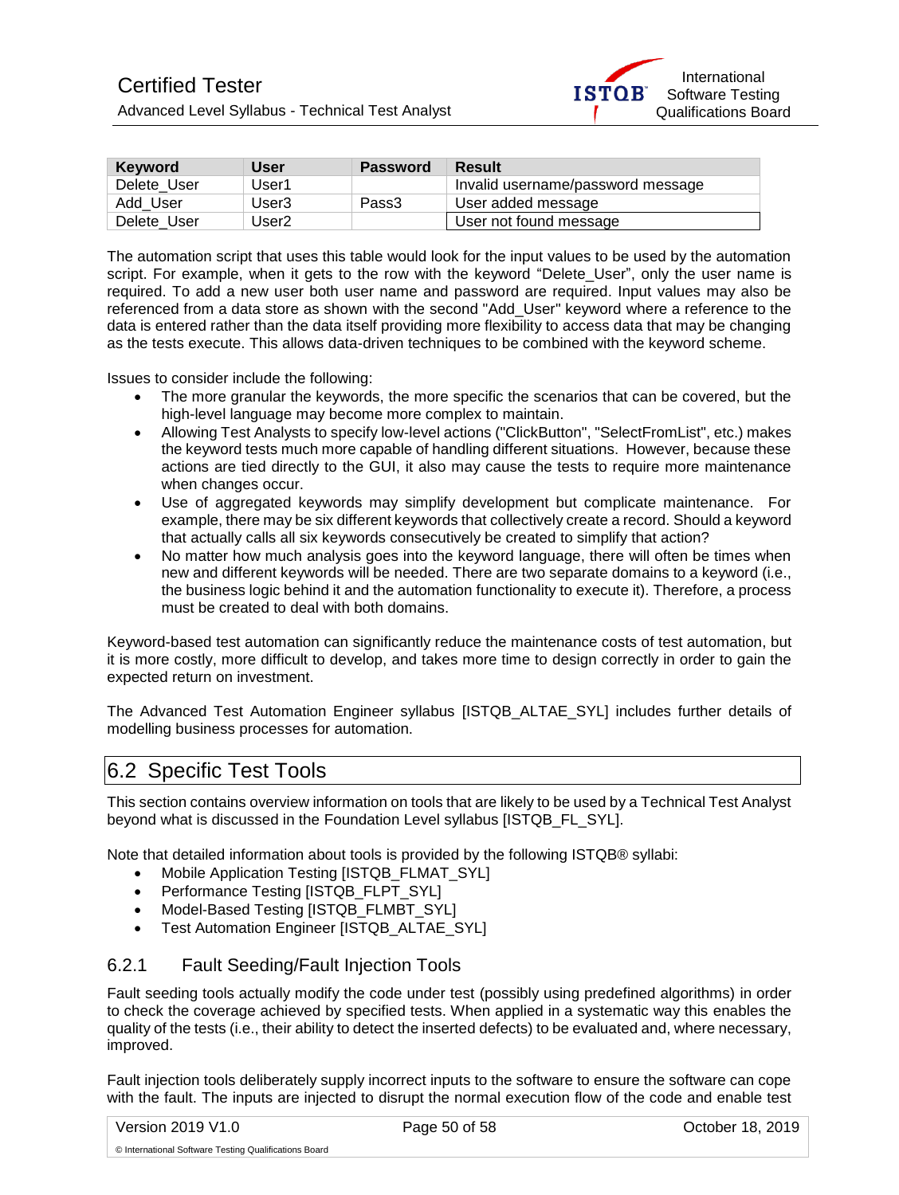| Keyword | User | Password | Result |
| --- | --- | --- | --- |
| Delete_User | User1 | | Invalid username/password message |
| Add_User | User3 | Pass3 | User added message |
| Delete_User | User2 | | User not found message |

The automation script that uses this table would look for the input values to be used by the automation script. For example, when it gets to the row with the keyword "Delete_User", only the user name is required. To add a new user both user name and password are required. Input values may also be referenced from a data store as shown with the second "Add_User" keyword where a reference to the data is entered rather than the data itself providing more flexibility to access data that may be changing as the tests execute. This allows data-driven techniques to be combined with the keyword scheme.

Issues to consider include the following:

- The more granular the keywords, the more specific the scenarios that can be covered, but the high-level language may become more complex to maintain.
- Allowing Test Analysts to specify low-level actions ("ClickButton", "SelectFromList", etc.) makes the keyword tests much more capable of handling different situations. However, because these actions are tied directly to the GUI, it also may cause the tests to require more maintenance when changes occur.
- Use of aggregated keywords may simplify development but complicate maintenance. For example, there may be six different keywords that collectively create a record. Should a keyword that actually calls all six keywords consecutively be created to simplify that action?
- No matter how much analysis goes into the keyword language, there will often be times when new and different keywords will be needed. There are two separate domains to a keyword (i.e., the business logic behind it and the automation functionality to execute it). Therefore, a process must be created to deal with both domains.

Keyword-based test automation can significantly reduce the maintenance costs of test automation, but it is more costly, more difficult to develop, and takes more time to design correctly in order to gain the expected return on investment.

The Advanced Test Automation Engineer syllabus [ISTQB_ALTAE_SYL] includes further details of modelling business processes for automation.

## 6.2 Specific Test Tools

This section contains overview information on tools that are likely to be used by a Technical Test Analyst beyond what is discussed in the Foundation Level syllabus [ISTQB_FL_SYL].

Note that detailed information about tools is provided by the following ISTQB® syllabi:

- Mobile Application Testing [ISTQB_FLMAT_SYL]
- Performance Testing [ISTQB_FLPT_SYL]
- Model-Based Testing [ISTQB_FLMBT_SYL]
- Test Automation Engineer [ISTQB_ALTAE_SYL]

### 6.2.1 Fault Seeding/Fault Injection Tools

Fault seeding tools actually modify the code under test (possibly using predefined algorithms) in order to check the coverage achieved by specified tests. When applied in a systematic way this enables the quality of the tests (i.e., their ability to detect the inserted defects) to be evaluated and, where necessary, improved.

Fault injection tools deliberately supply incorrect inputs to the software to ensure the software can cope with the fault. The inputs are injected to disrupt the normal execution flow of the code and enable test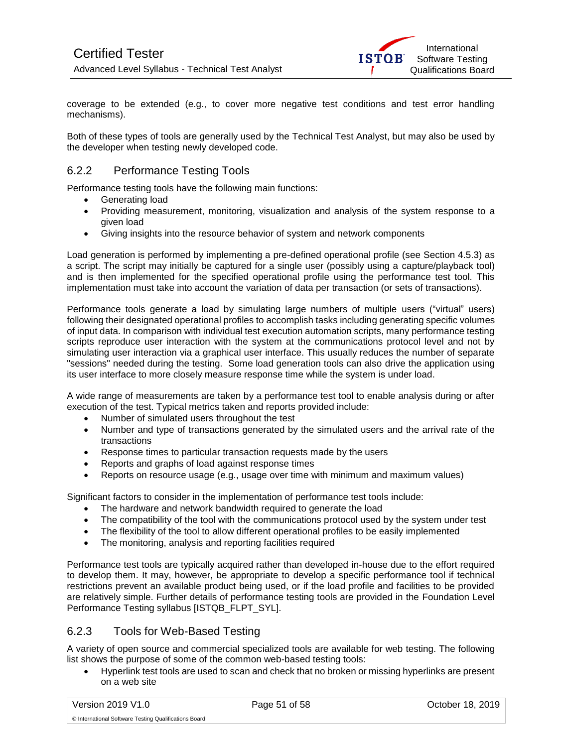coverage to be extended (e.g., to cover more negative test conditions and test error handling mechanisms).

Both of these types of tools are generally used by the Technical Test Analyst, but may also be used by the developer when testing newly developed code.

### 6.2.2 Performance Testing Tools

Performance testing tools have the following main functions:

- Generating load
- Providing measurement, monitoring, visualization and analysis of the system response to a given load
- Giving insights into the resource behavior of system and network components

Load generation is performed by implementing a pre-defined operational profile (see Section 4.5.3) as a script. The script may initially be captured for a single user (possibly using a capture/playback tool) and is then implemented for the specified operational profile using the performance test tool. This implementation must take into account the variation of data per transaction (or sets of transactions).

Performance tools generate a load by simulating large numbers of multiple users ("virtual" users) following their designated operational profiles to accomplish tasks including generating specific volumes of input data. In comparison with individual test execution automation scripts, many performance testing scripts reproduce user interaction with the system at the communications protocol level and not by simulating user interaction via a graphical user interface. This usually reduces the number of separate "sessions" needed during the testing. Some load generation tools can also drive the application using its user interface to more closely measure response time while the system is under load.

A wide range of measurements are taken by a performance test tool to enable analysis during or after execution of the test. Typical metrics taken and reports provided include:

- Number of simulated users throughout the test
- Number and type of transactions generated by the simulated users and the arrival rate of the transactions
- Response times to particular transaction requests made by the users
- Reports and graphs of load against response times
- Reports on resource usage (e.g., usage over time with minimum and maximum values)

Significant factors to consider in the implementation of performance test tools include:

- The hardware and network bandwidth required to generate the load
- The compatibility of the tool with the communications protocol used by the system under test
- The flexibility of the tool to allow different operational profiles to be easily implemented
- The monitoring, analysis and reporting facilities required

Performance test tools are typically acquired rather than developed in-house due to the effort required to develop them. It may, however, be appropriate to develop a specific performance tool if technical restrictions prevent an available product being used, or if the load profile and facilities to be provided are relatively simple. Further details of performance testing tools are provided in the Foundation Level Performance Testing syllabus [ISTQB_FLPT_SYL].

### 6.2.3 Tools for Web-Based Testing

A variety of open source and commercial specialized tools are available for web testing. The following list shows the purpose of some of the common web-based testing tools:

- Hyperlink test tools are used to scan and check that no broken or missing hyperlinks are present on a web site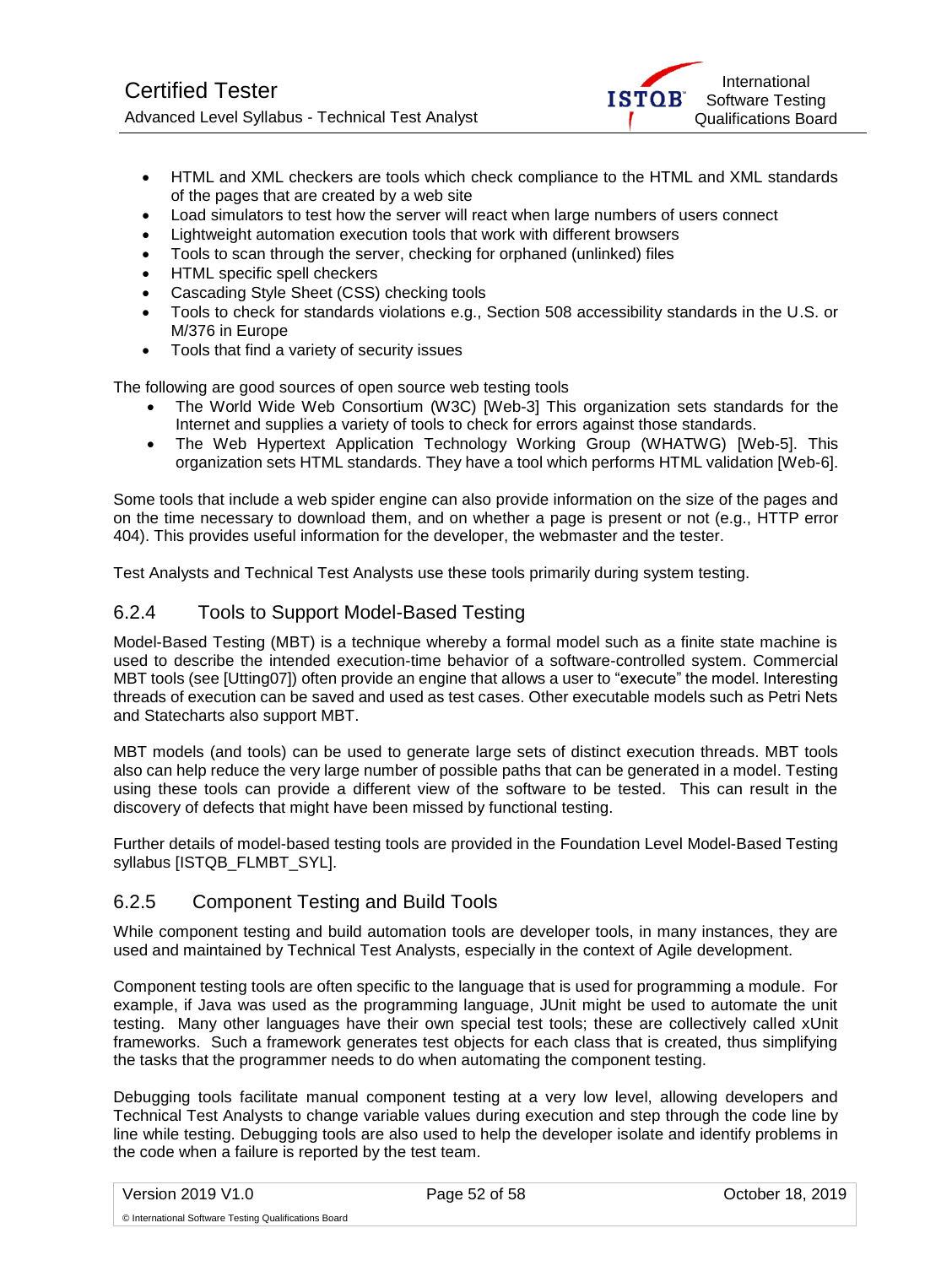- HTML and XML checkers are tools which check compliance to the HTML and XML standards of the pages that are created by a web site
- Load simulators to test how the server will react when large numbers of users connect
- Lightweight automation execution tools that work with different browsers
- Tools to scan through the server, checking for orphaned (unlinked) files
- HTML specific spell checkers
- Cascading Style Sheet (CSS) checking tools
- Tools to check for standards violations e.g., Section 508 accessibility standards in the U.S. or M/376 in Europe
- Tools that find a variety of security issues

The following are good sources of open source web testing tools

- The World Wide Web Consortium (W3C) [Web-3] This organization sets standards for the Internet and supplies a variety of tools to check for errors against those standards.
- The Web Hypertext Application Technology Working Group (WHATWG) [Web-5]. This organization sets HTML standards. They have a tool which performs HTML validation [Web-6].

Some tools that include a web spider engine can also provide information on the size of the pages and on the time necessary to download them, and on whether a page is present or not (e.g., HTTP error 404). This provides useful information for the developer, the webmaster and the tester.

Test Analysts and Technical Test Analysts use these tools primarily during system testing.

### 6.2.4 Tools to Support Model-Based Testing

Model-Based Testing (MBT) is a technique whereby a formal model such as a finite state machine is used to describe the intended execution-time behavior of a software-controlled system. Commercial MBT tools (see [Utting07]) often provide an engine that allows a user to "execute" the model. Interesting threads of execution can be saved and used as test cases. Other executable models such as Petri Nets and Statecharts also support MBT.

MBT models (and tools) can be used to generate large sets of distinct execution threads. MBT tools also can help reduce the very large number of possible paths that can be generated in a model. Testing using these tools can provide a different view of the software to be tested. This can result in the discovery of defects that might have been missed by functional testing.

Further details of model-based testing tools are provided in the Foundation Level Model-Based Testing syllabus [ISTQB_FLMBT_SYL].

### 6.2.5 Component Testing and Build Tools

While component testing and build automation tools are developer tools, in many instances, they are used and maintained by Technical Test Analysts, especially in the context of Agile development.

Component testing tools are often specific to the language that is used for programming a module. For example, if Java was used as the programming language, JUnit might be used to automate the unit testing. Many other languages have their own special test tools; these are collectively called xUnit frameworks. Such a framework generates test objects for each class that is created, thus simplifying the tasks that the programmer needs to do when automating the component testing.

Debugging tools facilitate manual component testing at a very low level, allowing developers and Technical Test Analysts to change variable values during execution and step through the code line by line while testing. Debugging tools are also used to help the developer isolate and identify problems in the code when a failure is reported by the test team.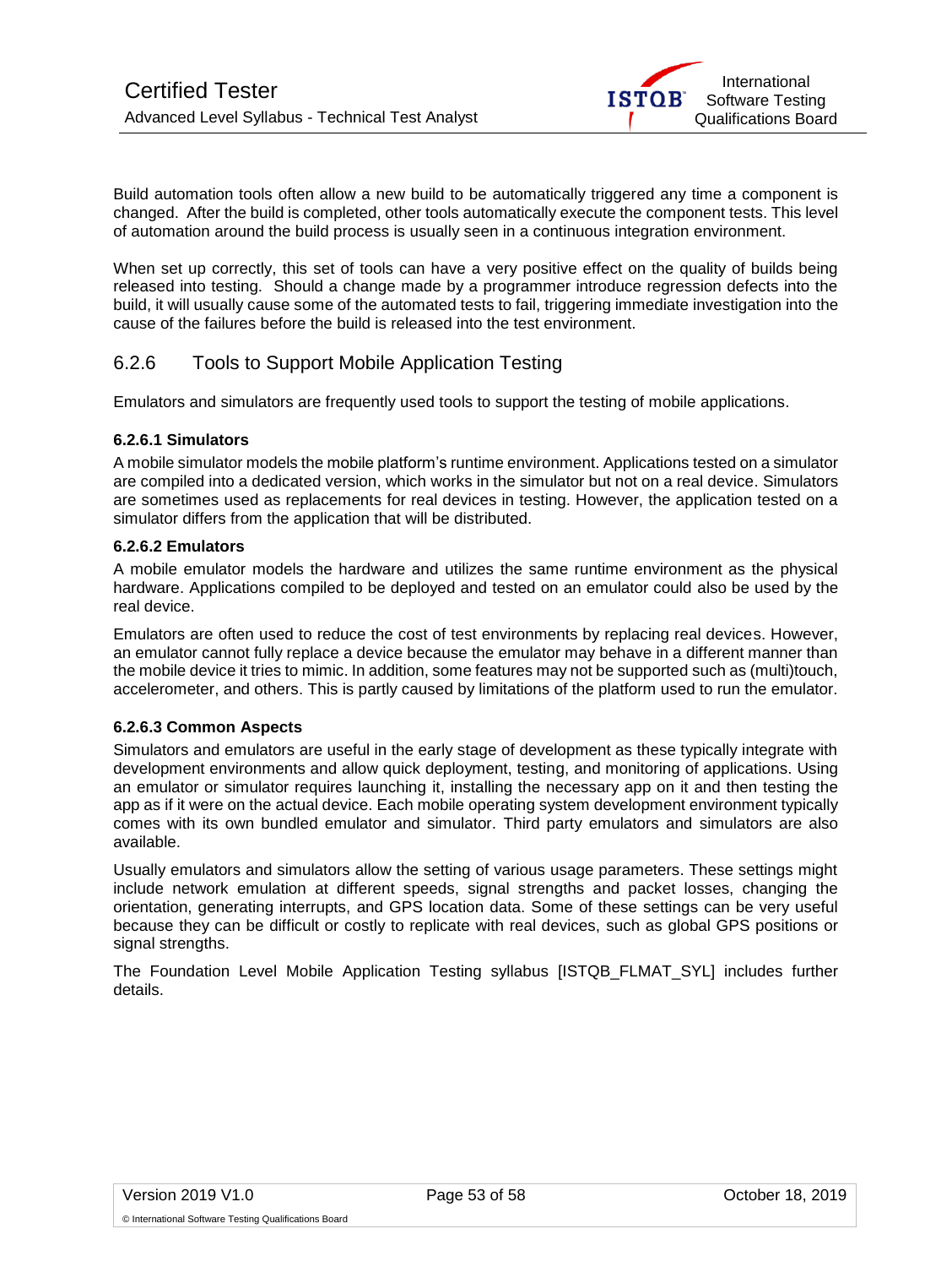Build automation tools often allow a new build to be automatically triggered any time a component is changed. After the build is completed, other tools automatically execute the component tests. This level of automation around the build process is usually seen in a continuous integration environment.

When set up correctly, this set of tools can have a very positive effect on the quality of builds being released into testing. Should a change made by a programmer introduce regression defects into the build, it will usually cause some of the automated tests to fail, triggering immediate investigation into the cause of the failures before the build is released into the test environment.

## 6.2.6 Tools to Support Mobile Application Testing

Emulators and simulators are frequently used tools to support the testing of mobile applications.

### 6.2.6.1 Simulators

A mobile simulator models the mobile platform's runtime environment. Applications tested on a simulator are compiled into a dedicated version, which works in the simulator but not on a real device. Simulators are sometimes used as replacements for real devices in testing. However, the application tested on a simulator differs from the application that will be distributed.

### 6.2.6.2 Emulators

A mobile emulator models the hardware and utilizes the same runtime environment as the physical hardware. Applications compiled to be deployed and tested on an emulator could also be used by the real device.

Emulators are often used to reduce the cost of test environments by replacing real devices. However, an emulator cannot fully replace a device because the emulator may behave in a different manner than the mobile device it tries to mimic. In addition, some features may not be supported such as (multi)touch, accelerometer, and others. This is partly caused by limitations of the platform used to run the emulator.

### 6.2.6.3 Common Aspects

Simulators and emulators are useful in the early stage of development as these typically integrate with development environments and allow quick deployment, testing, and monitoring of applications. Using an emulator or simulator requires launching it, installing the necessary app on it and then testing the app as if it were on the actual device. Each mobile operating system development environment typically comes with its own bundled emulator and simulator. Third party emulators and simulators are also available.

Usually emulators and simulators allow the setting of various usage parameters. These settings might include network emulation at different speeds, signal strengths and packet losses, changing the orientation, generating interrupts, and GPS location data. Some of these settings can be very useful because they can be difficult or costly to replicate with real devices, such as global GPS positions or signal strengths.

The Foundation Level Mobile Application Testing syllabus [ISTQB_FLMAT_SYL] includes further details.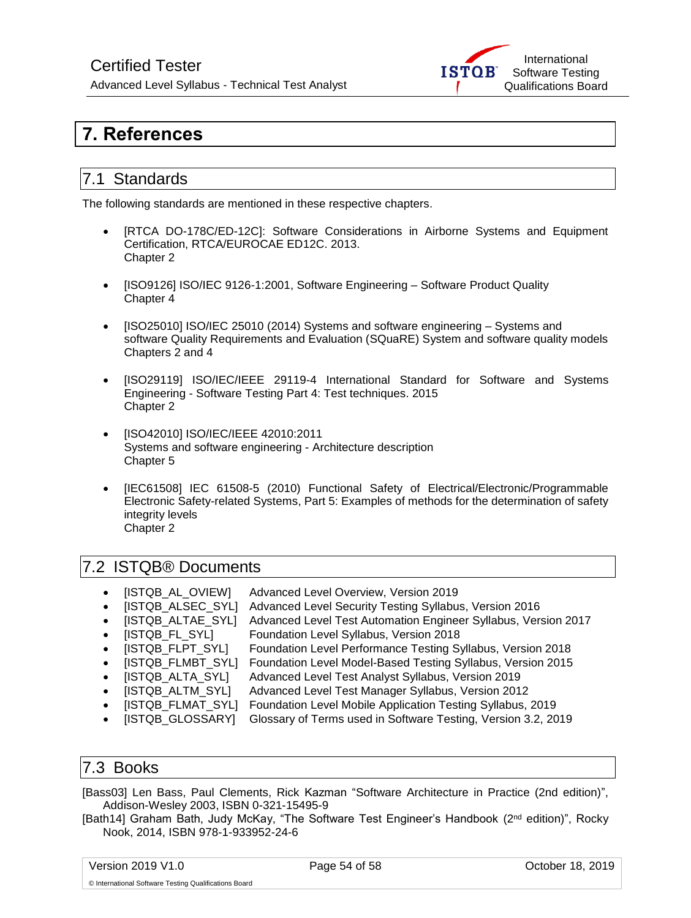# 7. References

## 7.1 Standards

The following standards are mentioned in these respective chapters.

- [RTCA DO-178C/ED-12C]: Software Considerations in Airborne Systems and Equipment Certification, RTCA/EUROCAE ED12C. 2013.
  Chapter 2

- [ISO9126] ISO/IEC 9126-1:2001, Software Engineering – Software Product Quality
  Chapter 4

- [ISO25010] ISO/IEC 25010 (2014) Systems and software engineering – Systems and software Quality Requirements and Evaluation (SQuaRE) System and software quality models
  Chapters 2 and 4

- [ISO29119] ISO/IEC/IEEE 29119-4 International Standard for Software and Systems Engineering - Software Testing Part 4: Test techniques. 2015
  Chapter 2

- [ISO42010] ISO/IEC/IEEE 42010:2011
  Systems and software engineering - Architecture description
  Chapter 5

- [IEC61508] IEC 61508-5 (2010) Functional Safety of Electrical/Electronic/Programmable Electronic Safety-related Systems, Part 5: Examples of methods for the determination of safety integrity levels
  Chapter 2

## 7.2 ISTQB® Documents

- [ISTQB_AL_OVIEW] Advanced Level Overview, Version 2019
- [ISTQB_ALSEC_SYL] Advanced Level Security Testing Syllabus, Version 2016
- [ISTQB_ALTAE_SYL] Advanced Level Test Automation Engineer Syllabus, Version 2017
- [ISTQB_FL_SYL] Foundation Level Syllabus, Version 2018
- [ISTQB_FLPT_SYL] Foundation Level Performance Testing Syllabus, Version 2018
- [ISTQB_FLMBT_SYL] Foundation Level Model-Based Testing Syllabus, Version 2015
- [ISTQB_ALTA_SYL] Advanced Level Test Analyst Syllabus, Version 2019
- [ISTQB_ALTM_SYL] Advanced Level Test Manager Syllabus, Version 2012
- [ISTQB_FLMAT_SYL] Foundation Level Mobile Application Testing Syllabus, 2019
- [ISTQB_GLOSSARY] Glossary of Terms used in Software Testing, Version 3.2, 2019

## 7.3 Books

[Bass03] Len Bass, Paul Clements, Rick Kazman "Software Architecture in Practice (2nd edition)", Addison-Wesley 2003, ISBN 0-321-15495-9

[Bath14] Graham Bath, Judy McKay, "The Software Test Engineer's Handbook (2nd edition)", Rocky Nook, 2014, ISBN 978-1-933952-24-6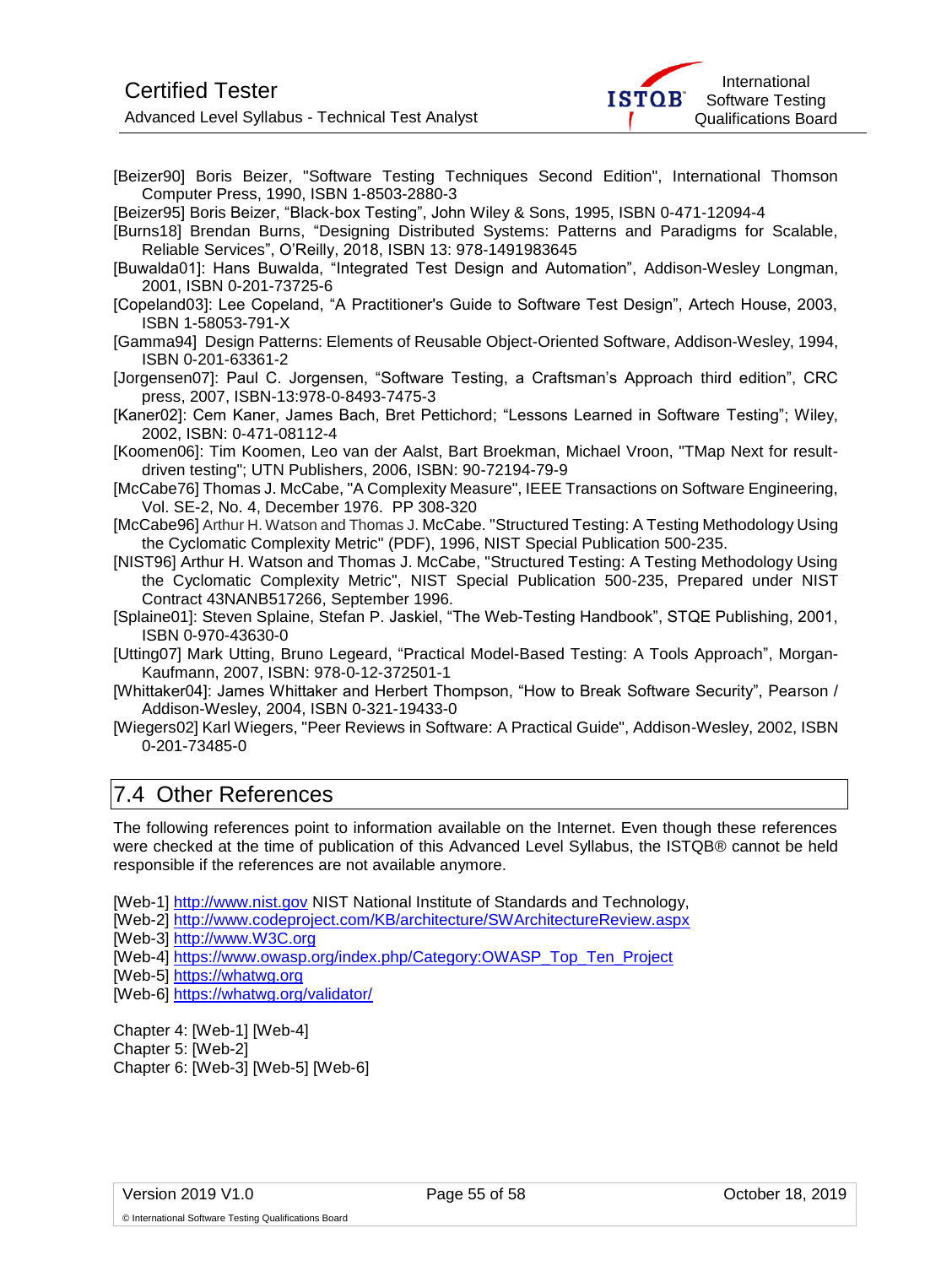[Beizer90] Boris Beizer, "Software Testing Techniques Second Edition", International Thomson Computer Press, 1990, ISBN 1-8503-2880-3

[Beizer95] Boris Beizer, “Black-box Testing”, John Wiley & Sons, 1995, ISBN 0-471-12094-4

[Burns18] Brendan Burns, “Designing Distributed Systems: Patterns and Paradigms for Scalable, Reliable Services”, O’Reilly, 2018, ISBN 13: 978-1491983645

[Buwalda01]: Hans Buwalda, “Integrated Test Design and Automation”, Addison-Wesley Longman, 2001, ISBN 0-201-73725-6

[Copeland03]: Lee Copeland, “A Practitioner's Guide to Software Test Design”, Artech House, 2003, ISBN 1-58053-791-X

[Gamma94] Design Patterns: Elements of Reusable Object-Oriented Software, Addison-Wesley, 1994, ISBN 0-201-63361-2

[Jorgensen07]: Paul C. Jorgensen, “Software Testing, a Craftsman’s Approach third edition”, CRC press, 2007, ISBN-13:978-0-8493-7475-3

[Kaner02]: Cem Kaner, James Bach, Bret Pettichord; “Lessons Learned in Software Testing”; Wiley, 2002, ISBN: 0-471-08112-4

[Koomen06]: Tim Koomen, Leo van der Aalst, Bart Broekman, Michael Vroon, "TMap Next for result-driven testing"; UTN Publishers, 2006, ISBN: 90-72194-79-9

[McCabe76] Thomas J. McCabe, "A Complexity Measure", IEEE Transactions on Software Engineering, Vol. SE-2, No. 4, December 1976. PP 308-320

[McCabe96] Arthur H. Watson and Thomas J. McCabe. "Structured Testing: A Testing Methodology Using the Cyclomatic Complexity Metric" (PDF), 1996, NIST Special Publication 500-235.

[NIST96] Arthur H. Watson and Thomas J. McCabe, "Structured Testing: A Testing Methodology Using the Cyclomatic Complexity Metric", NIST Special Publication 500-235, Prepared under NIST Contract 43NANB517266, September 1996.

[Splaine01]: Steven Splaine, Stefan P. Jaskiel, “The Web-Testing Handbook”, STQE Publishing, 2001, ISBN 0-970-43630-0

[Utting07] Mark Utting, Bruno Legeard, “Practical Model-Based Testing: A Tools Approach”, Morgan-Kaufmann, 2007, ISBN: 978-0-12-372501-1

[Whittaker04]: James Whittaker and Herbert Thompson, “How to Break Software Security”, Pearson / Addison-Wesley, 2004, ISBN 0-321-19433-0

[Wiegers02] Karl Wiegers, "Peer Reviews in Software: A Practical Guide", Addison-Wesley, 2002, ISBN 0-201-73485-0

## 7.4 Other References

The following references point to information available on the Internet. Even though these references were checked at the time of publication of this Advanced Level Syllabus, the ISTQB® cannot be held responsible if the references are not available anymore.

[Web-1] http://www.nist.gov NIST National Institute of Standards and Technology,
[Web-2] http://www.codeproject.com/KB/architecture/SWArchitectureReview.aspx
[Web-3] http://www.W3C.org
[Web-4] https://www.owasp.org/index.php/Category:OWASP_Top_Ten_Project
[Web-5] https://whatwg.org
[Web-6] https://whatwg.org/validator/

Chapter 4: [Web-1] [Web-4]
Chapter 5: [Web-2]
Chapter 6: [Web-3] [Web-5] [Web-6]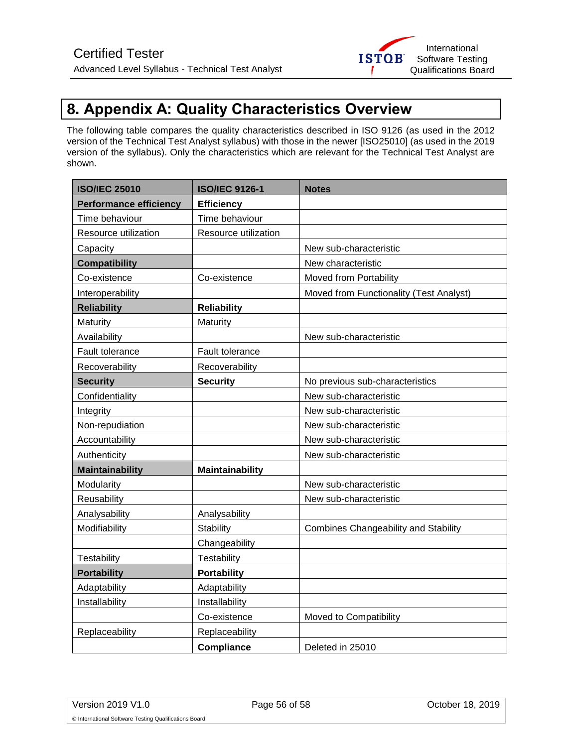# 8. Appendix A: Quality Characteristics Overview

The following table compares the quality characteristics described in ISO 9126 (as used in the 2012 version of the Technical Test Analyst syllabus) with those in the newer [ISO25010] (as used in the 2019 version of the syllabus). Only the characteristics which are relevant for the Technical Test Analyst are shown.

| ISO/IEC 25010 | ISO/IEC 9126-1 | Notes |
|---|---|---|
| **Performance efficiency** | **Efficiency** | |
| Time behaviour | Time behaviour | |
| Resource utilization | Resource utilization | |
| Capacity | | New sub-characteristic |
| **Compatibility** | | New characteristic |
| Co-existence | Co-existence | Moved from Portability |
| Interoperability | | Moved from Functionality (Test Analyst) |
| **Reliability** | **Reliability** | |
| Maturity | Maturity | |
| Availability | | New sub-characteristic |
| Fault tolerance | Fault tolerance | |
| Recoverability | Recoverability | |
| **Security** | **Security** | No previous sub-characteristics |
| Confidentiality | | New sub-characteristic |
| Integrity | | New sub-characteristic |
| Non-repudiation | | New sub-characteristic |
| Accountability | | New sub-characteristic |
| Authenticity | | New sub-characteristic |
| **Maintainability** | **Maintainability** | |
| Modularity | | New sub-characteristic |
| Reusability | | New sub-characteristic |
| Analysability | Analysability | |
| Modifiability | Stability | Combines Changeability and Stability |
| | Changeability | |
| Testability | Testability | |
| **Portability** | **Portability** | |
| Adaptability | Adaptability | |
| Installability | Installability | |
| | Co-existence | Moved to Compatibility |
| Replaceability | Replaceability | |
| | **Compliance** | Deleted in 25010 |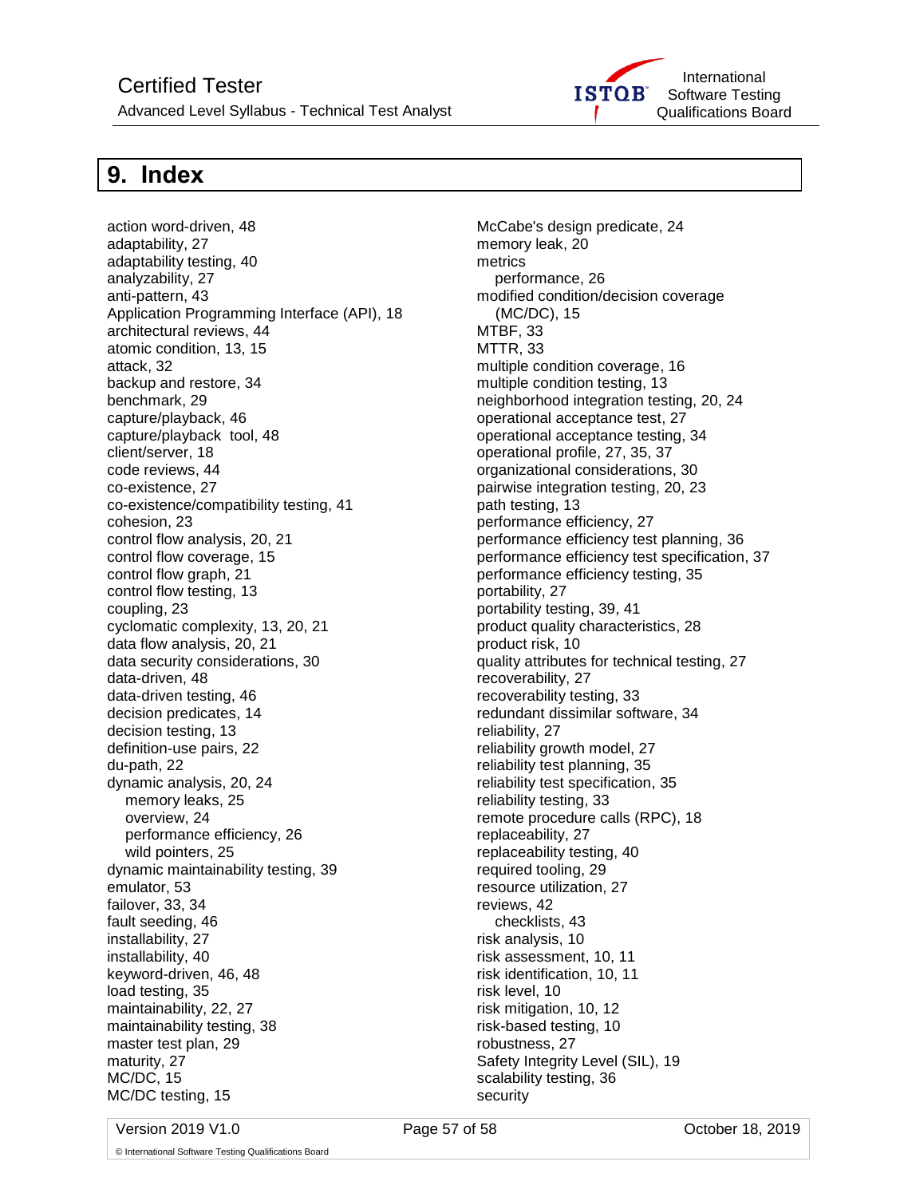# 9. Index

action word-driven, 48
adaptability, 27
adaptability testing, 40
analyzability, 27
anti-pattern, 43
Application Programming Interface (API), 18
architectural reviews, 44
atomic condition, 13, 15
attack, 32
backup and restore, 34
benchmark, 29
capture/playback, 46
capture/playback tool, 48
client/server, 18
code reviews, 44
co-existence, 27
co-existence/compatibility testing, 41
cohesion, 23
control flow analysis, 20, 21
control flow coverage, 15
control flow graph, 21
control flow testing, 13
coupling, 23
cyclomatic complexity, 13, 20, 21
data flow analysis, 20, 21
data security considerations, 30
data-driven, 48
data-driven testing, 46
decision predicates, 14
decision testing, 13
definition-use pairs, 22
du-path, 22
dynamic analysis, 20, 24
  memory leaks, 25
  overview, 24
  performance efficiency, 26
  wild pointers, 25
dynamic maintainability testing, 39
emulator, 53
failover, 33, 34
fault seeding, 46
installability, 27
installability, 40
keyword-driven, 46, 48
load testing, 35
maintainability, 22, 27
maintainability testing, 38
master test plan, 29
maturity, 27
MC/DC, 15
MC/DC testing, 15
McCabe's design predicate, 24
memory leak, 20
metrics
  performance, 26
modified condition/decision coverage (MC/DC), 15
MTBF, 33
MTTR, 33
multiple condition coverage, 16
multiple condition testing, 13
neighborhood integration testing, 20, 24
operational acceptance test, 27
operational acceptance testing, 34
operational profile, 27, 35, 37
organizational considerations, 30
pairwise integration testing, 20, 23
path testing, 13
performance efficiency, 27
performance efficiency test planning, 36
performance efficiency test specification, 37
performance efficiency testing, 35
portability, 27
portability testing, 39, 41
product quality characteristics, 28
product risk, 10
quality attributes for technical testing, 27
recoverability, 27
recoverability testing, 33
redundant dissimilar software, 34
reliability, 27
reliability growth model, 27
reliability test planning, 35
reliability test specification, 35
reliability testing, 33
remote procedure calls (RPC), 18
replaceability, 27
replaceability testing, 40
required tooling, 29
resource utilization, 27
reviews, 42
  checklists, 43
risk analysis, 10
risk assessment, 10, 11
risk identification, 10, 11
risk level, 10
risk mitigation, 10, 12
risk-based testing, 10
robustness, 27
Safety Integrity Level (SIL), 19
scalability testing, 36
security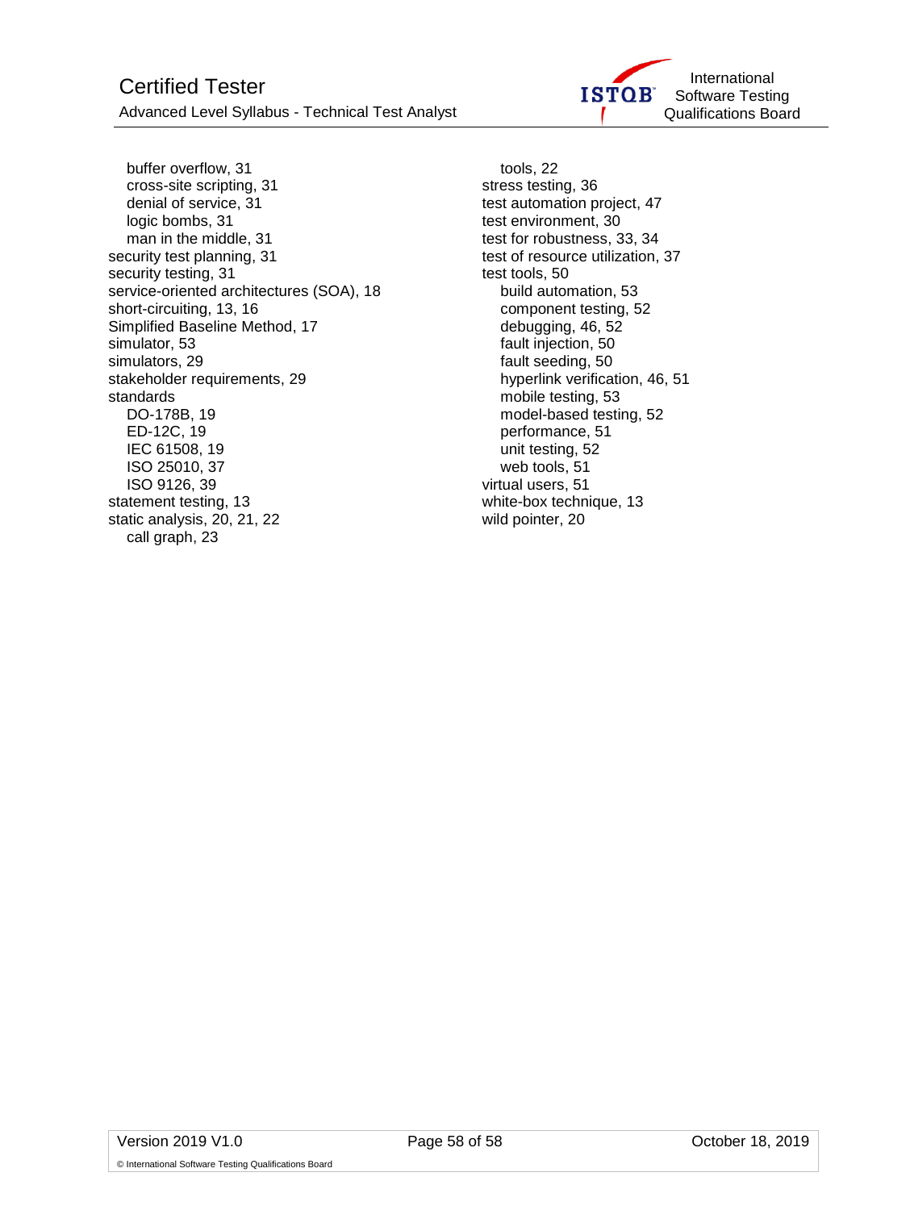- buffer overflow, 31
- cross-site scripting, 31
- denial of service, 31
- logic bombs, 31
- man in the middle, 31

security test planning, 31
security testing, 31
service-oriented architectures (SOA), 18
short-circuiting, 13, 16
Simplified Baseline Method, 17
simulator, 53
simulators, 29
stakeholder requirements, 29
standards

- DO-178B, 19
- ED-12C, 19
- IEC 61508, 19
- ISO 25010, 37
- ISO 9126, 39

statement testing, 13
static analysis, 20, 21, 22

- call graph, 23
- tools, 22

stress testing, 36
test automation project, 47
test environment, 30
test for robustness, 33, 34
test of resource utilization, 37
test tools, 50

- build automation, 53
- component testing, 52
- debugging, 46, 52
- fault injection, 50
- fault seeding, 50
- hyperlink verification, 46, 51
- mobile testing, 53
- model-based testing, 52
- performance, 51
- unit testing, 52
- web tools, 51

virtual users, 51
white-box technique, 13
wild pointer, 20